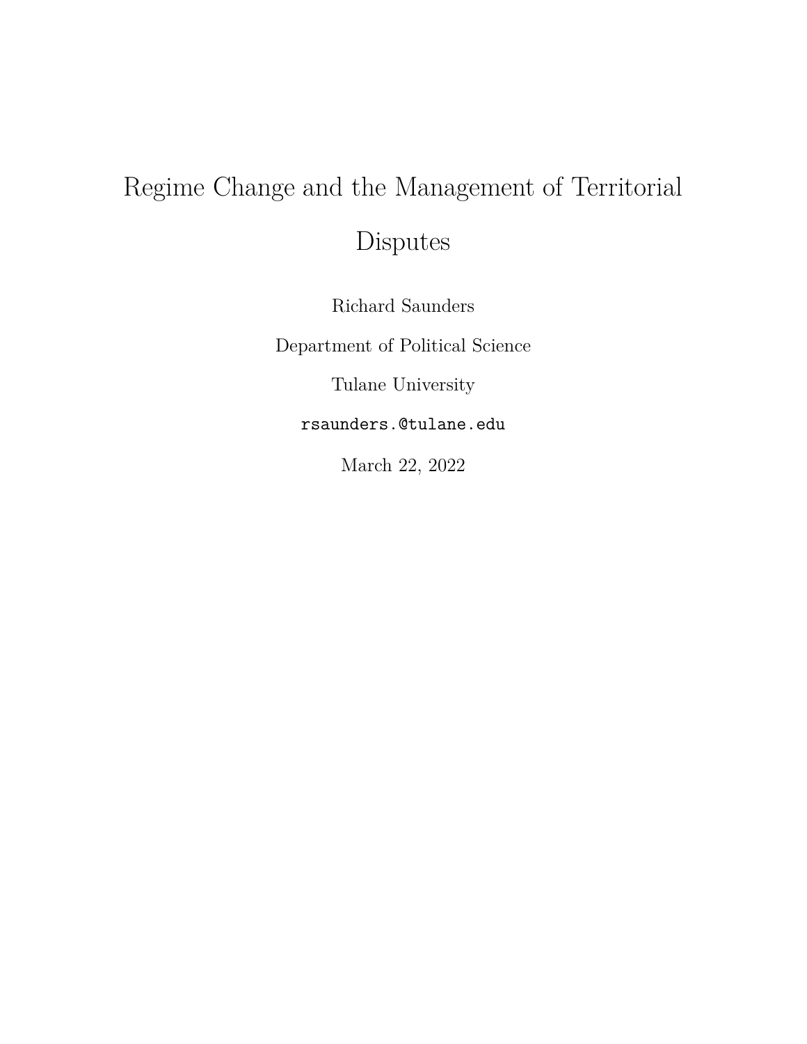# Regime Change and the Management of Territorial Disputes

Richard Saunders

Department of Political Science

Tulane University

rsaunders.@tulane.edu

March 22, 2022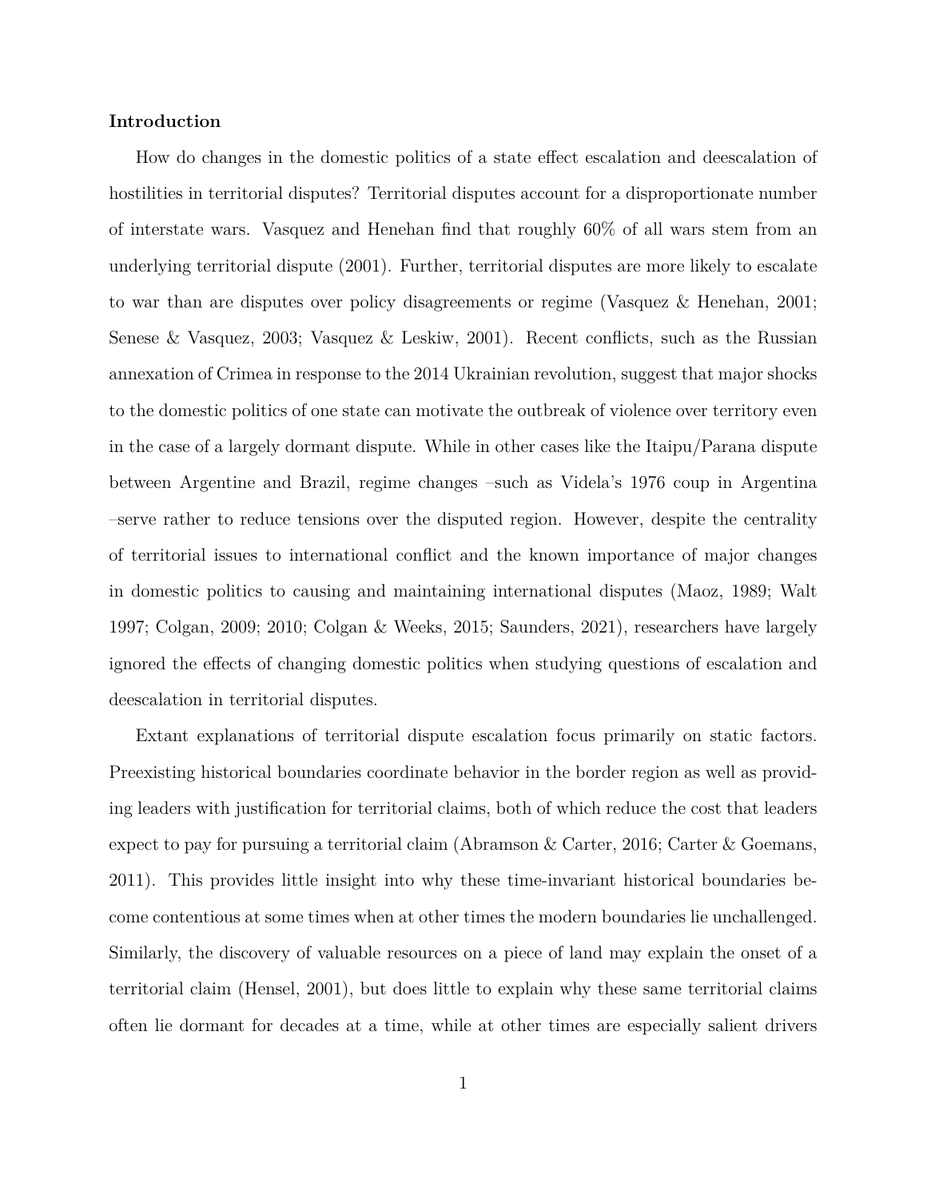**Introduction**

How do changes in the domestic politics of a state effect escalation and deescalation of hostilities in territorial disputes? Territorial disputes account for a disproportionate number of interstate wars. Vasquez and Henehan find that roughly 60% of all wars stem from an underlying territorial dispute (2001). Further, territorial disputes are more likely to escalate to war than are disputes over policy disagreements or regime (Vasquez & Henehan, 2001; Senese & Vasquez, 2003; Vasquez & Leskiw, 2001). Recent conflicts, such as the Russian annexation of Crimea in response to the 2014 Ukrainian revolution, suggest that major shocks to the domestic politics of one state can motivate the outbreak of violence over territory even in the case of a largely dormant dispute. While in other cases like the Itaipu/Parana dispute between Argentine and Brazil, regime changes –such as Videla's 1976 coup in Argentina –serve rather to reduce tensions over the disputed region. However, despite the centrality of territorial issues to international conflict and the known importance of major changes in domestic politics to causing and maintaining international disputes (Maoz, 1989; Walt 1997; Colgan, 2009; 2010; Colgan & Weeks, 2015; Saunders, 2021), researchers have largely ignored the effects of changing domestic politics when studying questions of escalation and deescalation in territorial disputes.

Extant explanations of territorial dispute escalation focus primarily on static factors. Preexisting historical boundaries coordinate behavior in the border region as well as providing leaders with justification for territorial claims, both of which reduce the cost that leaders expect to pay for pursuing a territorial claim (Abramson & Carter, 2016; Carter & Goemans, 2011). This provides little insight into why these time-invariant historical boundaries become contentious at some times when at other times the modern boundaries lie unchallenged. Similarly, the discovery of valuable resources on a piece of land may explain the onset of a territorial claim (Hensel, 2001), but does little to explain why these same territorial claims often lie dormant for decades at a time, while at other times are especially salient drivers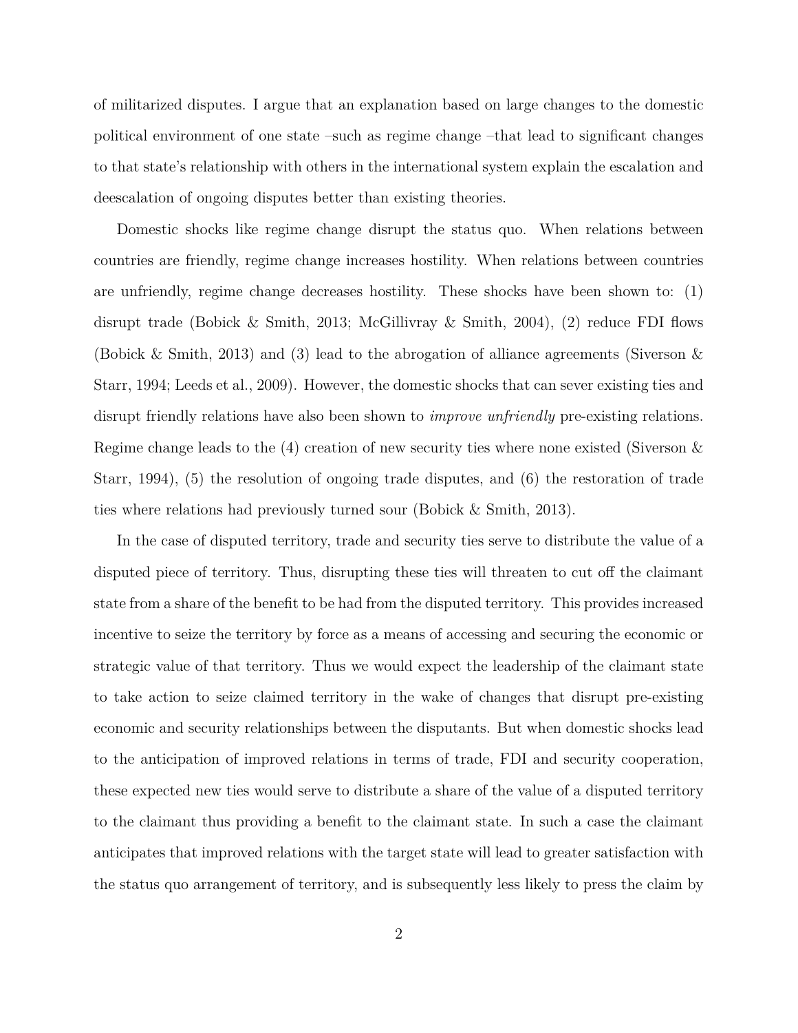of militarized disputes. I argue that an explanation based on large changes to the domestic political environment of one state –such as regime change –that lead to significant changes to that state's relationship with others in the international system explain the escalation and deescalation of ongoing disputes better than existing theories.

Domestic shocks like regime change disrupt the status quo. When relations between countries are friendly, regime change increases hostility. When relations between countries are unfriendly, regime change decreases hostility. These shocks have been shown to: (1) disrupt trade (Bobick & Smith, 2013; McGillivray & Smith, 2004), (2) reduce FDI flows (Bobick & Smith, 2013) and (3) lead to the abrogation of alliance agreements (Siverson & Starr, 1994; Leeds et al., 2009). However, the domestic shocks that can sever existing ties and disrupt friendly relations have also been shown to *improve unfriendly* pre-existing relations. Regime change leads to the (4) creation of new security ties where none existed (Siverson & Starr, 1994), (5) the resolution of ongoing trade disputes, and (6) the restoration of trade ties where relations had previously turned sour (Bobick & Smith, 2013).

In the case of disputed territory, trade and security ties serve to distribute the value of a disputed piece of territory. Thus, disrupting these ties will threaten to cut off the claimant state from a share of the benefit to be had from the disputed territory. This provides increased incentive to seize the territory by force as a means of accessing and securing the economic or strategic value of that territory. Thus we would expect the leadership of the claimant state to take action to seize claimed territory in the wake of changes that disrupt pre-existing economic and security relationships between the disputants. But when domestic shocks lead to the anticipation of improved relations in terms of trade, FDI and security cooperation, these expected new ties would serve to distribute a share of the value of a disputed territory to the claimant thus providing a benefit to the claimant state. In such a case the claimant anticipates that improved relations with the target state will lead to greater satisfaction with the status quo arrangement of territory, and is subsequently less likely to press the claim by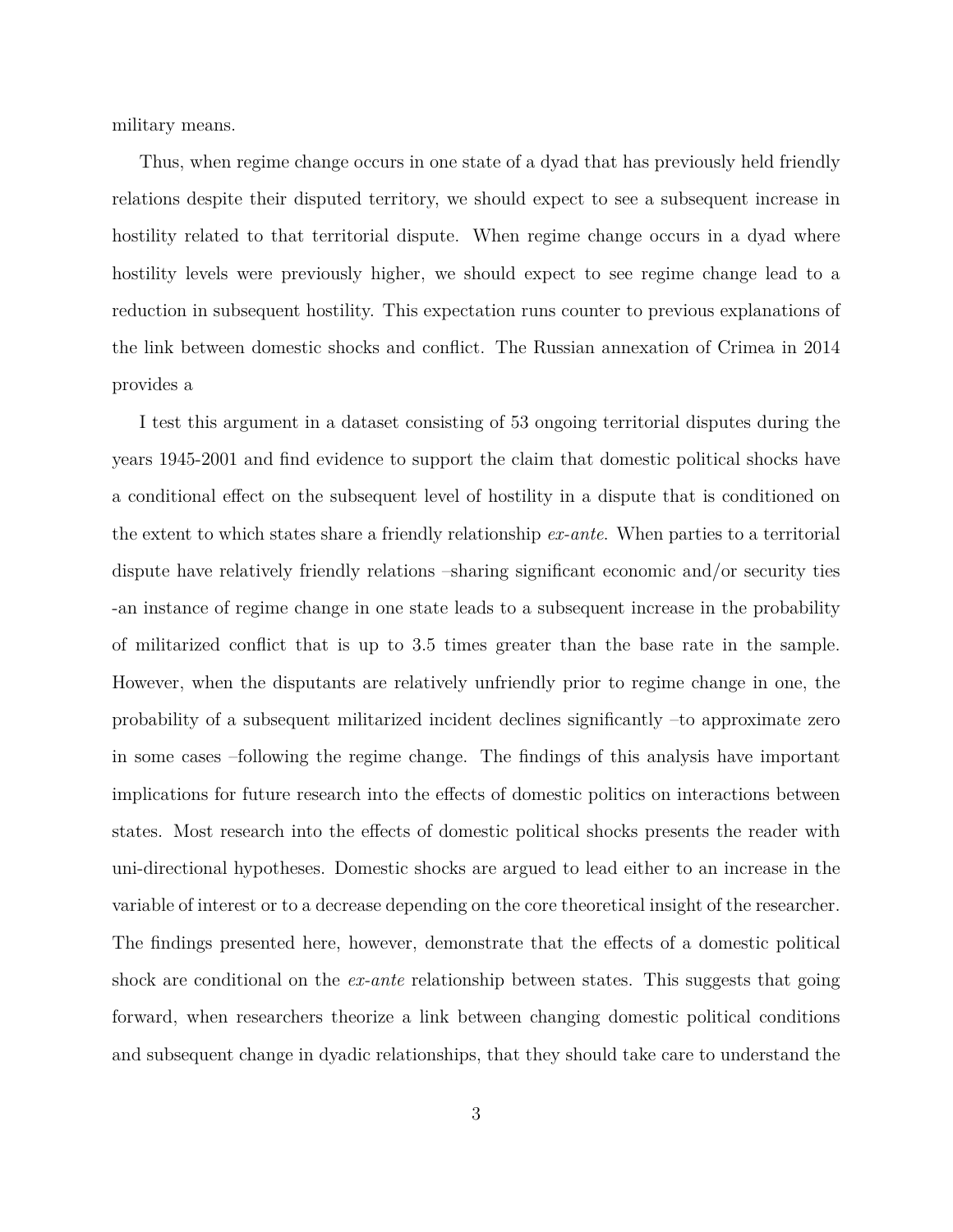military means.

Thus, when regime change occurs in one state of a dyad that has previously held friendly relations despite their disputed territory, we should expect to see a subsequent increase in hostility related to that territorial dispute. When regime change occurs in a dyad where hostility levels were previously higher, we should expect to see regime change lead to a reduction in subsequent hostility. This expectation runs counter to previous explanations of the link between domestic shocks and conflict. The Russian annexation of Crimea in 2014 provides a

I test this argument in a dataset consisting of 53 ongoing territorial disputes during the years 1945-2001 and find evidence to support the claim that domestic political shocks have a conditional effect on the subsequent level of hostility in a dispute that is conditioned on the extent to which states share a friendly relationship *ex-ante*. When parties to a territorial dispute have relatively friendly relations –sharing significant economic and/or security ties -an instance of regime change in one state leads to a subsequent increase in the probability of militarized conflict that is up to 3.5 times greater than the base rate in the sample. However, when the disputants are relatively unfriendly prior to regime change in one, the probability of a subsequent militarized incident declines significantly –to approximate zero in some cases –following the regime change. The findings of this analysis have important implications for future research into the effects of domestic politics on interactions between states. Most research into the effects of domestic political shocks presents the reader with uni-directional hypotheses. Domestic shocks are argued to lead either to an increase in the variable of interest or to a decrease depending on the core theoretical insight of the researcher. The findings presented here, however, demonstrate that the effects of a domestic political shock are conditional on the *ex-ante* relationship between states. This suggests that going forward, when researchers theorize a link between changing domestic political conditions and subsequent change in dyadic relationships, that they should take care to understand the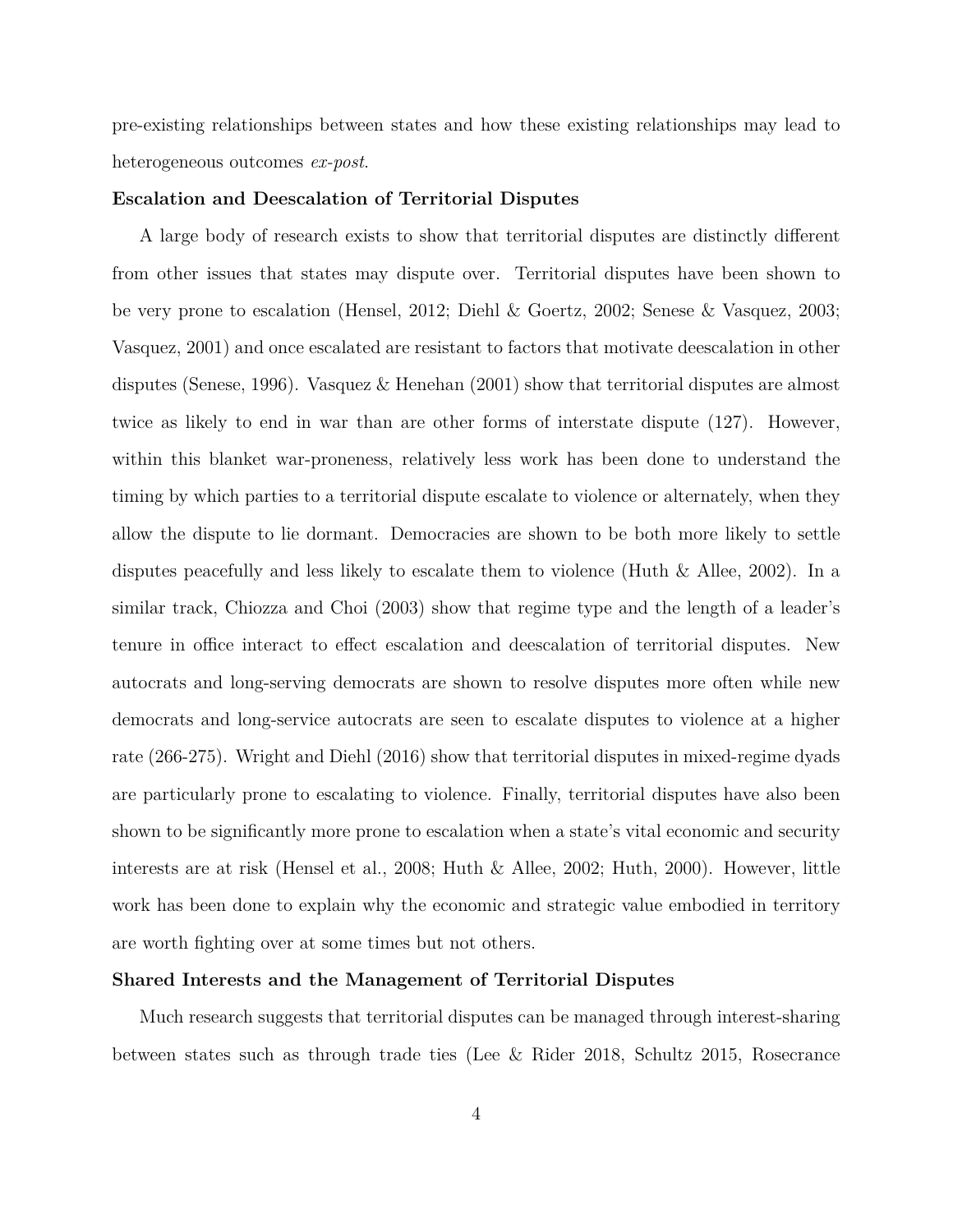pre-existing relationships between states and how these existing relationships may lead to heterogeneous outcomes *ex-post*.

**Escalation and Deescalation of Territorial Disputes**

A large body of research exists to show that territorial disputes are distinctly different from other issues that states may dispute over. Territorial disputes have been shown to be very prone to escalation (Hensel, 2012; Diehl & Goertz, 2002; Senese & Vasquez, 2003; Vasquez, 2001) and once escalated are resistant to factors that motivate deescalation in other disputes (Senese, 1996). Vasquez & Henehan (2001) show that territorial disputes are almost twice as likely to end in war than are other forms of interstate dispute (127). However, within this blanket war-proneness, relatively less work has been done to understand the timing by which parties to a territorial dispute escalate to violence or alternately, when they allow the dispute to lie dormant. Democracies are shown to be both more likely to settle disputes peacefully and less likely to escalate them to violence (Huth & Allee, 2002). In a similar track, Chiozza and Choi (2003) show that regime type and the length of a leader's tenure in office interact to effect escalation and deescalation of territorial disputes. New autocrats and long-serving democrats are shown to resolve disputes more often while new democrats and long-service autocrats are seen to escalate disputes to violence at a higher rate (266-275). Wright and Diehl (2016) show that territorial disputes in mixed-regime dyads are particularly prone to escalating to violence. Finally, territorial disputes have also been shown to be significantly more prone to escalation when a state's vital economic and security interests are at risk (Hensel et al., 2008; Huth & Allee, 2002; Huth, 2000). However, little work has been done to explain why the economic and strategic value embodied in territory are worth fighting over at some times but not others.

**Shared Interests and the Management of Territorial Disputes**

Much research suggests that territorial disputes can be managed through interest-sharing between states such as through trade ties (Lee & Rider 2018, Schultz 2015, Rosecrance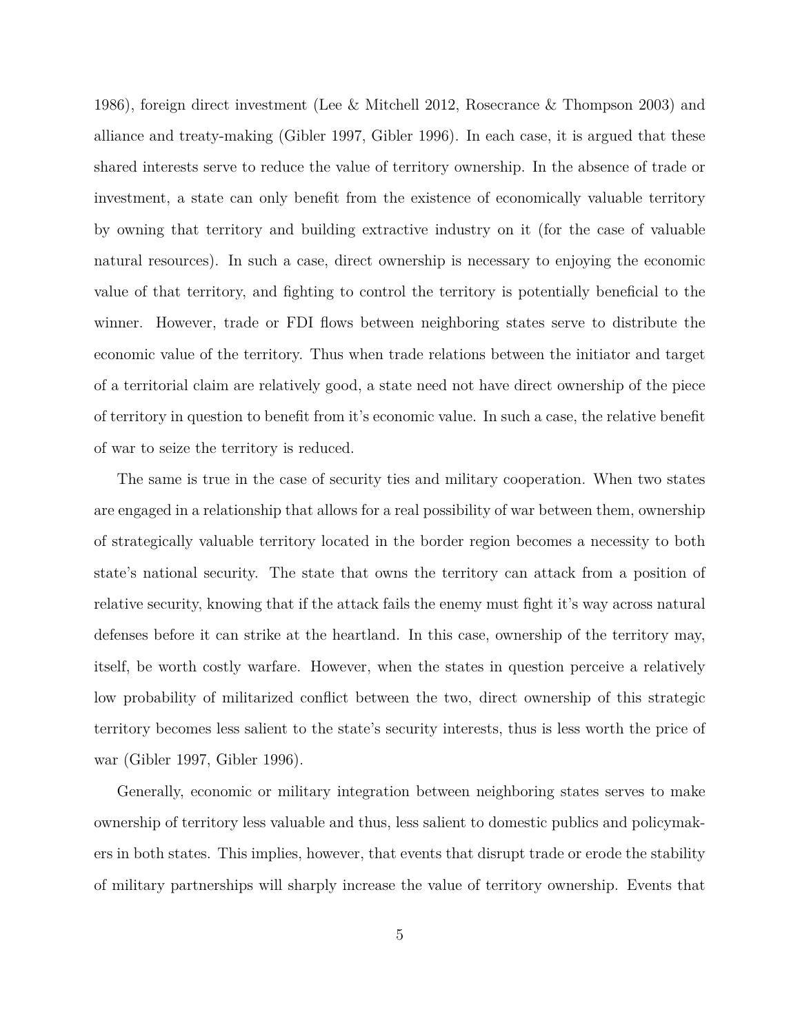1986), foreign direct investment (Lee & Mitchell 2012, Rosecrance & Thompson 2003) and alliance and treaty-making (Gibler 1997, Gibler 1996). In each case, it is argued that these shared interests serve to reduce the value of territory ownership. In the absence of trade or investment, a state can only benefit from the existence of economically valuable territory by owning that territory and building extractive industry on it (for the case of valuable natural resources). In such a case, direct ownership is necessary to enjoying the economic value of that territory, and fighting to control the territory is potentially beneficial to the winner. However, trade or FDI flows between neighboring states serve to distribute the economic value of the territory. Thus when trade relations between the initiator and target of a territorial claim are relatively good, a state need not have direct ownership of the piece of territory in question to benefit from it's economic value. In such a case, the relative benefit of war to seize the territory is reduced.

The same is true in the case of security ties and military cooperation. When two states are engaged in a relationship that allows for a real possibility of war between them, ownership of strategically valuable territory located in the border region becomes a necessity to both state's national security. The state that owns the territory can attack from a position of relative security, knowing that if the attack fails the enemy must fight it's way across natural defenses before it can strike at the heartland. In this case, ownership of the territory may, itself, be worth costly warfare. However, when the states in question perceive a relatively low probability of militarized conflict between the two, direct ownership of this strategic territory becomes less salient to the state's security interests, thus is less worth the price of war (Gibler 1997, Gibler 1996).

Generally, economic or military integration between neighboring states serves to make ownership of territory less valuable and thus, less salient to domestic publics and policymakers in both states. This implies, however, that events that disrupt trade or erode the stability of military partnerships will sharply increase the value of territory ownership. Events that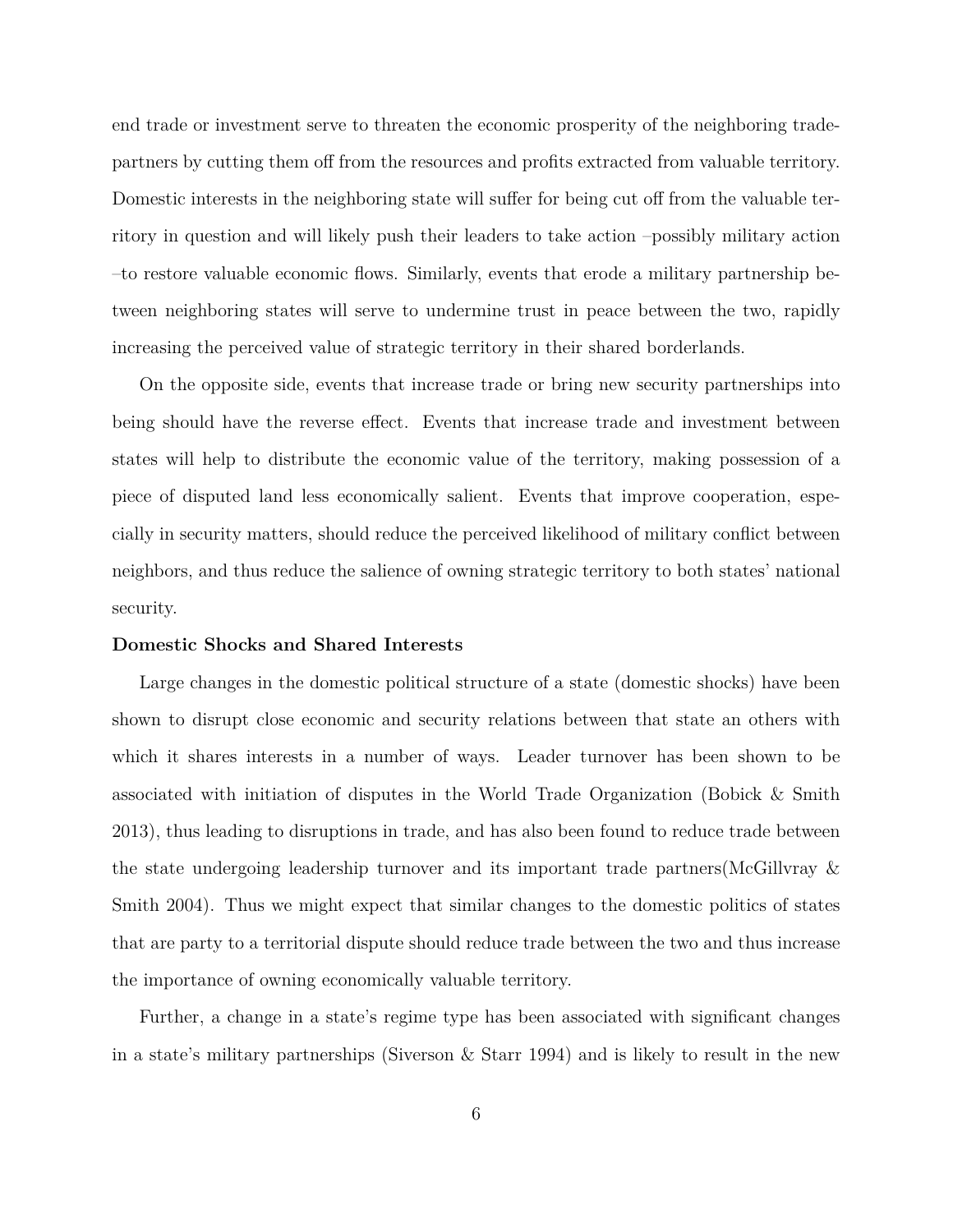end trade or investment serve to threaten the economic prosperity of the neighboring trade-partners by cutting them off from the resources and profits extracted from valuable territory. Domestic interests in the neighboring state will suffer for being cut off from the valuable territory in question and will likely push their leaders to take action –possibly military action –to restore valuable economic flows. Similarly, events that erode a military partnership between neighboring states will serve to undermine trust in peace between the two, rapidly increasing the perceived value of strategic territory in their shared borderlands.

On the opposite side, events that increase trade or bring new security partnerships into being should have the reverse effect. Events that increase trade and investment between states will help to distribute the economic value of the territory, making possession of a piece of disputed land less economically salient. Events that improve cooperation, especially in security matters, should reduce the perceived likelihood of military conflict between neighbors, and thus reduce the salience of owning strategic territory to both states' national security.

**Domestic Shocks and Shared Interests**

Large changes in the domestic political structure of a state (domestic shocks) have been shown to disrupt close economic and security relations between that state an others with which it shares interests in a number of ways. Leader turnover has been shown to be associated with initiation of disputes in the World Trade Organization (Bobick & Smith 2013), thus leading to disruptions in trade, and has also been found to reduce trade between the state undergoing leadership turnover and its important trade partners(McGillvray & Smith 2004). Thus we might expect that similar changes to the domestic politics of states that are party to a territorial dispute should reduce trade between the two and thus increase the importance of owning economically valuable territory.

Further, a change in a state's regime type has been associated with significant changes in a state's military partnerships (Siverson & Starr 1994) and is likely to result in the new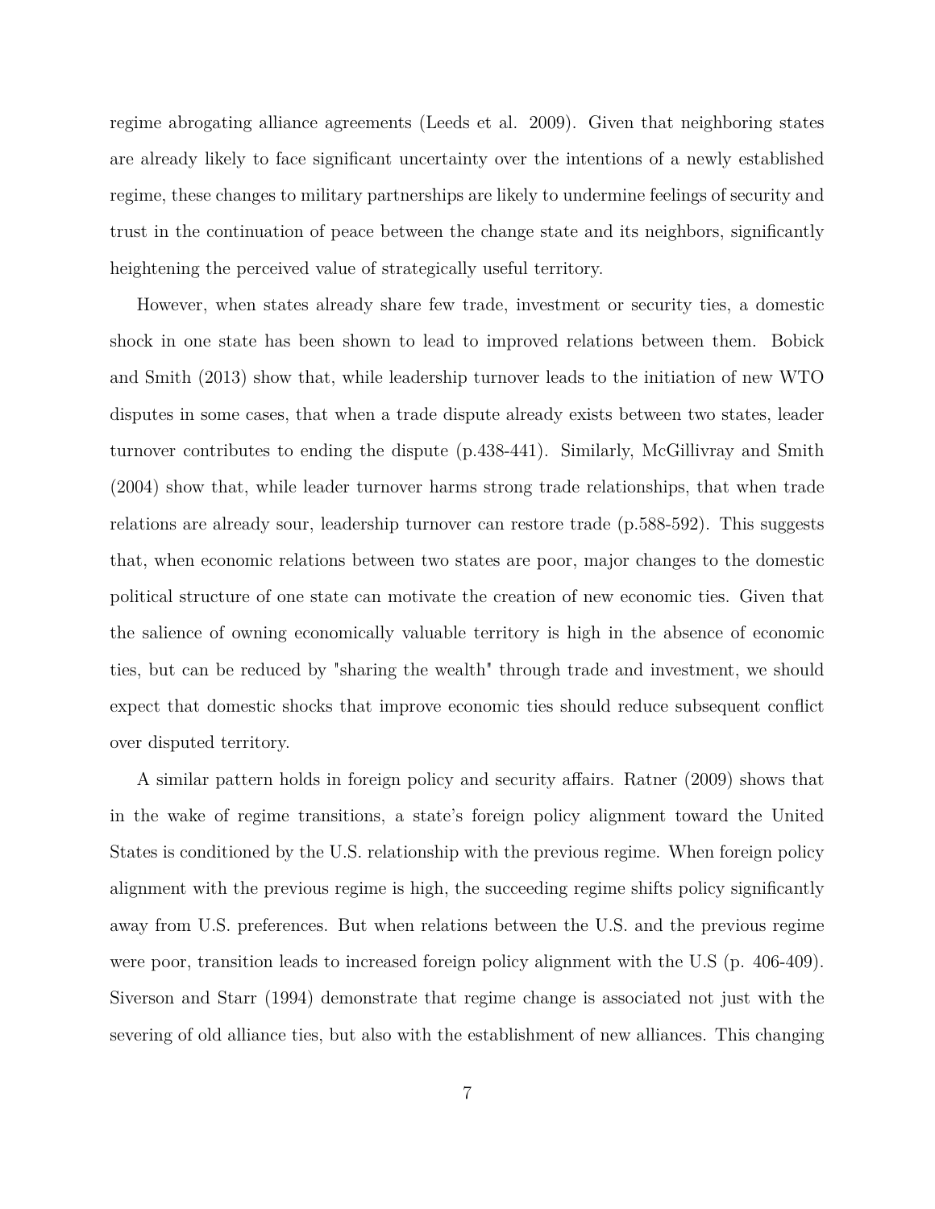regime abrogating alliance agreements (Leeds et al. 2009). Given that neighboring states are already likely to face significant uncertainty over the intentions of a newly established regime, these changes to military partnerships are likely to undermine feelings of security and trust in the continuation of peace between the change state and its neighbors, significantly heightening the perceived value of strategically useful territory.

However, when states already share few trade, investment or security ties, a domestic shock in one state has been shown to lead to improved relations between them. Bobick and Smith (2013) show that, while leadership turnover leads to the initiation of new WTO disputes in some cases, that when a trade dispute already exists between two states, leader turnover contributes to ending the dispute (p.438-441). Similarly, McGillivray and Smith (2004) show that, while leader turnover harms strong trade relationships, that when trade relations are already sour, leadership turnover can restore trade (p.588-592). This suggests that, when economic relations between two states are poor, major changes to the domestic political structure of one state can motivate the creation of new economic ties. Given that the salience of owning economically valuable territory is high in the absence of economic ties, but can be reduced by "sharing the wealth" through trade and investment, we should expect that domestic shocks that improve economic ties should reduce subsequent conflict over disputed territory.

A similar pattern holds in foreign policy and security affairs. Ratner (2009) shows that in the wake of regime transitions, a state's foreign policy alignment toward the United States is conditioned by the U.S. relationship with the previous regime. When foreign policy alignment with the previous regime is high, the succeeding regime shifts policy significantly away from U.S. preferences. But when relations between the U.S. and the previous regime were poor, transition leads to increased foreign policy alignment with the U.S (p. 406-409). Siverson and Starr (1994) demonstrate that regime change is associated not just with the severing of old alliance ties, but also with the establishment of new alliances. This changing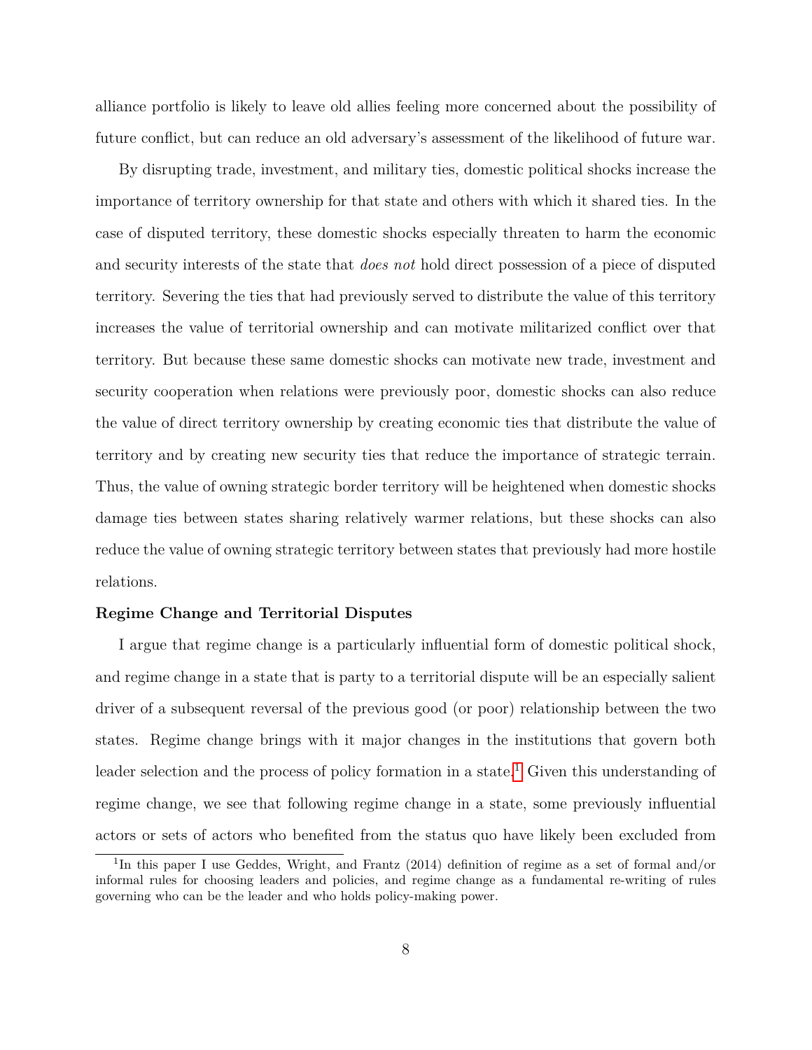alliance portfolio is likely to leave old allies feeling more concerned about the possibility of future conflict, but can reduce an old adversary's assessment of the likelihood of future war.

By disrupting trade, investment, and military ties, domestic political shocks increase the importance of territory ownership for that state and others with which it shared ties. In the case of disputed territory, these domestic shocks especially threaten to harm the economic and security interests of the state that *does not* hold direct possession of a piece of disputed territory. Severing the ties that had previously served to distribute the value of this territory increases the value of territorial ownership and can motivate militarized conflict over that territory. But because these same domestic shocks can motivate new trade, investment and security cooperation when relations were previously poor, domestic shocks can also reduce the value of direct territory ownership by creating economic ties that distribute the value of territory and by creating new security ties that reduce the importance of strategic terrain. Thus, the value of owning strategic border territory will be heightened when domestic shocks damage ties between states sharing relatively warmer relations, but these shocks can also reduce the value of owning strategic territory between states that previously had more hostile relations.

**Regime Change and Territorial Disputes**

I argue that regime change is a particularly influential form of domestic political shock, and regime change in a state that is party to a territorial dispute will be an especially salient driver of a subsequent reversal of the previous good (or poor) relationship between the two states. Regime change brings with it major changes in the institutions that govern both leader selection and the process of policy formation in a state.[1] Given this understanding of regime change, we see that following regime change in a state, some previously influential actors or sets of actors who benefited from the status quo have likely been excluded from

[1] In this paper I use Geddes, Wright, and Frantz (2014) definition of regime as a set of formal and/or informal rules for choosing leaders and policies, and regime change as a fundamental re-writing of rules governing who can be the leader and who holds policy-making power.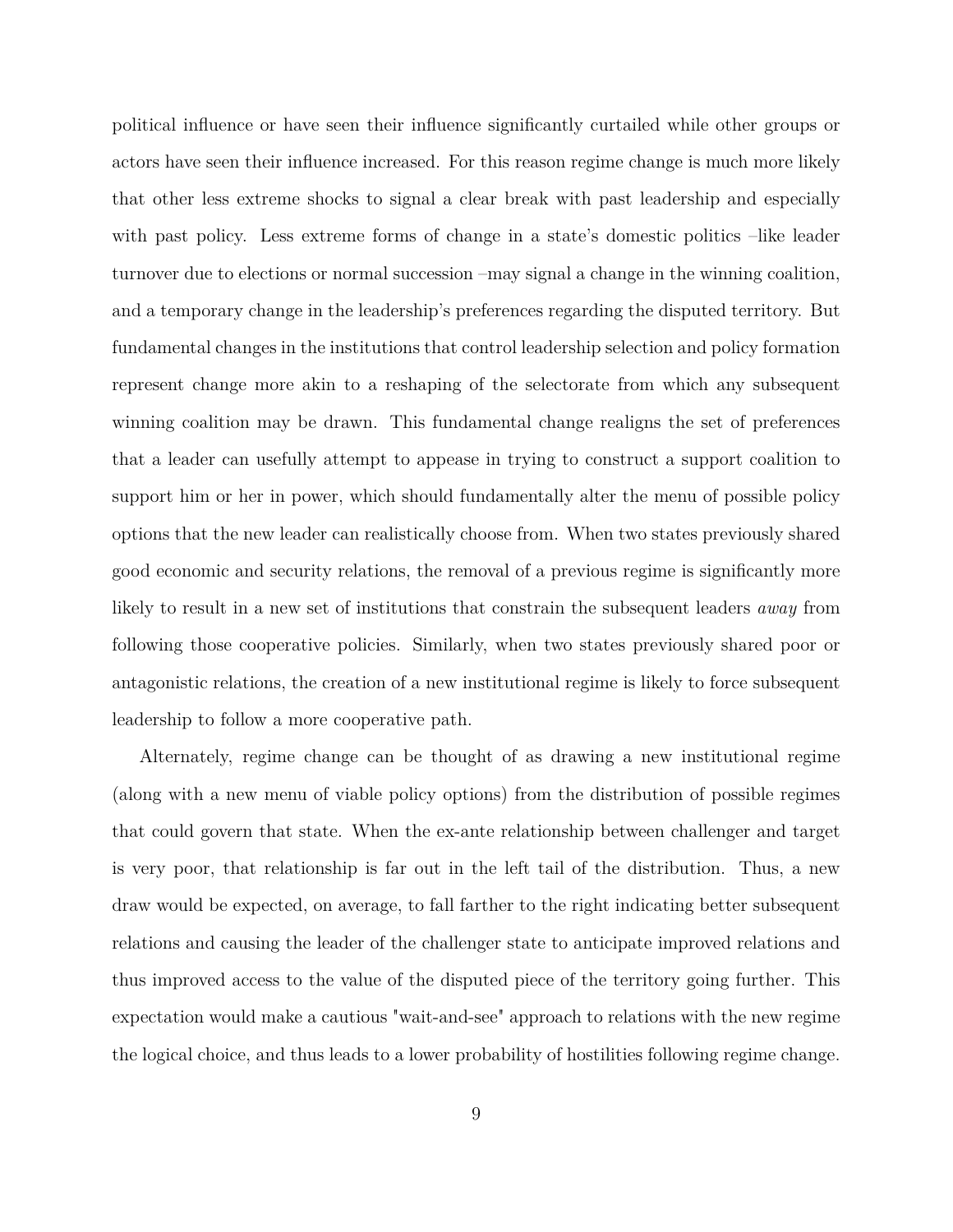political influence or have seen their influence significantly curtailed while other groups or actors have seen their influence increased. For this reason regime change is much more likely that other less extreme shocks to signal a clear break with past leadership and especially with past policy. Less extreme forms of change in a state's domestic politics –like leader turnover due to elections or normal succession –may signal a change in the winning coalition, and a temporary change in the leadership's preferences regarding the disputed territory. But fundamental changes in the institutions that control leadership selection and policy formation represent change more akin to a reshaping of the selectorate from which any subsequent winning coalition may be drawn. This fundamental change realigns the set of preferences that a leader can usefully attempt to appease in trying to construct a support coalition to support him or her in power, which should fundamentally alter the menu of possible policy options that the new leader can realistically choose from. When two states previously shared good economic and security relations, the removal of a previous regime is significantly more likely to result in a new set of institutions that constrain the subsequent leaders *away* from following those cooperative policies. Similarly, when two states previously shared poor or antagonistic relations, the creation of a new institutional regime is likely to force subsequent leadership to follow a more cooperative path.

Alternately, regime change can be thought of as drawing a new institutional regime (along with a new menu of viable policy options) from the distribution of possible regimes that could govern that state. When the ex-ante relationship between challenger and target is very poor, that relationship is far out in the left tail of the distribution. Thus, a new draw would be expected, on average, to fall farther to the right indicating better subsequent relations and causing the leader of the challenger state to anticipate improved relations and thus improved access to the value of the disputed piece of the territory going further. This expectation would make a cautious "wait-and-see" approach to relations with the new regime the logical choice, and thus leads to a lower probability of hostilities following regime change.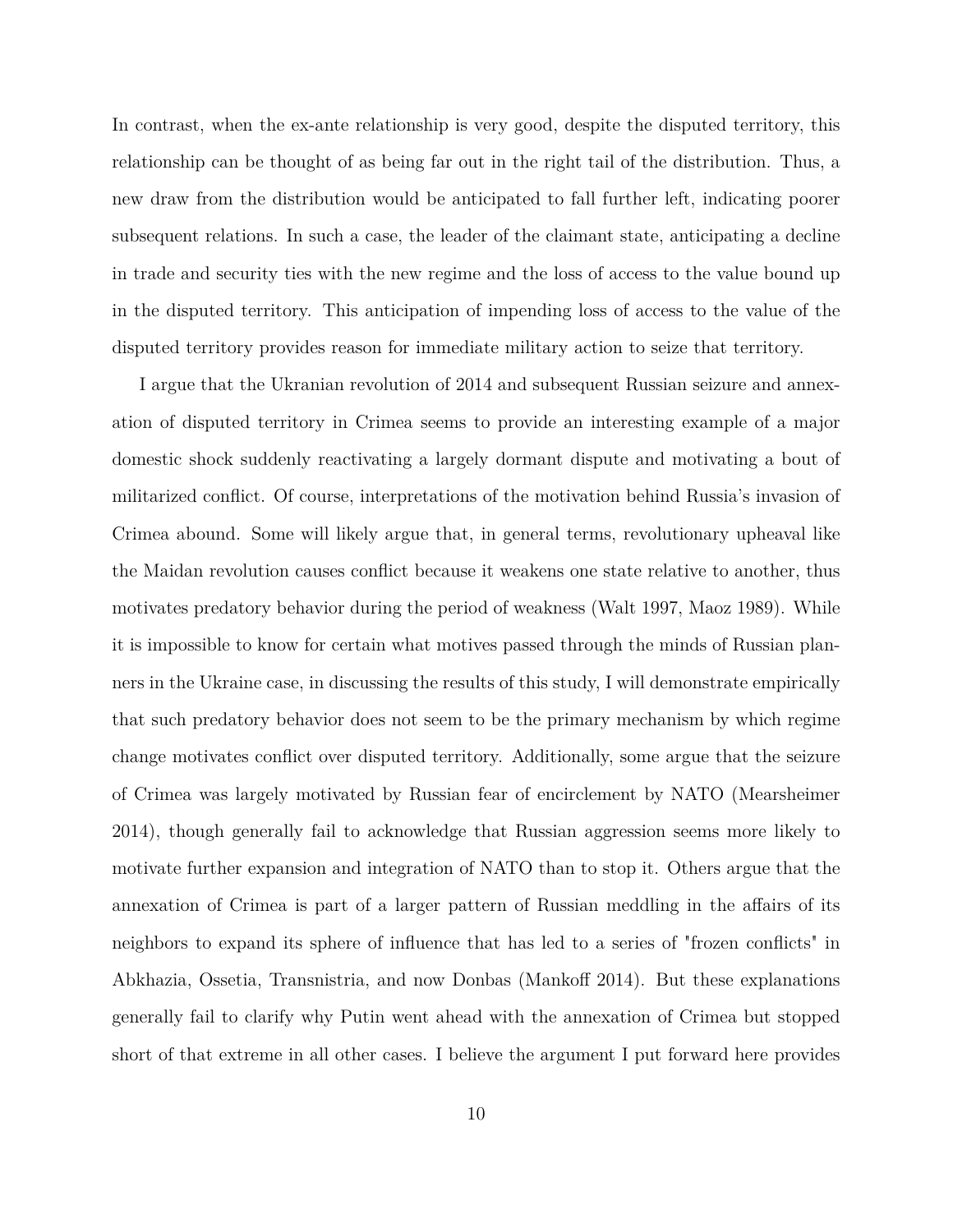In contrast, when the ex-ante relationship is very good, despite the disputed territory, this relationship can be thought of as being far out in the right tail of the distribution. Thus, a new draw from the distribution would be anticipated to fall further left, indicating poorer subsequent relations. In such a case, the leader of the claimant state, anticipating a decline in trade and security ties with the new regime and the loss of access to the value bound up in the disputed territory. This anticipation of impending loss of access to the value of the disputed territory provides reason for immediate military action to seize that territory.

I argue that the Ukranian revolution of 2014 and subsequent Russian seizure and annexation of disputed territory in Crimea seems to provide an interesting example of a major domestic shock suddenly reactivating a largely dormant dispute and motivating a bout of militarized conflict. Of course, interpretations of the motivation behind Russia's invasion of Crimea abound. Some will likely argue that, in general terms, revolutionary upheaval like the Maidan revolution causes conflict because it weakens one state relative to another, thus motivates predatory behavior during the period of weakness (Walt 1997, Maoz 1989). While it is impossible to know for certain what motives passed through the minds of Russian planners in the Ukraine case, in discussing the results of this study, I will demonstrate empirically that such predatory behavior does not seem to be the primary mechanism by which regime change motivates conflict over disputed territory. Additionally, some argue that the seizure of Crimea was largely motivated by Russian fear of encirclement by NATO (Mearsheimer 2014), though generally fail to acknowledge that Russian aggression seems more likely to motivate further expansion and integration of NATO than to stop it. Others argue that the annexation of Crimea is part of a larger pattern of Russian meddling in the affairs of its neighbors to expand its sphere of influence that has led to a series of "frozen conflicts" in Abkhazia, Ossetia, Transnistria, and now Donbas (Mankoff 2014). But these explanations generally fail to clarify why Putin went ahead with the annexation of Crimea but stopped short of that extreme in all other cases. I believe the argument I put forward here provides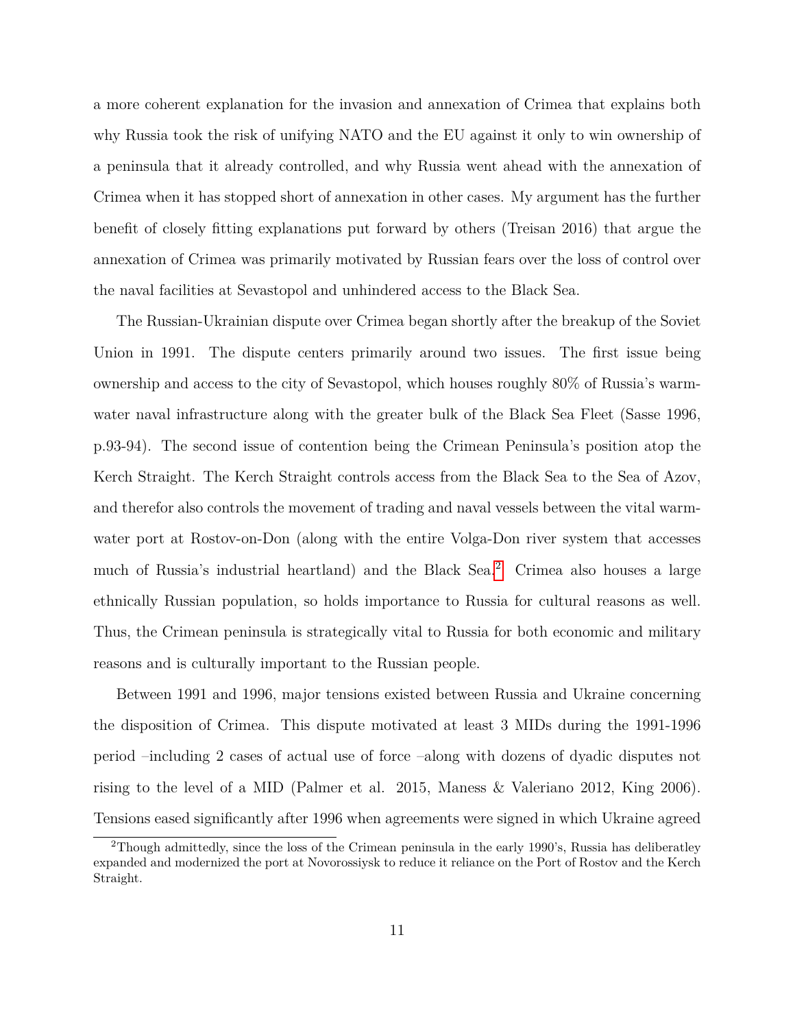a more coherent explanation for the invasion and annexation of Crimea that explains both why Russia took the risk of unifying NATO and the EU against it only to win ownership of a peninsula that it already controlled, and why Russia went ahead with the annexation of Crimea when it has stopped short of annexation in other cases. My argument has the further benefit of closely fitting explanations put forward by others (Treisan 2016) that argue the annexation of Crimea was primarily motivated by Russian fears over the loss of control over the naval facilities at Sevastopol and unhindered access to the Black Sea.

The Russian-Ukrainian dispute over Crimea began shortly after the breakup of the Soviet Union in 1991. The dispute centers primarily around two issues. The first issue being ownership and access to the city of Sevastopol, which houses roughly 80% of Russia's warm-water naval infrastructure along with the greater bulk of the Black Sea Fleet (Sasse 1996, p.93-94). The second issue of contention being the Crimean Peninsula's position atop the Kerch Straight. The Kerch Straight controls access from the Black Sea to the Sea of Azov, and therefor also controls the movement of trading and naval vessels between the vital warm-water port at Rostov-on-Don (along with the entire Volga-Don river system that accesses much of Russia's industrial heartland) and the Black Sea.[2] Crimea also houses a large ethnically Russian population, so holds importance to Russia for cultural reasons as well. Thus, the Crimean peninsula is strategically vital to Russia for both economic and military reasons and is culturally important to the Russian people.

Between 1991 and 1996, major tensions existed between Russia and Ukraine concerning the disposition of Crimea. This dispute motivated at least 3 MIDs during the 1991-1996 period –including 2 cases of actual use of force –along with dozens of dyadic disputes not rising to the level of a MID (Palmer et al. 2015, Maness & Valeriano 2012, King 2006). Tensions eased significantly after 1996 when agreements were signed in which Ukraine agreed

[2] Though admittedly, since the loss of the Crimean peninsula in the early 1990's, Russia has deliberatley expanded and modernized the port at Novorossiysk to reduce it reliance on the Port of Rostov and the Kerch Straight.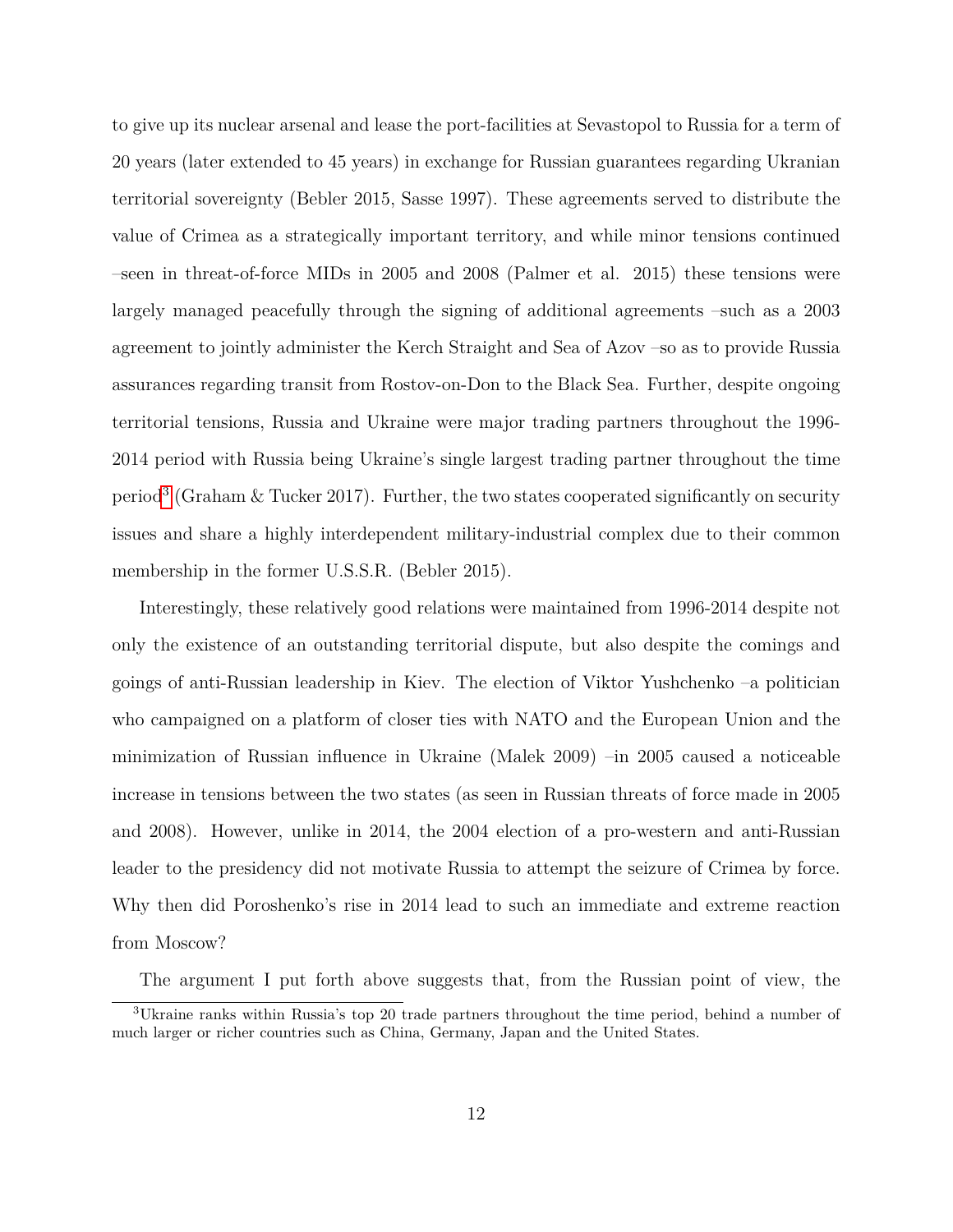to give up its nuclear arsenal and lease the port-facilities at Sevastopol to Russia for a term of 20 years (later extended to 45 years) in exchange for Russian guarantees regarding Ukranian territorial sovereignty (Bebler 2015, Sasse 1997). These agreements served to distribute the value of Crimea as a strategically important territory, and while minor tensions continued –seen in threat-of-force MIDs in 2005 and 2008 (Palmer et al. 2015) these tensions were largely managed peacefully through the signing of additional agreements –such as a 2003 agreement to jointly administer the Kerch Straight and Sea of Azov –so as to provide Russia assurances regarding transit from Rostov-on-Don to the Black Sea. Further, despite ongoing territorial tensions, Russia and Ukraine were major trading partners throughout the 1996-2014 period with Russia being Ukraine's single largest trading partner throughout the time period[3] (Graham & Tucker 2017). Further, the two states cooperated significantly on security issues and share a highly interdependent military-industrial complex due to their common membership in the former U.S.S.R. (Bebler 2015).

Interestingly, these relatively good relations were maintained from 1996-2014 despite not only the existence of an outstanding territorial dispute, but also despite the comings and goings of anti-Russian leadership in Kiev. The election of Viktor Yushchenko –a politician who campaigned on a platform of closer ties with NATO and the European Union and the minimization of Russian influence in Ukraine (Malek 2009) –in 2005 caused a noticeable increase in tensions between the two states (as seen in Russian threats of force made in 2005 and 2008). However, unlike in 2014, the 2004 election of a pro-western and anti-Russian leader to the presidency did not motivate Russia to attempt the seizure of Crimea by force. Why then did Poroshenko's rise in 2014 lead to such an immediate and extreme reaction from Moscow?

The argument I put forth above suggests that, from the Russian point of view, the

[3] Ukraine ranks within Russia's top 20 trade partners throughout the time period, behind a number of much larger or richer countries such as China, Germany, Japan and the United States.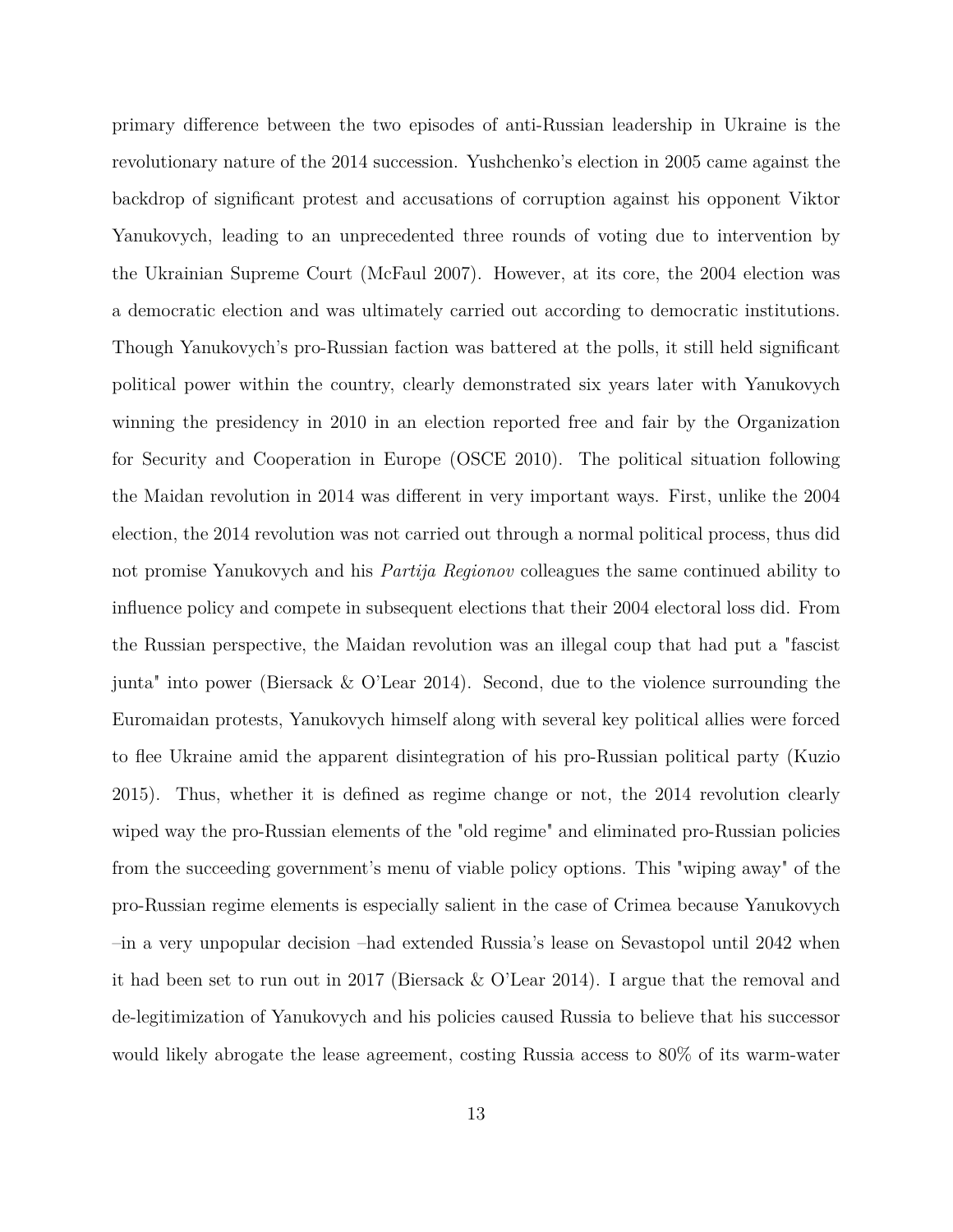primary difference between the two episodes of anti-Russian leadership in Ukraine is the revolutionary nature of the 2014 succession. Yushchenko's election in 2005 came against the backdrop of significant protest and accusations of corruption against his opponent Viktor Yanukovych, leading to an unprecedented three rounds of voting due to intervention by the Ukrainian Supreme Court (McFaul 2007). However, at its core, the 2004 election was a democratic election and was ultimately carried out according to democratic institutions. Though Yanukovych's pro-Russian faction was battered at the polls, it still held significant political power within the country, clearly demonstrated six years later with Yanukovych winning the presidency in 2010 in an election reported free and fair by the Organization for Security and Cooperation in Europe (OSCE 2010). The political situation following the Maidan revolution in 2014 was different in very important ways. First, unlike the 2004 election, the 2014 revolution was not carried out through a normal political process, thus did not promise Yanukovych and his *Partija Regionov* colleagues the same continued ability to influence policy and compete in subsequent elections that their 2004 electoral loss did. From the Russian perspective, the Maidan revolution was an illegal coup that had put a "fascist junta" into power (Biersack & O'Lear 2014). Second, due to the violence surrounding the Euromaidan protests, Yanukovych himself along with several key political allies were forced to flee Ukraine amid the apparent disintegration of his pro-Russian political party (Kuzio 2015). Thus, whether it is defined as regime change or not, the 2014 revolution clearly wiped way the pro-Russian elements of the "old regime" and eliminated pro-Russian policies from the succeeding government's menu of viable policy options. This "wiping away" of the pro-Russian regime elements is especially salient in the case of Crimea because Yanukovych –in a very unpopular decision –had extended Russia's lease on Sevastopol until 2042 when it had been set to run out in 2017 (Biersack & O'Lear 2014). I argue that the removal and de-legitimization of Yanukovych and his policies caused Russia to believe that his successor would likely abrogate the lease agreement, costing Russia access to 80% of its warm-water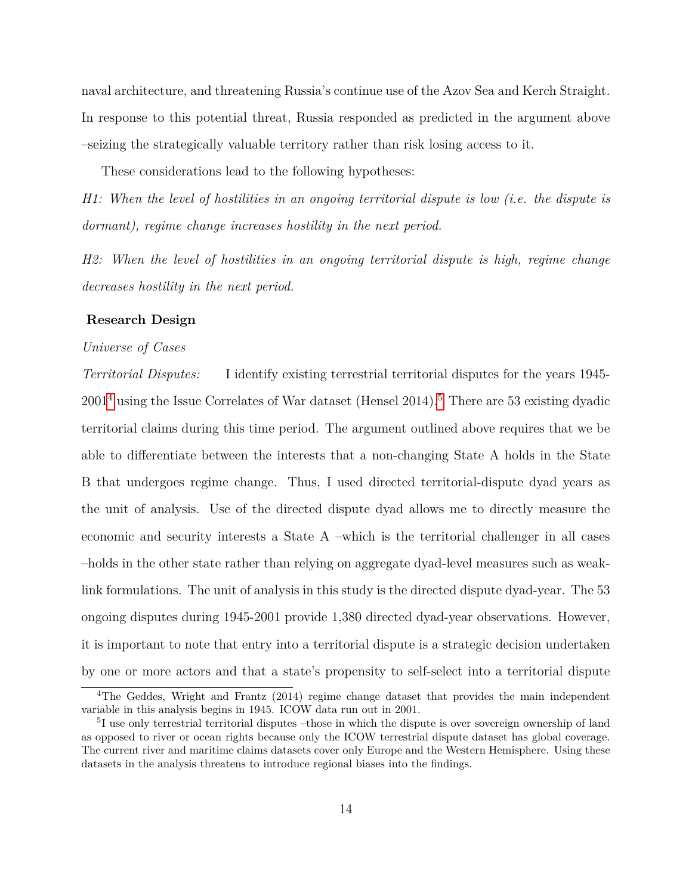naval architecture, and threatening Russia's continue use of the Azov Sea and Kerch Straight. In response to this potential threat, Russia responded as predicted in the argument above –seizing the strategically valuable territory rather than risk losing access to it.

These considerations lead to the following hypotheses:

*H1: When the level of hostilities in an ongoing territorial dispute is low (i.e. the dispute is dormant), regime change increases hostility in the next period.*

*H2: When the level of hostilities in an ongoing territorial dispute is high, regime change decreases hostility in the next period.*

## Research Design

*Universe of Cases*

*Territorial Disputes:* I identify existing terrestrial territorial disputes for the years 1945-2001[4] using the Issue Correlates of War dataset (Hensel 2014).[5] There are 53 existing dyadic territorial claims during this time period. The argument outlined above requires that we be able to differentiate between the interests that a non-changing State A holds in the State B that undergoes regime change. Thus, I used directed territorial-dispute dyad years as the unit of analysis. Use of the directed dispute dyad allows me to directly measure the economic and security interests a State A –which is the territorial challenger in all cases –holds in the other state rather than relying on aggregate dyad-level measures such as weak-link formulations. The unit of analysis in this study is the directed dispute dyad-year. The 53 ongoing disputes during 1945-2001 provide 1,380 directed dyad-year observations. However, it is important to note that entry into a territorial dispute is a strategic decision undertaken by one or more actors and that a state's propensity to self-select into a territorial dispute

[4] The Geddes, Wright and Frantz (2014) regime change dataset that provides the main independent variable in this analysis begins in 1945. ICOW data run out in 2001.

[5] I use only terrestrial territorial disputes –those in which the dispute is over sovereign ownership of land as opposed to river or ocean rights because only the ICOW terrestrial dispute dataset has global coverage. The current river and maritime claims datasets cover only Europe and the Western Hemisphere. Using these datasets in the analysis threatens to introduce regional biases into the findings.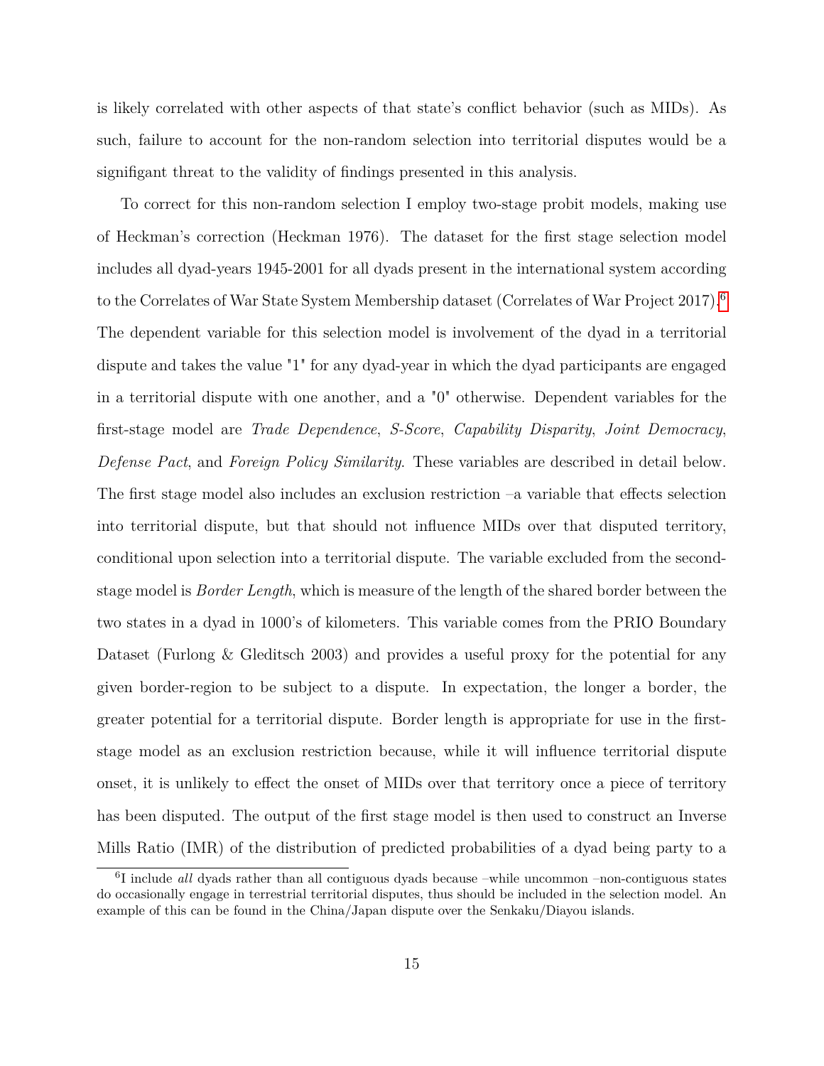is likely correlated with other aspects of that state's conflict behavior (such as MIDs). As such, failure to account for the non-random selection into territorial disputes would be a signifigant threat to the validity of findings presented in this analysis.

To correct for this non-random selection I employ two-stage probit models, making use of Heckman's correction (Heckman 1976). The dataset for the first stage selection model includes all dyad-years 1945-2001 for all dyads present in the international system according to the Correlates of War State System Membership dataset (Correlates of War Project 2017).[6] The dependent variable for this selection model is involvement of the dyad in a territorial dispute and takes the value "1" for any dyad-year in which the dyad participants are engaged in a territorial dispute with one another, and a "0" otherwise. Dependent variables for the first-stage model are *Trade Dependence*, *S-Score*, *Capability Disparity*, *Joint Democracy*, *Defense Pact*, and *Foreign Policy Similarity*. These variables are described in detail below. The first stage model also includes an exclusion restriction –a variable that effects selection into territorial dispute, but that should not influence MIDs over that disputed territory, conditional upon selection into a territorial dispute. The variable excluded from the second-stage model is *Border Length*, which is measure of the length of the shared border between the two states in a dyad in 1000's of kilometers. This variable comes from the PRIO Boundary Dataset (Furlong & Gleditsch 2003) and provides a useful proxy for the potential for any given border-region to be subject to a dispute. In expectation, the longer a border, the greater potential for a territorial dispute. Border length is appropriate for use in the first-stage model as an exclusion restriction because, while it will influence territorial dispute onset, it is unlikely to effect the onset of MIDs over that territory once a piece of territory has been disputed. The output of the first stage model is then used to construct an Inverse Mills Ratio (IMR) of the distribution of predicted probabilities of a dyad being party to a

[6] I include *all* dyads rather than all contiguous dyads because –while uncommon –non-contiguous states do occasionally engage in terrestrial territorial disputes, thus should be included in the selection model. An example of this can be found in the China/Japan dispute over the Senkaku/Diayou islands.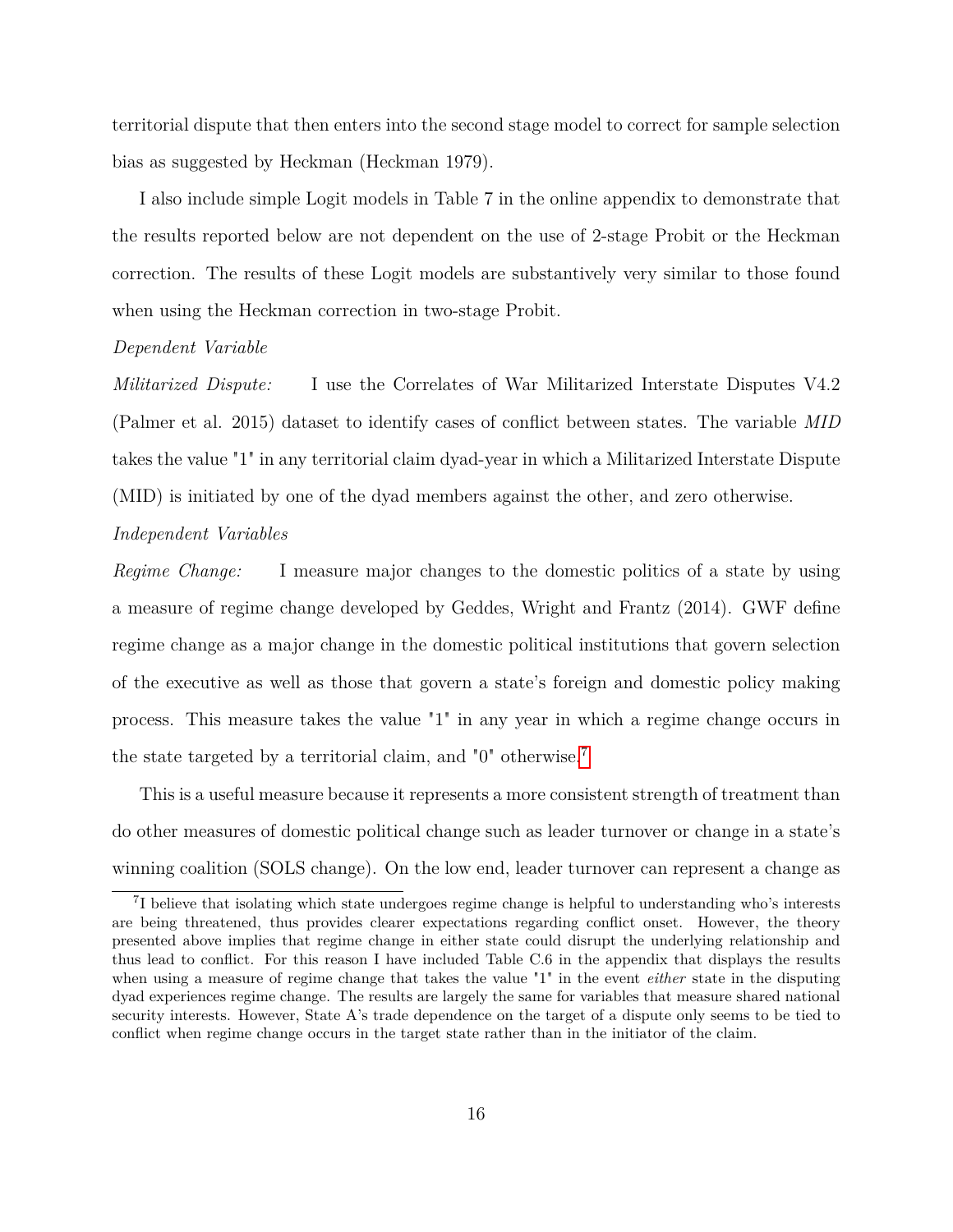territorial dispute that then enters into the second stage model to correct for sample selection bias as suggested by Heckman (Heckman 1979).

I also include simple Logit models in Table 7 in the online appendix to demonstrate that the results reported below are not dependent on the use of 2-stage Probit or the Heckman correction. The results of these Logit models are substantively very similar to those found when using the Heckman correction in two-stage Probit.

*Dependent Variable*

*Militarized Dispute:* I use the Correlates of War Militarized Interstate Disputes V4.2 (Palmer et al. 2015) dataset to identify cases of conflict between states. The variable *MID* takes the value "1" in any territorial claim dyad-year in which a Militarized Interstate Dispute (MID) is initiated by one of the dyad members against the other, and zero otherwise.

*Independent Variables*

*Regime Change:* I measure major changes to the domestic politics of a state by using a measure of regime change developed by Geddes, Wright and Frantz (2014). GWF define regime change as a major change in the domestic political institutions that govern selection of the executive as well as those that govern a state's foreign and domestic policy making process. This measure takes the value "1" in any year in which a regime change occurs in the state targeted by a territorial claim, and "0" otherwise.[7]

This is a useful measure because it represents a more consistent strength of treatment than do other measures of domestic political change such as leader turnover or change in a state's winning coalition (SOLS change). On the low end, leader turnover can represent a change as

[7] I believe that isolating which state undergoes regime change is helpful to understanding who's interests are being threatened, thus provides clearer expectations regarding conflict onset. However, the theory presented above implies that regime change in either state could disrupt the underlying relationship and thus lead to conflict. For this reason I have included Table C.6 in the appendix that displays the results when using a measure of regime change that takes the value "1" in the event *either* state in the disputing dyad experiences regime change. The results are largely the same for variables that measure shared national security interests. However, State A's trade dependence on the target of a dispute only seems to be tied to conflict when regime change occurs in the target state rather than in the initiator of the claim.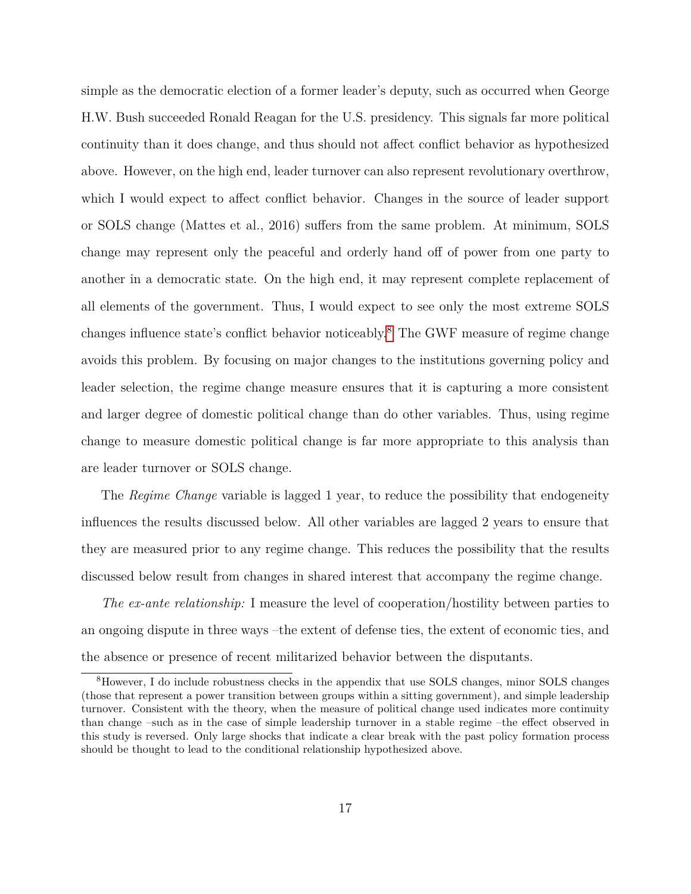simple as the democratic election of a former leader's deputy, such as occurred when George H.W. Bush succeeded Ronald Reagan for the U.S. presidency. This signals far more political continuity than it does change, and thus should not affect conflict behavior as hypothesized above. However, on the high end, leader turnover can also represent revolutionary overthrow, which I would expect to affect conflict behavior. Changes in the source of leader support or SOLS change (Mattes et al., 2016) suffers from the same problem. At minimum, SOLS change may represent only the peaceful and orderly hand off of power from one party to another in a democratic state. On the high end, it may represent complete replacement of all elements of the government. Thus, I would expect to see only the most extreme SOLS changes influence state's conflict behavior noticeably.[8] The GWF measure of regime change avoids this problem. By focusing on major changes to the institutions governing policy and leader selection, the regime change measure ensures that it is capturing a more consistent and larger degree of domestic political change than do other variables. Thus, using regime change to measure domestic political change is far more appropriate to this analysis than are leader turnover or SOLS change.

The *Regime Change* variable is lagged 1 year, to reduce the possibility that endogeneity influences the results discussed below. All other variables are lagged 2 years to ensure that they are measured prior to any regime change. This reduces the possibility that the results discussed below result from changes in shared interest that accompany the regime change.

*The ex-ante relationship:* I measure the level of cooperation/hostility between parties to an ongoing dispute in three ways –the extent of defense ties, the extent of economic ties, and the absence or presence of recent militarized behavior between the disputants.

[8] However, I do include robustness checks in the appendix that use SOLS changes, minor SOLS changes (those that represent a power transition between groups within a sitting government), and simple leadership turnover. Consistent with the theory, when the measure of political change used indicates more continuity than change –such as in the case of simple leadership turnover in a stable regime –the effect observed in this study is reversed. Only large shocks that indicate a clear break with the past policy formation process should be thought to lead to the conditional relationship hypothesized above.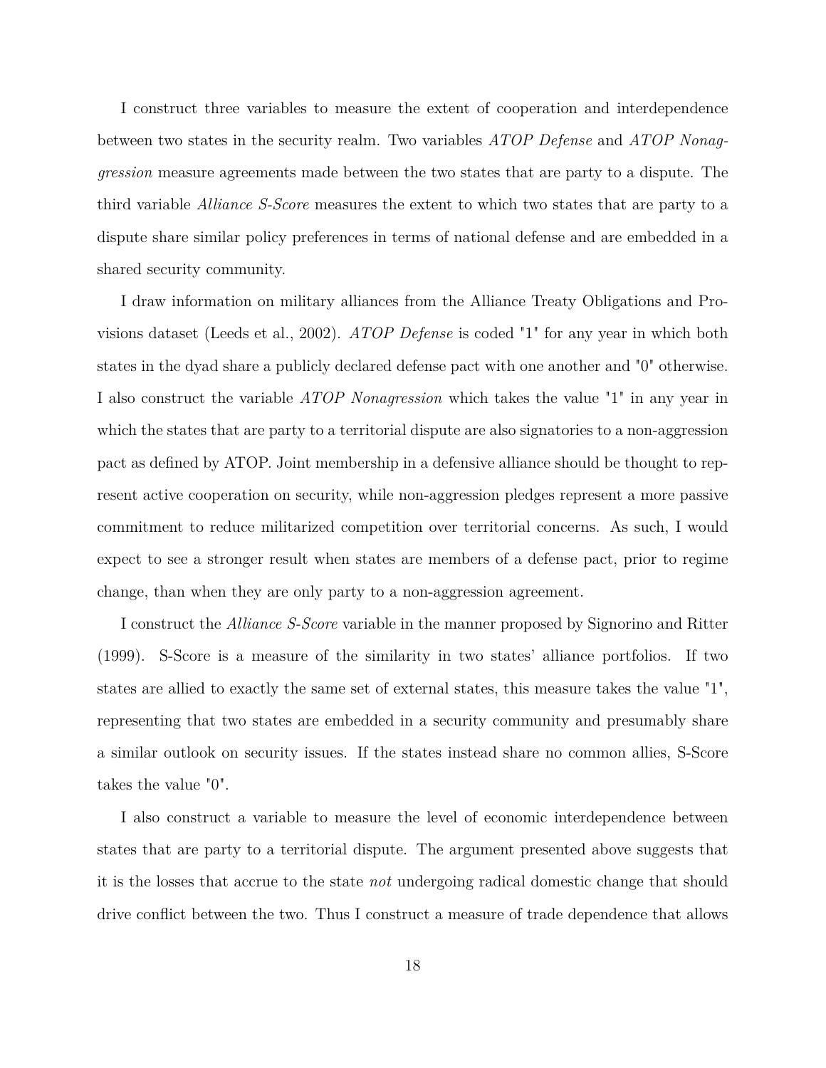I construct three variables to measure the extent of cooperation and interdependence between two states in the security realm. Two variables *ATOP Defense* and *ATOP Nonaggression* measure agreements made between the two states that are party to a dispute. The third variable *Alliance S-Score* measures the extent to which two states that are party to a dispute share similar policy preferences in terms of national defense and are embedded in a shared security community.

I draw information on military alliances from the Alliance Treaty Obligations and Provisions dataset (Leeds et al., 2002). *ATOP Defense* is coded "1" for any year in which both states in the dyad share a publicly declared defense pact with one another and "0" otherwise. I also construct the variable *ATOP Nonagression* which takes the value "1" in any year in which the states that are party to a territorial dispute are also signatories to a non-aggression pact as defined by ATOP. Joint membership in a defensive alliance should be thought to represent active cooperation on security, while non-aggression pledges represent a more passive commitment to reduce militarized competition over territorial concerns. As such, I would expect to see a stronger result when states are members of a defense pact, prior to regime change, than when they are only party to a non-aggression agreement.

I construct the *Alliance S-Score* variable in the manner proposed by Signorino and Ritter (1999). S-Score is a measure of the similarity in two states' alliance portfolios. If two states are allied to exactly the same set of external states, this measure takes the value "1", representing that two states are embedded in a security community and presumably share a similar outlook on security issues. If the states instead share no common allies, S-Score takes the value "0".

I also construct a variable to measure the level of economic interdependence between states that are party to a territorial dispute. The argument presented above suggests that it is the losses that accrue to the state *not* undergoing radical domestic change that should drive conflict between the two. Thus I construct a measure of trade dependence that allows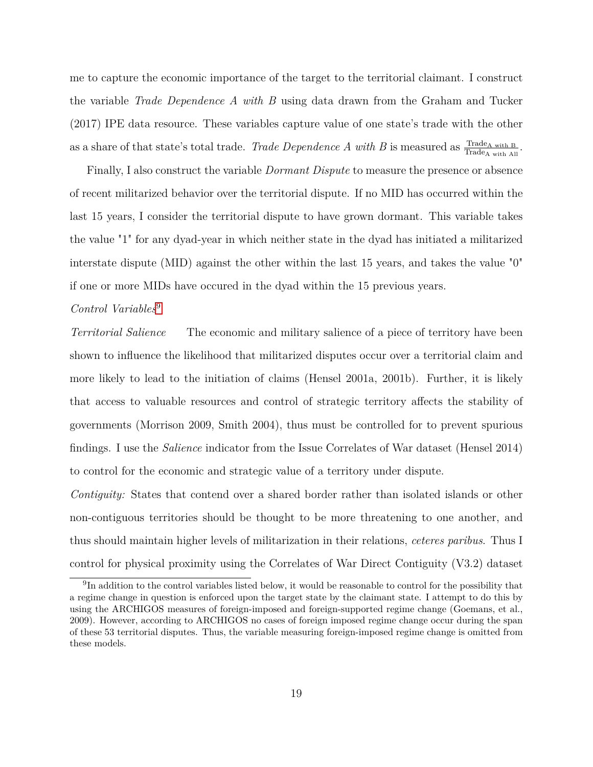me to capture the economic importance of the target to the territorial claimant. I construct the variable *Trade Dependence A with B* using data drawn from the Graham and Tucker (2017) IPE data resource. These variables capture value of one state's trade with the other as a share of that state's total trade. *Trade Dependence A with B* is measured as $\frac{\text{Trade}_{\text{A with B}}}{\text{Trade}_{\text{A with All}}}$.

Finally, I also construct the variable *Dormant Dispute* to measure the presence or absence of recent militarized behavior over the territorial dispute. If no MID has occurred within the last 15 years, I consider the territorial dispute to have grown dormant. This variable takes the value "1" for any dyad-year in which neither state in the dyad has initiated a militarized interstate dispute (MID) against the other within the last 15 years, and takes the value "0" if one or more MIDs have occured in the dyad within the 15 previous years.

*Control Variables*[9]

*Territorial Salience* The economic and military salience of a piece of territory have been shown to influence the likelihood that militarized disputes occur over a territorial claim and more likely to lead to the initiation of claims (Hensel 2001a, 2001b). Further, it is likely that access to valuable resources and control of strategic territory affects the stability of governments (Morrison 2009, Smith 2004), thus must be controlled for to prevent spurious findings. I use the *Salience* indicator from the Issue Correlates of War dataset (Hensel 2014) to control for the economic and strategic value of a territory under dispute.

*Contiguity:* States that contend over a shared border rather than isolated islands or other non-contiguous territories should be thought to be more threatening to one another, and thus should maintain higher levels of militarization in their relations, *ceteres paribus*. Thus I control for physical proximity using the Correlates of War Direct Contiguity (V3.2) dataset

[9] In addition to the control variables listed below, it would be reasonable to control for the possibility that a regime change in question is enforced upon the target state by the claimant state. I attempt to do this by using the ARCHIGOS measures of foreign-imposed and foreign-supported regime change (Goemans, et al., 2009). However, according to ARCHIGOS no cases of foreign imposed regime change occur during the span of these 53 territorial disputes. Thus, the variable measuring foreign-imposed regime change is omitted from these models.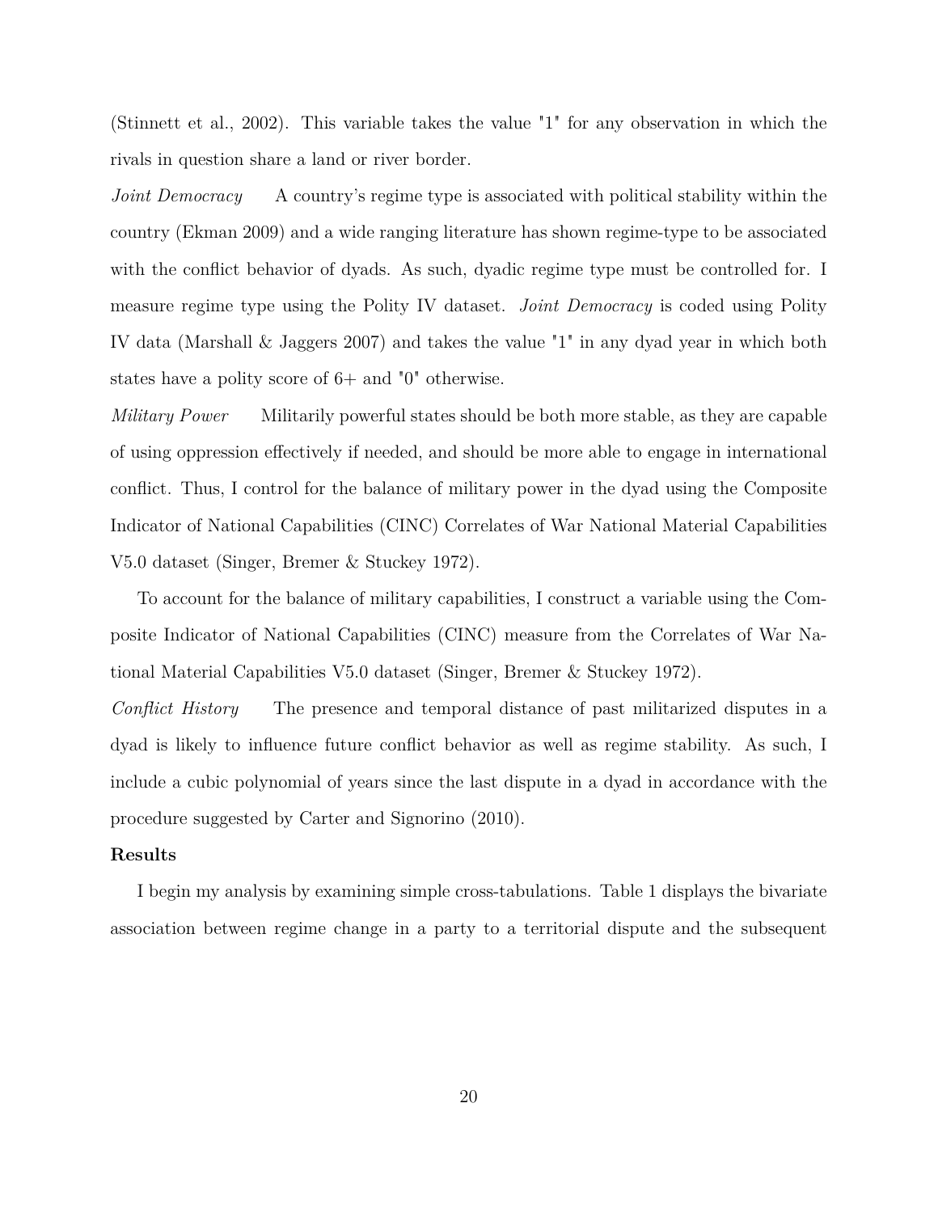(Stinnett et al., 2002). This variable takes the value "1" for any observation in which the rivals in question share a land or river border.

*Joint Democracy* A country's regime type is associated with political stability within the country (Ekman 2009) and a wide ranging literature has shown regime-type to be associated with the conflict behavior of dyads. As such, dyadic regime type must be controlled for. I measure regime type using the Polity IV dataset. *Joint Democracy* is coded using Polity IV data (Marshall & Jaggers 2007) and takes the value "1" in any dyad year in which both states have a polity score of 6+ and "0" otherwise.

*Military Power* Militarily powerful states should be both more stable, as they are capable of using oppression effectively if needed, and should be more able to engage in international conflict. Thus, I control for the balance of military power in the dyad using the Composite Indicator of National Capabilities (CINC) Correlates of War National Material Capabilities V5.0 dataset (Singer, Bremer & Stuckey 1972).

To account for the balance of military capabilities, I construct a variable using the Composite Indicator of National Capabilities (CINC) measure from the Correlates of War National Material Capabilities V5.0 dataset (Singer, Bremer & Stuckey 1972).

*Conflict History* The presence and temporal distance of past militarized disputes in a dyad is likely to influence future conflict behavior as well as regime stability. As such, I include a cubic polynomial of years since the last dispute in a dyad in accordance with the procedure suggested by Carter and Signorino (2010).

**Results**

I begin my analysis by examining simple cross-tabulations. Table 1 displays the bivariate association between regime change in a party to a territorial dispute and the subsequent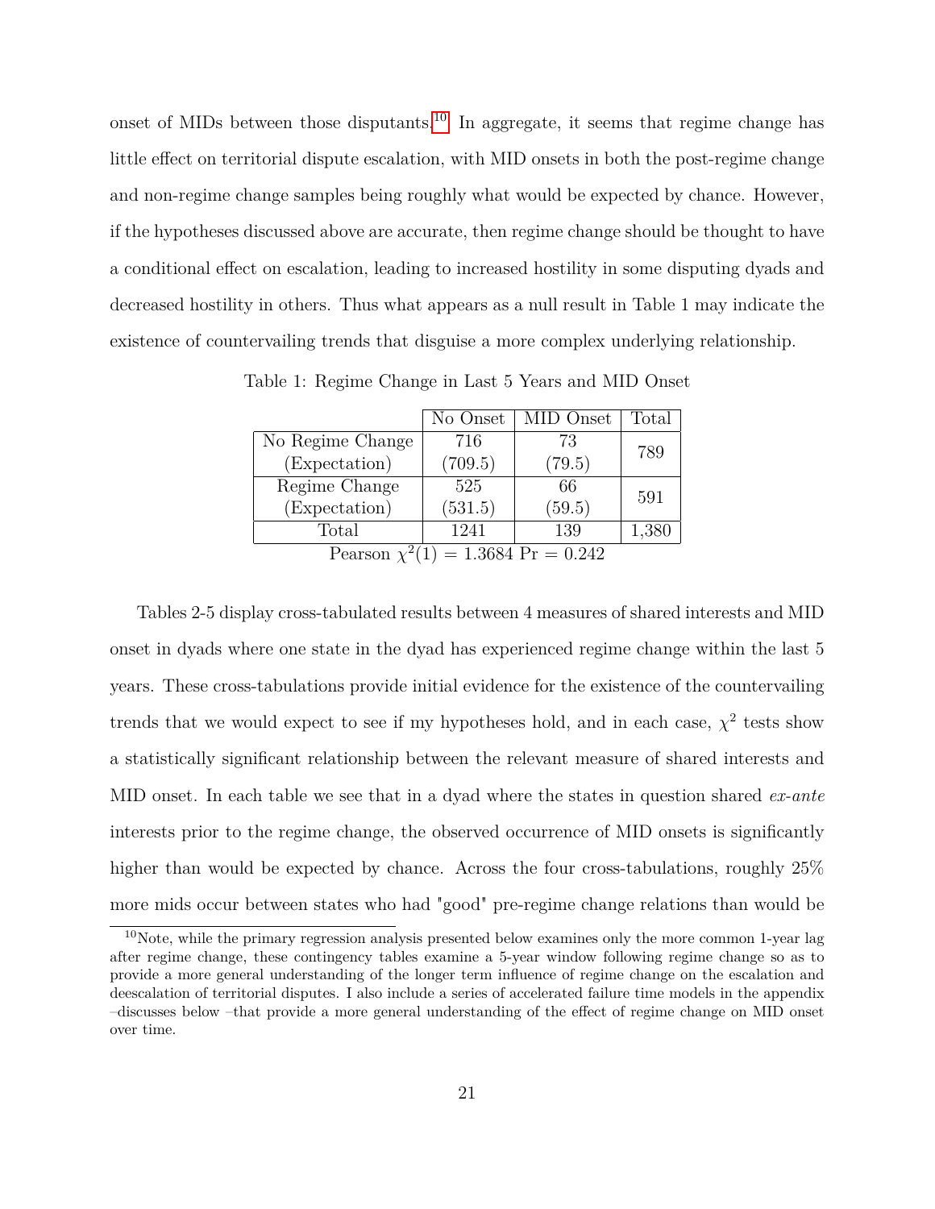onset of MIDs between those disputants.[10] In aggregate, it seems that regime change has little effect on territorial dispute escalation, with MID onsets in both the post-regime change and non-regime change samples being roughly what would be expected by chance. However, if the hypotheses discussed above are accurate, then regime change should be thought to have a conditional effect on escalation, leading to increased hostility in some disputing dyads and decreased hostility in others. Thus what appears as a null result in Table 1 may indicate the existence of countervailing trends that disguise a more complex underlying relationship.

Table 1: Regime Change in Last 5 Years and MID Onset

| | No Onset | MID Onset | Total |
|---|---|---|---|
| No Regime Change | 716 | 73 | 789 |
| (Expectation) | (709.5) | (79.5) | |
| Regime Change | 525 | 66 | 591 |
| (Expectation) | (531.5) | (59.5) | |
| Total | 1241 | 139 | 1,380 |

Pearson $\chi^2(1) = 1.3684$ Pr = 0.242

Tables 2-5 display cross-tabulated results between 4 measures of shared interests and MID onset in dyads where one state in the dyad has experienced regime change within the last 5 years. These cross-tabulations provide initial evidence for the existence of the countervailing trends that we would expect to see if my hypotheses hold, and in each case, $\chi^2$ tests show a statistically significant relationship between the relevant measure of shared interests and MID onset. In each table we see that in a dyad where the states in question shared *ex-ante* interests prior to the regime change, the observed occurrence of MID onsets is significantly higher than would be expected by chance. Across the four cross-tabulations, roughly 25% more mids occur between states who had "good" pre-regime change relations than would be

[10] Note, while the primary regression analysis presented below examines only the more common 1-year lag after regime change, these contingency tables examine a 5-year window following regime change so as to provide a more general understanding of the longer term influence of regime change on the escalation and deescalation of territorial disputes. I also include a series of accelerated failure time models in the appendix –discusses below –that provide a more general understanding of the effect of regime change on MID onset over time.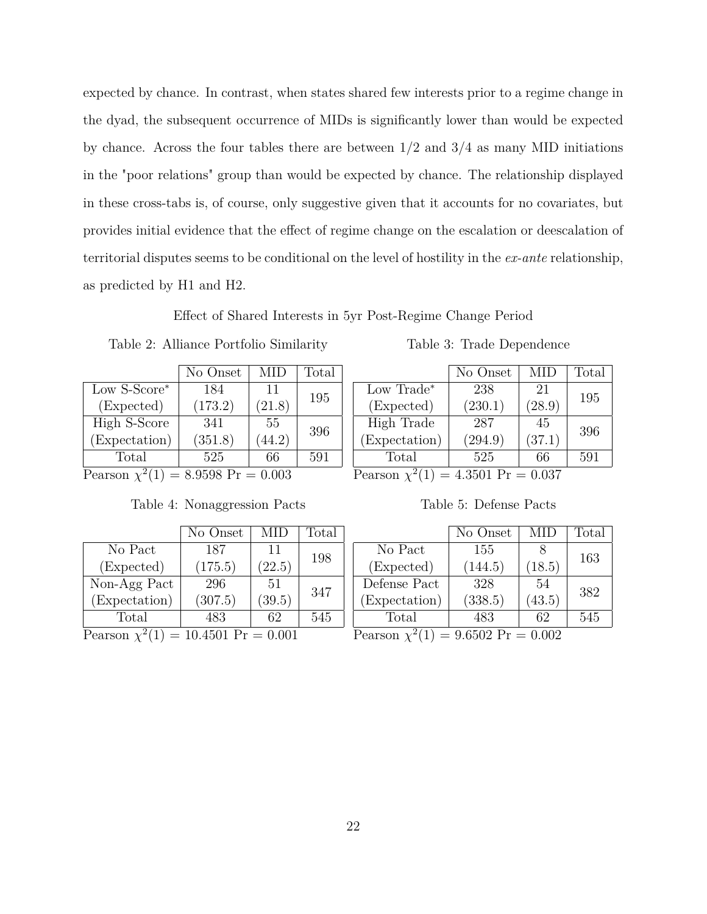expected by chance. In contrast, when states shared few interests prior to a regime change in the dyad, the subsequent occurrence of MIDs is significantly lower than would be expected by chance. Across the four tables there are between 1/2 and 3/4 as many MID initiations in the "poor relations" group than would be expected by chance. The relationship displayed in these cross-tabs is, of course, only suggestive given that it accounts for no covariates, but provides initial evidence that the effect of regime change on the escalation or deescalation of territorial disputes seems to be conditional on the level of hostility in the *ex-ante* relationship, as predicted by H1 and H2.

Effect of Shared Interests in 5yr Post-Regime Change Period

Table 2: Alliance Portfolio Similarity

| | No Onset | MID | Total |
|---|---|---|---|
| Low S-Score* | 184 | 11 | 195 |
| (Expected) | (173.2) | (21.8) | |
| High S-Score | 341 | 55 | 396 |
| (Expectation) | (351.8) | (44.2) | |
| Total | 525 | 66 | 591 |

Pearson $\chi^2(1) = 8.9598$ Pr = 0.003

Table 3: Trade Dependence

| | No Onset | MID | Total |
|---|---|---|---|
| Low Trade* | 238 | 21 | 195 |
| (Expected) | (230.1) | (28.9) | |
| High Trade | 287 | 45 | 396 |
| (Expectation) | (294.9) | (37.1) | |
| Total | 525 | 66 | 591 |

Pearson $\chi^2(1) = 4.3501$ Pr = 0.037

Table 4: Nonaggression Pacts

| | No Onset | MID | Total |
|---|---|---|---|
| No Pact | 187 | 11 | 198 |
| (Expected) | (175.5) | (22.5) | |
| Non-Agg Pact | 296 | 51 | 347 |
| (Expectation) | (307.5) | (39.5) | |
| Total | 483 | 62 | 545 |

Pearson $\chi^2(1) = 10.4501$ Pr = 0.001

Table 5: Defense Pacts

| | No Onset | MID | Total |
|---|---|---|---|
| No Pact | 155 | 8 | 163 |
| (Expected) | (144.5) | (18.5) | |
| Defense Pact | 328 | 54 | 382 |
| (Expectation) | (338.5) | (43.5) | |
| Total | 483 | 62 | 545 |

Pearson $\chi^2(1) = 9.6502$ Pr = 0.002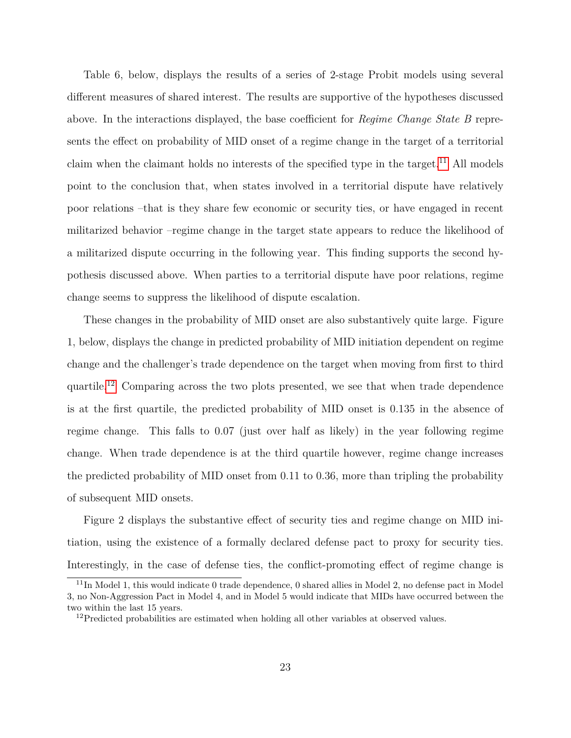Table 6, below, displays the results of a series of 2-stage Probit models using several different measures of shared interest. The results are supportive of the hypotheses discussed above. In the interactions displayed, the base coefficient for *Regime Change State B* represents the effect on probability of MID onset of a regime change in the target of a territorial claim when the claimant holds no interests of the specified type in the target.[11] All models point to the conclusion that, when states involved in a territorial dispute have relatively poor relations –that is they share few economic or security ties, or have engaged in recent militarized behavior –regime change in the target state appears to reduce the likelihood of a militarized dispute occurring in the following year. This finding supports the second hypothesis discussed above. When parties to a territorial dispute have poor relations, regime change seems to suppress the likelihood of dispute escalation.

These changes in the probability of MID onset are also substantively quite large. Figure 1, below, displays the change in predicted probability of MID initiation dependent on regime change and the challenger's trade dependence on the target when moving from first to third quartile.[12] Comparing across the two plots presented, we see that when trade dependence is at the first quartile, the predicted probability of MID onset is 0.135 in the absence of regime change. This falls to 0.07 (just over half as likely) in the year following regime change. When trade dependence is at the third quartile however, regime change increases the predicted probability of MID onset from 0.11 to 0.36, more than tripling the probability of subsequent MID onsets.

Figure 2 displays the substantive effect of security ties and regime change on MID initiation, using the existence of a formally declared defense pact to proxy for security ties. Interestingly, in the case of defense ties, the conflict-promoting effect of regime change is

[11] In Model 1, this would indicate 0 trade dependence, 0 shared allies in Model 2, no defense pact in Model 3, no Non-Aggression Pact in Model 4, and in Model 5 would indicate that MIDs have occurred between the two within the last 15 years.

[12] Predicted probabilities are estimated when holding all other variables at observed values.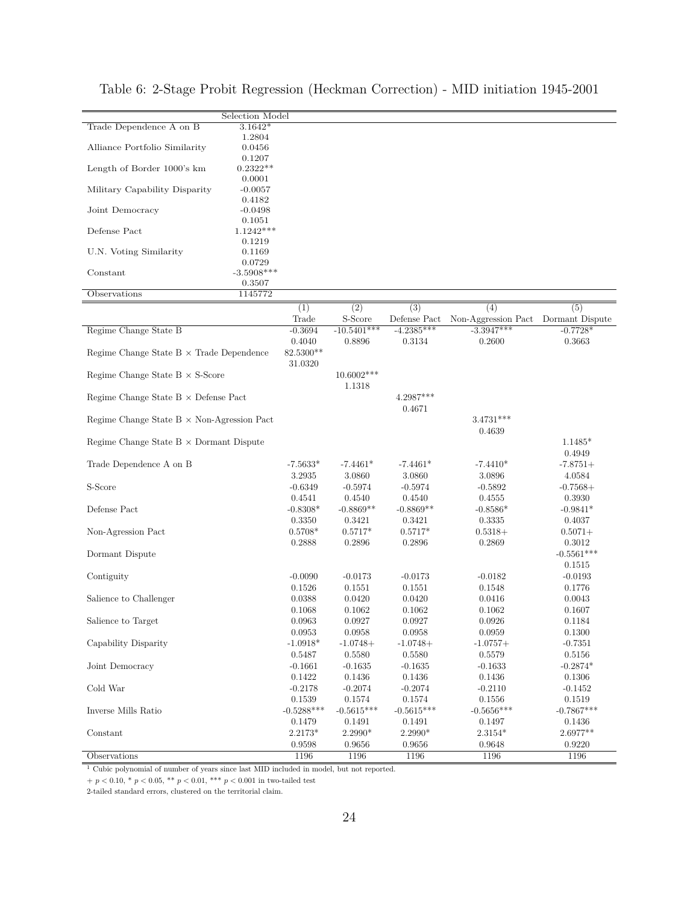Table 6: 2-Stage Probit Regression (Heckman Correction) - MID initiation 1945-2001

| | Selection Model |
|---|---|
| Trade Dependence A on B | 3.1642* |
| | 1.2804 |
| Alliance Portfolio Similarity | 0.0456 |
| | 0.1207 |
| Length of Border 1000's km | 0.2322** |
| | 0.0001 |
| Military Capability Disparity | -0.0057 |
| | 0.4182 |
| Joint Democracy | -0.0498 |
| | 0.1051 |
| Defense Pact | 1.1242*** |
| | 0.1219 |
| U.N. Voting Similarity | 0.1169 |
| | 0.0729 |
| Constant | -3.5908*** |
| | 0.3507 |
| Observations | 1145772 |

| | (1) | (2) | (3) | (4) | (5) |
|---|---|---|---|---|---|
| | Trade | S-Score | Defense Pact | Non-Aggression Pact | Dormant Dispute |
| Regime Change State B | -0.3694 | -10.5401*** | -4.2385*** | -3.3947*** | -0.7728* |
| | 0.4040 | 0.8896 | 0.3134 | 0.2600 | 0.3663 |
| Regime Change State B × Trade Dependence | 82.5300** | | | | |
| | 31.0320 | | | | |
| Regime Change State B × S-Score | | 10.6002*** | | | |
| | | 1.1318 | | | |
| Regime Change State B × Defense Pact | | | 4.2987*** | | |
| | | | 0.4671 | | |
| Regime Change State B × Non-Agression Pact | | | | 3.4731*** | |
| | | | | 0.4639 | |
| Regime Change State B × Dormant Dispute | | | | | 1.1485* |
| | | | | | 0.4949 |
| Trade Dependence A on B | -7.5633* | -7.4461* | -7.4461* | -7.4410* | -7.8751+ |
| | 3.2935 | 3.0860 | 3.0860 | 3.0896 | 4.0584 |
| S-Score | -0.6349 | -0.5974 | -0.5974 | -0.5892 | -0.7568+ |
| | 0.4541 | 0.4540 | 0.4540 | 0.4555 | 0.3930 |
| Defense Pact | -0.8308* | -0.8869** | -0.8869** | -0.8586* | -0.9841* |
| | 0.3350 | 0.3421 | 0.3421 | 0.3335 | 0.4037 |
| Non-Agression Pact | 0.5708* | 0.5717* | 0.5717* | 0.5318+ | 0.5071+ |
| | 0.2888 | 0.2896 | 0.2896 | 0.2869 | 0.3012 |
| Dormant Dispute | | | | | -0.5561*** |
| | | | | | 0.1515 |
| Contiguity | -0.0090 | -0.0173 | -0.0173 | -0.0182 | -0.0193 |
| | 0.1526 | 0.1551 | 0.1551 | 0.1548 | 0.1776 |
| Salience to Challenger | 0.0388 | 0.0420 | 0.0420 | 0.0416 | 0.0043 |
| | 0.1068 | 0.1062 | 0.1062 | 0.1062 | 0.1607 |
| Salience to Target | 0.0963 | 0.0927 | 0.0927 | 0.0926 | 0.1184 |
| | 0.0953 | 0.0958 | 0.0958 | 0.0959 | 0.1300 |
| Capability Disparity | -1.0918* | -1.0748+ | -1.0748+ | -1.0757+ | -0.7351 |
| | 0.5487 | 0.5580 | 0.5580 | 0.5579 | 0.5156 |
| Joint Democracy | -0.1661 | -0.1635 | -0.1635 | -0.1633 | -0.2874* |
| | 0.1422 | 0.1436 | 0.1436 | 0.1436 | 0.1306 |
| Cold War | -0.2178 | -0.2074 | -0.2074 | -0.2110 | -0.1452 |
| | 0.1539 | 0.1574 | 0.1574 | 0.1556 | 0.1519 |
| Inverse Mills Ratio | -0.5288*** | -0.5615*** | -0.5615*** | -0.5656*** | -0.7867*** |
| | 0.1479 | 0.1491 | 0.1491 | 0.1497 | 0.1436 |
| Constant | 2.2173* | 2.2990* | 2.2990* | 2.3154* | 2.6977** |
| | 0.9598 | 0.9656 | 0.9656 | 0.9648 | 0.9220 |
| Observations | 1196 | 1196 | 1196 | 1196 | 1196 |

[1] Cubic polynomial of number of years since last MID included in model, but not reported.

+ $p < 0.10$, * $p < 0.05$, ** $p < 0.01$, *** $p < 0.001$ in two-tailed test

2-tailed standard errors, clustered on the territorial claim.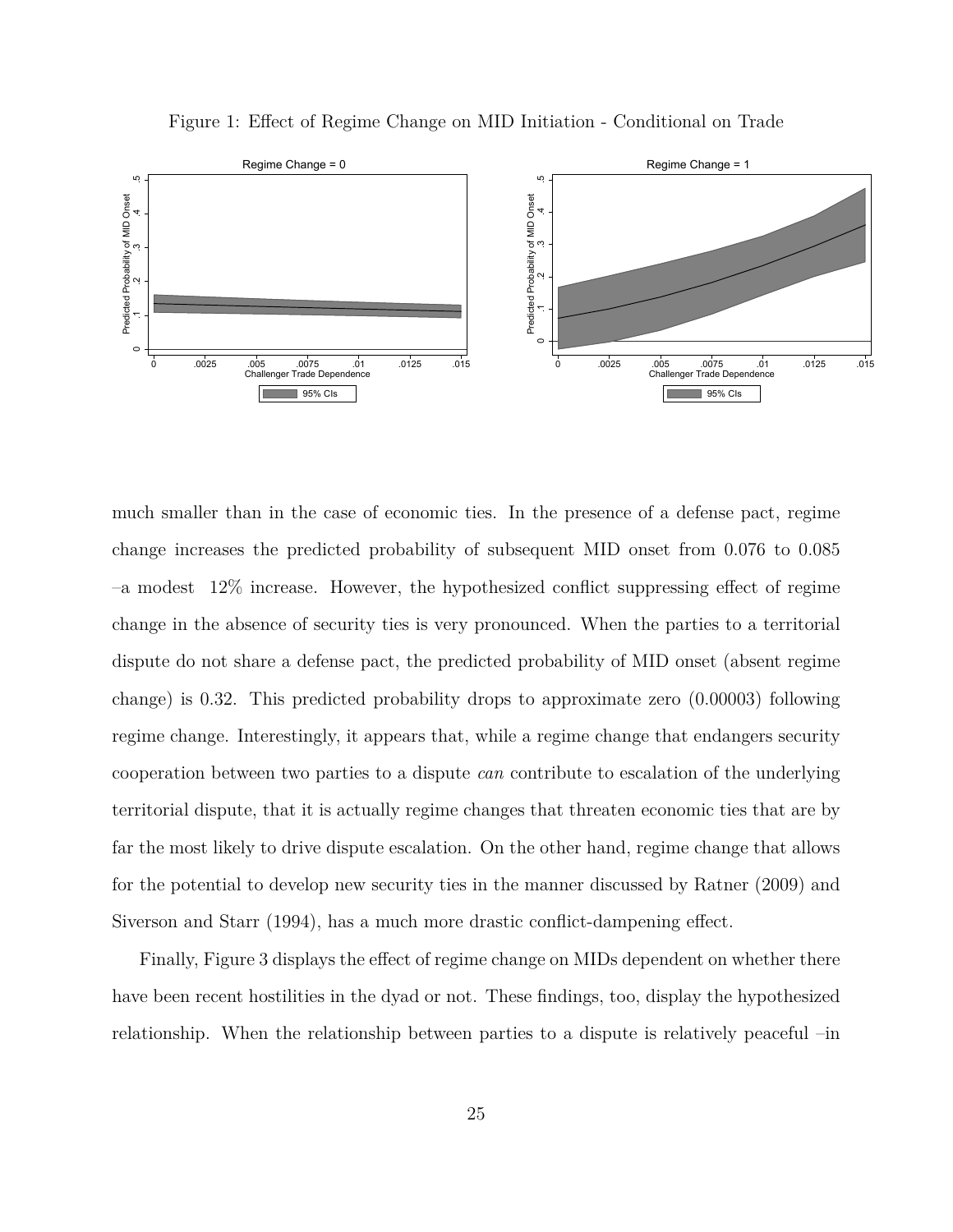Figure 1: Effect of Regime Change on MID Initiation - Conditional on Trade

much smaller than in the case of economic ties. In the presence of a defense pact, regime change increases the predicted probability of subsequent MID onset from 0.076 to 0.085 –a modest 12% increase. However, the hypothesized conflict suppressing effect of regime change in the absence of security ties is very pronounced. When the parties to a territorial dispute do not share a defense pact, the predicted probability of MID onset (absent regime change) is 0.32. This predicted probability drops to approximate zero (0.00003) following regime change. Interestingly, it appears that, while a regime change that endangers security cooperation between two parties to a dispute *can* contribute to escalation of the underlying territorial dispute, that it is actually regime changes that threaten economic ties that are by far the most likely to drive dispute escalation. On the other hand, regime change that allows for the potential to develop new security ties in the manner discussed by Ratner (2009) and Siverson and Starr (1994), has a much more drastic conflict-dampening effect.

Finally, Figure 3 displays the effect of regime change on MIDs dependent on whether there have been recent hostilities in the dyad or not. These findings, too, display the hypothesized relationship. When the relationship between parties to a dispute is relatively peaceful –in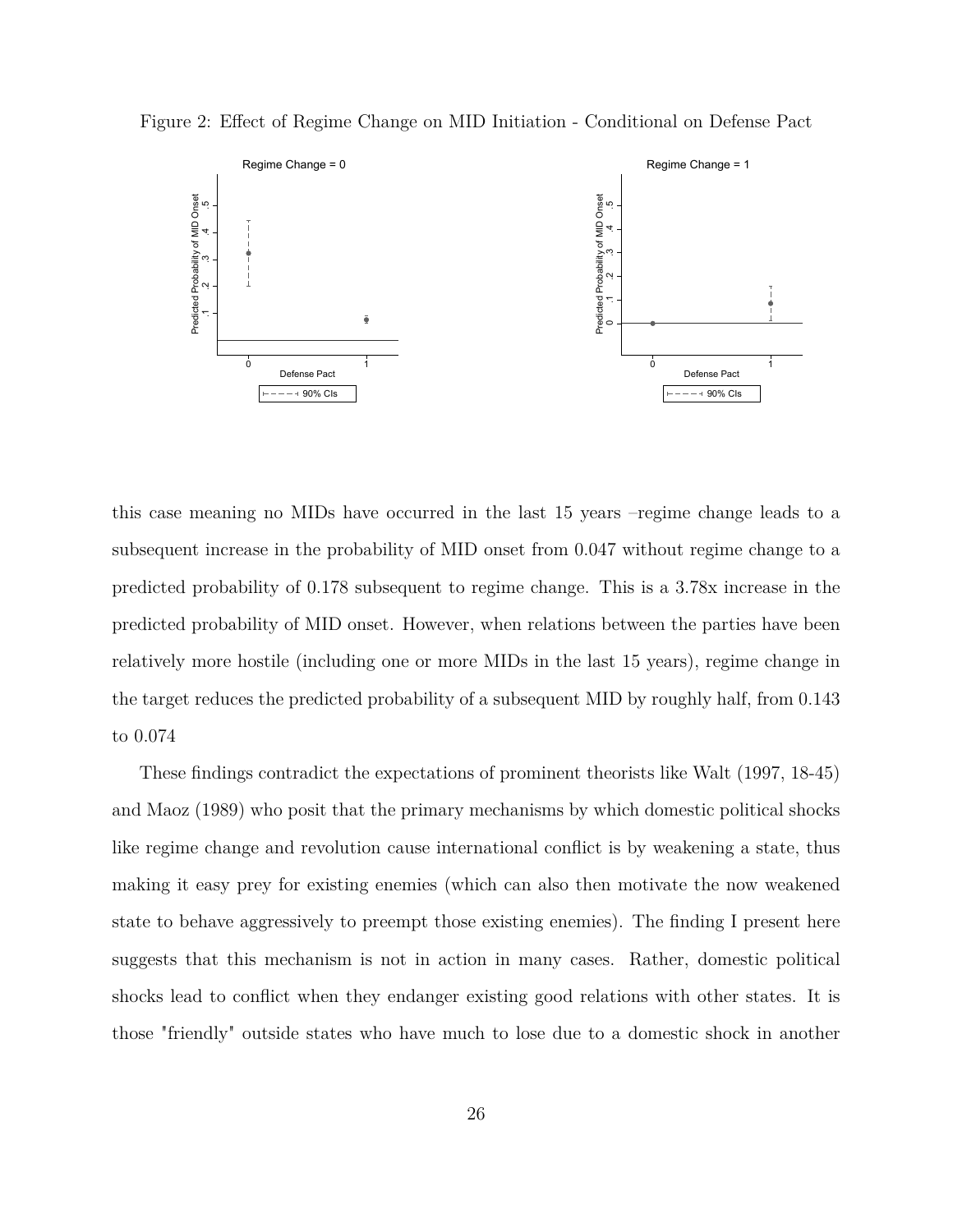Figure 2: Effect of Regime Change on MID Initiation - Conditional on Defense Pact

this case meaning no MIDs have occurred in the last 15 years –regime change leads to a subsequent increase in the probability of MID onset from 0.047 without regime change to a predicted probability of 0.178 subsequent to regime change. This is a 3.78x increase in the predicted probability of MID onset. However, when relations between the parties have been relatively more hostile (including one or more MIDs in the last 15 years), regime change in the target reduces the predicted probability of a subsequent MID by roughly half, from 0.143 to 0.074

These findings contradict the expectations of prominent theorists like Walt (1997, 18-45) and Maoz (1989) who posit that the primary mechanisms by which domestic political shocks like regime change and revolution cause international conflict is by weakening a state, thus making it easy prey for existing enemies (which can also then motivate the now weakened state to behave aggressively to preempt those existing enemies). The finding I present here suggests that this mechanism is not in action in many cases. Rather, domestic political shocks lead to conflict when they endanger existing good relations with other states. It is those "friendly" outside states who have much to lose due to a domestic shock in another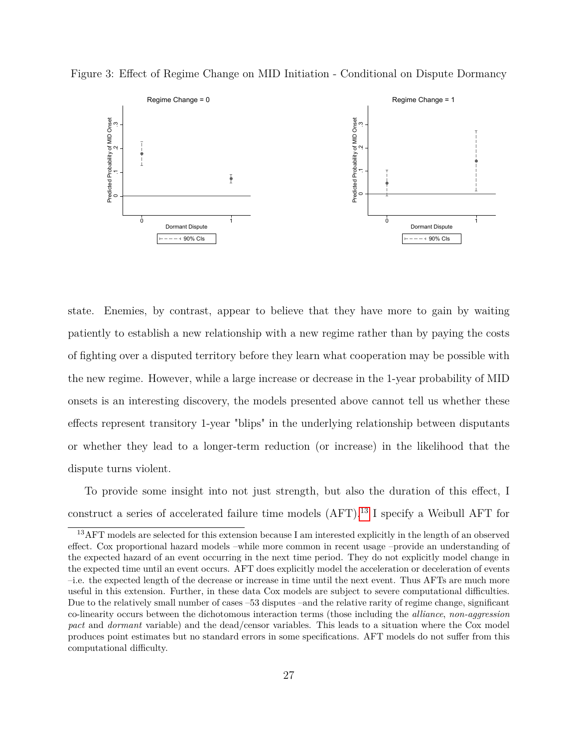Figure 3: Effect of Regime Change on MID Initiation - Conditional on Dispute Dormancy

state. Enemies, by contrast, appear to believe that they have more to gain by waiting patiently to establish a new relationship with a new regime rather than by paying the costs of fighting over a disputed territory before they learn what cooperation may be possible with the new regime. However, while a large increase or decrease in the 1-year probability of MID onsets is an interesting discovery, the models presented above cannot tell us whether these effects represent transitory 1-year "blips" in the underlying relationship between disputants or whether they lead to a longer-term reduction (or increase) in the likelihood that the dispute turns violent.

To provide some insight into not just strength, but also the duration of this effect, I construct a series of accelerated failure time models (AFT).[13] I specify a Weibull AFT for

[13] AFT models are selected for this extension because I am interested explicitly in the length of an observed effect. Cox proportional hazard models –while more common in recent usage –provide an understanding of the expected hazard of an event occurring in the next time period. They do not explicitly model change in the expected time until an event occurs. AFT does explicitly model the acceleration or deceleration of events –i.e. the expected length of the decrease or increase in time until the next event. Thus AFTs are much more useful in this extension. Further, in these data Cox models are subject to severe computational difficulties. Due to the relatively small number of cases –53 disputes –and the relative rarity of regime change, significant co-linearity occurs between the dichotomous interaction terms (those including the *alliance*, *non-aggression pact* and *dormant* variable) and the dead/censor variables. This leads to a situation where the Cox model produces point estimates but no standard errors in some specifications. AFT models do not suffer from this computational difficulty.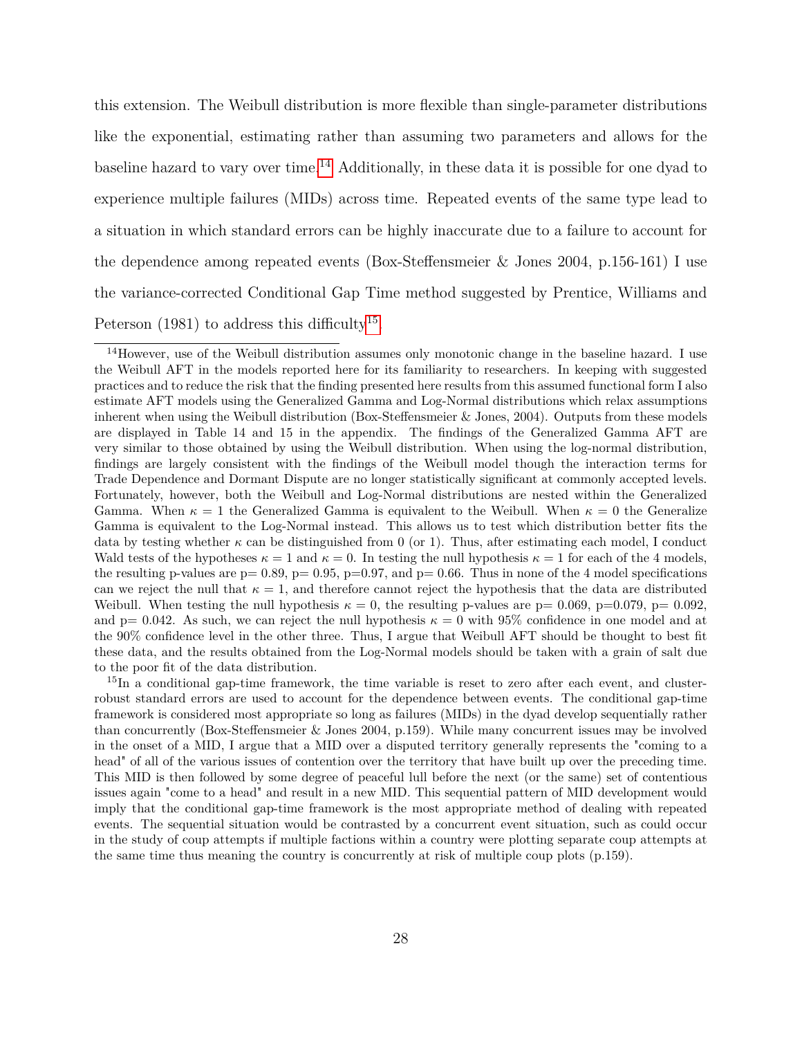this extension. The Weibull distribution is more flexible than single-parameter distributions like the exponential, estimating rather than assuming two parameters and allows for the baseline hazard to vary over time.[14] Additionally, in these data it is possible for one dyad to experience multiple failures (MIDs) across time. Repeated events of the same type lead to a situation in which standard errors can be highly inaccurate due to a failure to account for the dependence among repeated events (Box-Steffensmeier & Jones 2004, p.156-161) I use the variance-corrected Conditional Gap Time method suggested by Prentice, Williams and Peterson (1981) to address this difficulty[15].

[14]However, use of the Weibull distribution assumes only monotonic change in the baseline hazard. I use the Weibull AFT in the models reported here for its familiarity to researchers. In keeping with suggested practices and to reduce the risk that the finding presented here results from this assumed functional form I also estimate AFT models using the Generalized Gamma and Log-Normal distributions which relax assumptions inherent when using the Weibull distribution (Box-Steffensmeier & Jones, 2004). Outputs from these models are displayed in Table 14 and 15 in the appendix. The findings of the Generalized Gamma AFT are very similar to those obtained by using the Weibull distribution. When using the log-normal distribution, findings are largely consistent with the findings of the Weibull model though the interaction terms for Trade Dependence and Dormant Dispute are no longer statistically significant at commonly accepted levels. Fortunately, however, both the Weibull and Log-Normal distributions are nested within the Generalized Gamma. When $\kappa = 1$ the Generalized Gamma is equivalent to the Weibull. When $\kappa = 0$ the Generalize Gamma is equivalent to the Log-Normal instead. This allows us to test which distribution better fits the data by testing whether $\kappa$ can be distinguished from 0 (or 1). Thus, after estimating each model, I conduct Wald tests of the hypotheses $\kappa = 1$ and $\kappa = 0$. In testing the null hypothesis $\kappa = 1$ for each of the 4 models, the resulting p-values are p= 0.89, p= 0.95, p=0.97, and p= 0.66. Thus in none of the 4 model specifications can we reject the null that $\kappa = 1$, and therefore cannot reject the hypothesis that the data are distributed Weibull. When testing the null hypothesis $\kappa = 0$, the resulting p-values are p= 0.069, p=0.079, p= 0.092, and p= 0.042. As such, we can reject the null hypothesis $\kappa = 0$ with 95% confidence in one model and at the 90% confidence level in the other three. Thus, I argue that Weibull AFT should be thought to best fit these data, and the results obtained from the Log-Normal models should be taken with a grain of salt due to the poor fit of the data distribution.

[15]In a conditional gap-time framework, the time variable is reset to zero after each event, and cluster-robust standard errors are used to account for the dependence between events. The conditional gap-time framework is considered most appropriate so long as failures (MIDs) in the dyad develop sequentially rather than concurrently (Box-Steffensmeier & Jones 2004, p.159). While many concurrent issues may be involved in the onset of a MID, I argue that a MID over a disputed territory generally represents the "coming to a head" of all of the various issues of contention over the territory that have built up over the preceding time. This MID is then followed by some degree of peaceful lull before the next (or the same) set of contentious issues again "come to a head" and result in a new MID. This sequential pattern of MID development would imply that the conditional gap-time framework is the most appropriate method of dealing with repeated events. The sequential situation would be contrasted by a concurrent event situation, such as could occur in the study of coup attempts if multiple factions within a country were plotting separate coup attempts at the same time thus meaning the country is concurrently at risk of multiple coup plots (p.159).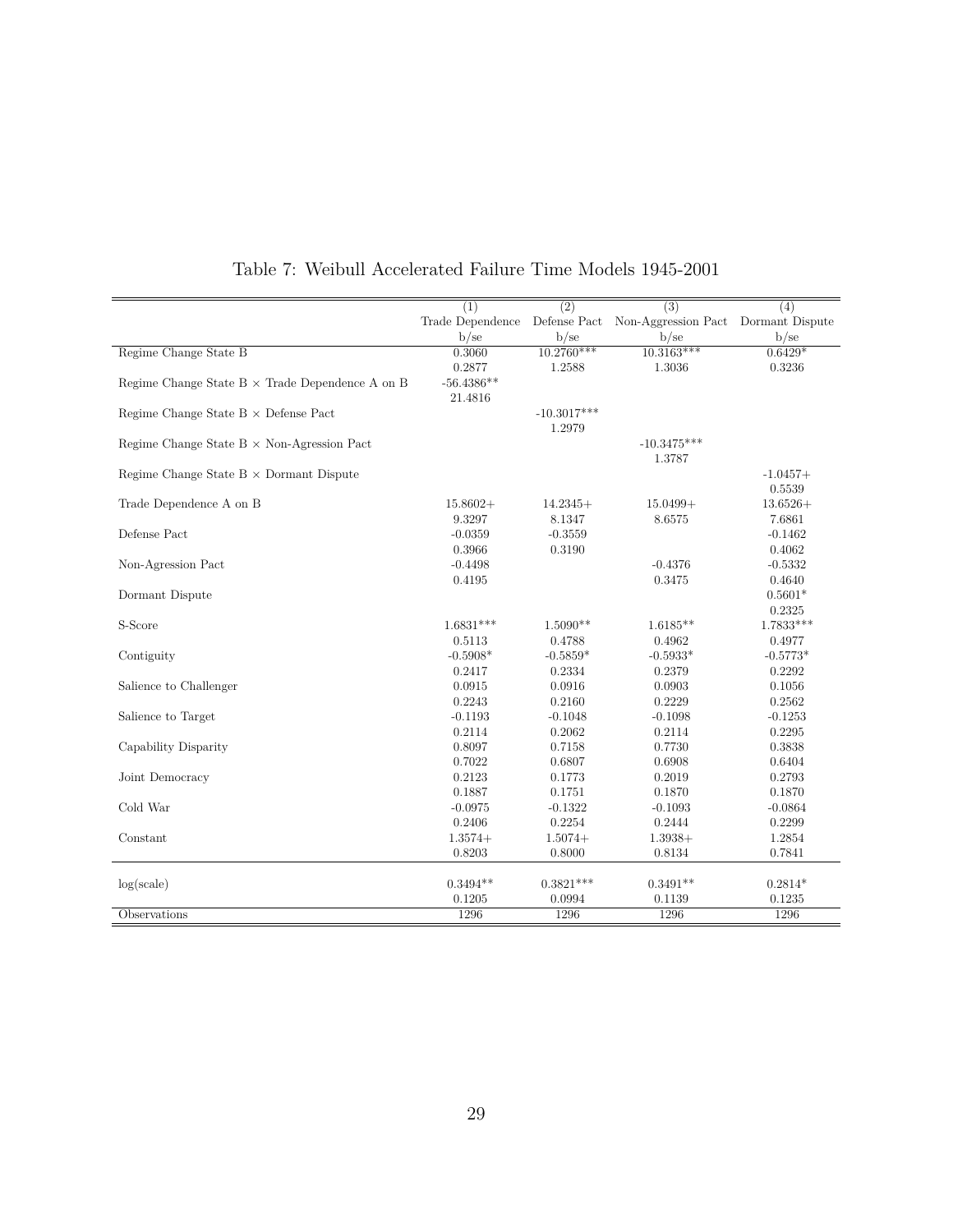Table 7: Weibull Accelerated Failure Time Models 1945-2001

| | (1) | (2) | (3) | (4) |
|---|---|---|---|---|
| | Trade Dependence | Defense Pact | Non-Aggression Pact | Dormant Dispute |
| | b/se | b/se | b/se | b/se |
| Regime Change State B | 0.3060 | 10.2760*** | 10.3163*** | 0.6429* |
| | 0.2877 | 1.2588 | 1.3036 | 0.3236 |
| Regime Change State B × Trade Dependence A on B | -56.4386** | | | |
| | 21.4816 | | | |
| Regime Change State B × Defense Pact | | -10.3017*** | | |
| | | 1.2979 | | |
| Regime Change State B × Non-Agression Pact | | | -10.3475*** | |
| | | | 1.3787 | |
| Regime Change State B × Dormant Dispute | | | | -1.0457+ |
| | | | | 0.5539 |
| Trade Dependence A on B | 15.8602+ | 14.2345+ | 15.0499+ | 13.6526+ |
| | 9.3297 | 8.1347 | 8.6575 | 7.6861 |
| Defense Pact | -0.0359 | -0.3559 | | -0.1462 |
| | 0.3966 | 0.3190 | | 0.4062 |
| Non-Agression Pact | -0.4498 | | -0.4376 | -0.5332 |
| | 0.4195 | | 0.3475 | 0.4640 |
| Dormant Dispute | | | | 0.5601* |
| | | | | 0.2325 |
| S-Score | 1.6831*** | 1.5090** | 1.6185** | 1.7833*** |
| | 0.5113 | 0.4788 | 0.4962 | 0.4977 |
| Contiguity | -0.5908* | -0.5859* | -0.5933* | -0.5773* |
| | 0.2417 | 0.2334 | 0.2379 | 0.2292 |
| Salience to Challenger | 0.0915 | 0.0916 | 0.0903 | 0.1056 |
| | 0.2243 | 0.2160 | 0.2229 | 0.2562 |
| Salience to Target | -0.1193 | -0.1048 | -0.1098 | -0.1253 |
| | 0.2114 | 0.2062 | 0.2114 | 0.2295 |
| Capability Disparity | 0.8097 | 0.7158 | 0.7730 | 0.3838 |
| | 0.7022 | 0.6807 | 0.6908 | 0.6404 |
| Joint Democracy | 0.2123 | 0.1773 | 0.2019 | 0.2793 |
| | 0.1887 | 0.1751 | 0.1870 | 0.1870 |
| Cold War | -0.0975 | -0.1322 | -0.1093 | -0.0864 |
| | 0.2406 | 0.2254 | 0.2444 | 0.2299 |
| Constant | 1.3574+ | 1.5074+ | 1.3938+ | 1.2854 |
| | 0.8203 | 0.8000 | 0.8134 | 0.7841 |
| log(scale) | 0.3494** | 0.3821*** | 0.3491** | 0.2814* |
| | 0.1205 | 0.0994 | 0.1139 | 0.1235 |
| Observations | 1296 | 1296 | 1296 | 1296 |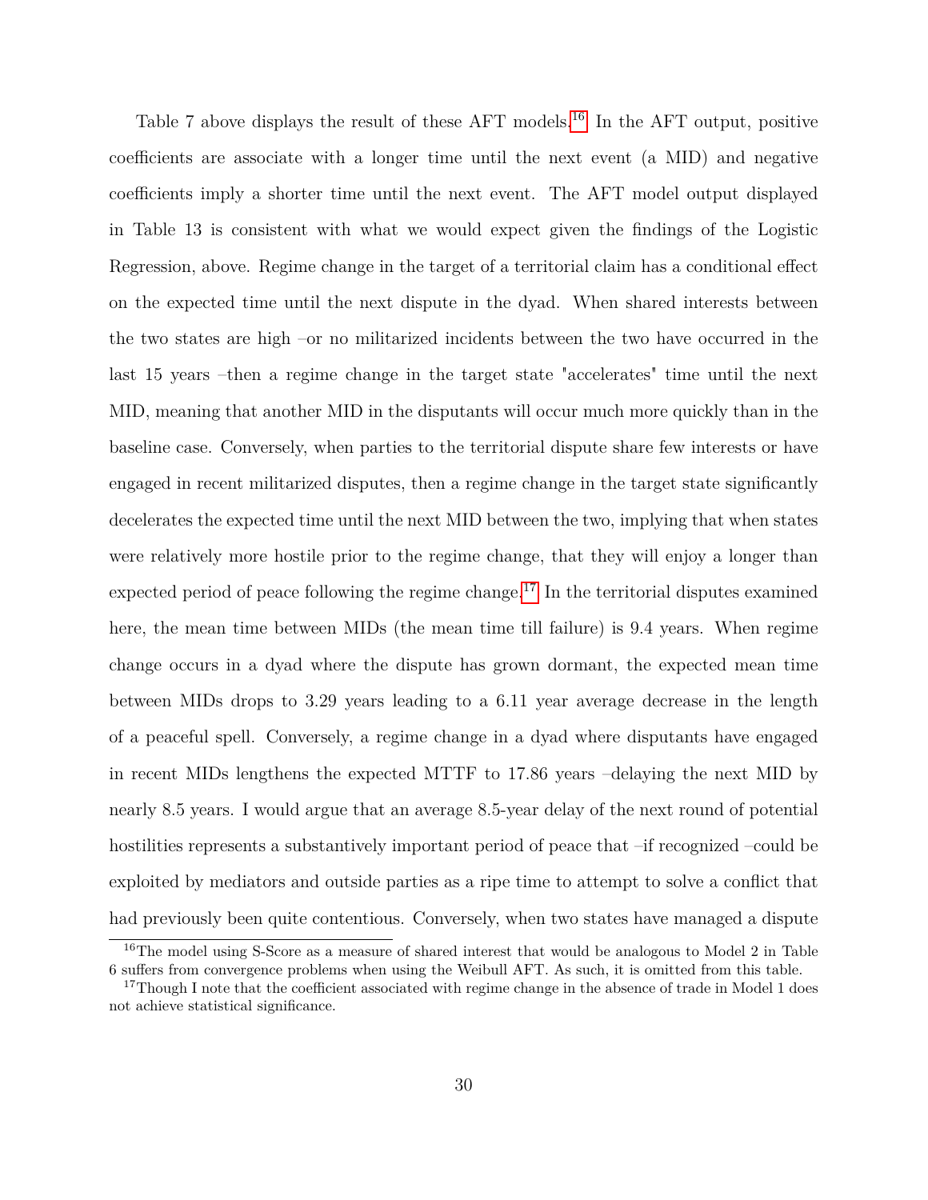Table 7 above displays the result of these AFT models.[16] In the AFT output, positive coefficients are associate with a longer time until the next event (a MID) and negative coefficients imply a shorter time until the next event. The AFT model output displayed in Table 13 is consistent with what we would expect given the findings of the Logistic Regression, above. Regime change in the target of a territorial claim has a conditional effect on the expected time until the next dispute in the dyad. When shared interests between the two states are high –or no militarized incidents between the two have occurred in the last 15 years –then a regime change in the target state "accelerates" time until the next MID, meaning that another MID in the disputants will occur much more quickly than in the baseline case. Conversely, when parties to the territorial dispute share few interests or have engaged in recent militarized disputes, then a regime change in the target state significantly decelerates the expected time until the next MID between the two, implying that when states were relatively more hostile prior to the regime change, that they will enjoy a longer than expected period of peace following the regime change.[17] In the territorial disputes examined here, the mean time between MIDs (the mean time till failure) is 9.4 years. When regime change occurs in a dyad where the dispute has grown dormant, the expected mean time between MIDs drops to 3.29 years leading to a 6.11 year average decrease in the length of a peaceful spell. Conversely, a regime change in a dyad where disputants have engaged in recent MIDs lengthens the expected MTTF to 17.86 years –delaying the next MID by nearly 8.5 years. I would argue that an average 8.5-year delay of the next round of potential hostilities represents a substantively important period of peace that –if recognized –could be exploited by mediators and outside parties as a ripe time to attempt to solve a conflict that had previously been quite contentious. Conversely, when two states have managed a dispute

[16] The model using S-Score as a measure of shared interest that would be analogous to Model 2 in Table 6 suffers from convergence problems when using the Weibull AFT. As such, it is omitted from this table.

[17] Though I note that the coefficient associated with regime change in the absence of trade in Model 1 does not achieve statistical significance.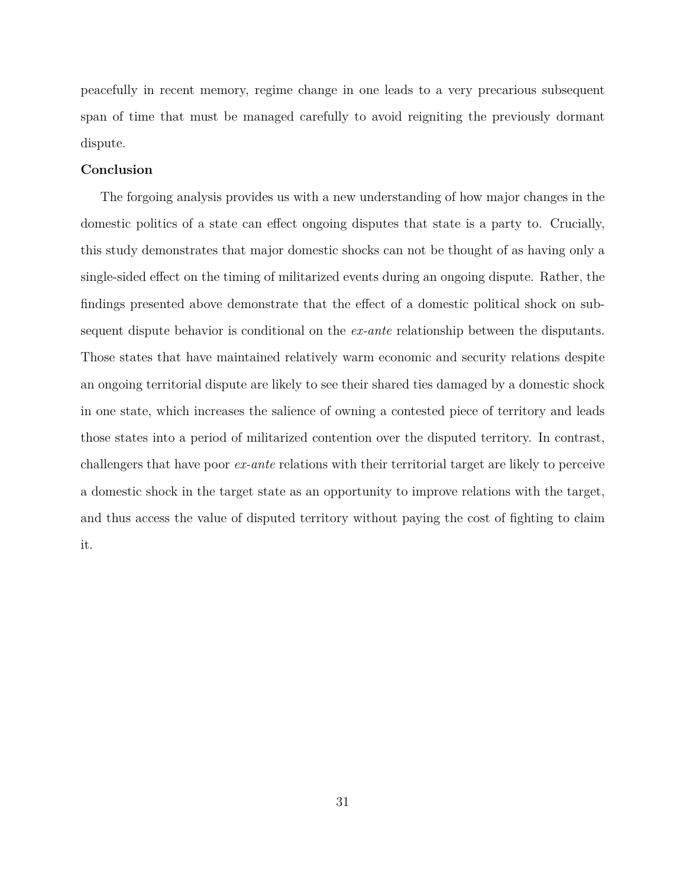peacefully in recent memory, regime change in one leads to a very precarious subsequent span of time that must be managed carefully to avoid reigniting the previously dormant dispute.

**Conclusion**

The forgoing analysis provides us with a new understanding of how major changes in the domestic politics of a state can effect ongoing disputes that state is a party to. Crucially, this study demonstrates that major domestic shocks can not be thought of as having only a single-sided effect on the timing of militarized events during an ongoing dispute. Rather, the findings presented above demonstrate that the effect of a domestic political shock on subsequent dispute behavior is conditional on the *ex-ante* relationship between the disputants. Those states that have maintained relatively warm economic and security relations despite an ongoing territorial dispute are likely to see their shared ties damaged by a domestic shock in one state, which increases the salience of owning a contested piece of territory and leads those states into a period of militarized contention over the disputed territory. In contrast, challengers that have poor *ex-ante* relations with their territorial target are likely to perceive a domestic shock in the target state as an opportunity to improve relations with the target, and thus access the value of disputed territory without paying the cost of fighting to claim it.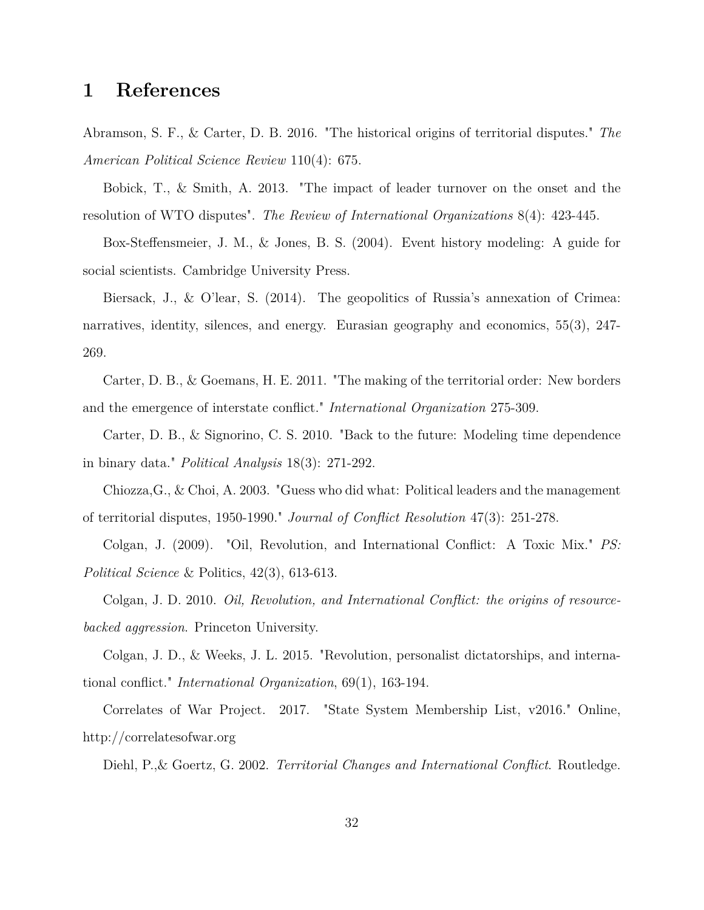# 1 References

Abramson, S. F., & Carter, D. B. 2016. "The historical origins of territorial disputes." *The American Political Science Review* 110(4): 675.

Bobick, T., & Smith, A. 2013. "The impact of leader turnover on the onset and the resolution of WTO disputes". *The Review of International Organizations* 8(4): 423-445.

Box-Steffensmeier, J. M., & Jones, B. S. (2004). Event history modeling: A guide for social scientists. Cambridge University Press.

Biersack, J., & O'lear, S. (2014). The geopolitics of Russia's annexation of Crimea: narratives, identity, silences, and energy. Eurasian geography and economics, 55(3), 247-269.

Carter, D. B., & Goemans, H. E. 2011. "The making of the territorial order: New borders and the emergence of interstate conflict." *International Organization* 275-309.

Carter, D. B., & Signorino, C. S. 2010. "Back to the future: Modeling time dependence in binary data." *Political Analysis* 18(3): 271-292.

Chiozza,G., & Choi, A. 2003. "Guess who did what: Political leaders and the management of territorial disputes, 1950-1990." *Journal of Conflict Resolution* 47(3): 251-278.

Colgan, J. (2009). "Oil, Revolution, and International Conflict: A Toxic Mix." *PS: Political Science* & Politics, 42(3), 613-613.

Colgan, J. D. 2010. *Oil, Revolution, and International Conflict: the origins of resource-backed aggression*. Princeton University.

Colgan, J. D., & Weeks, J. L. 2015. "Revolution, personalist dictatorships, and international conflict." *International Organization*, 69(1), 163-194.

Correlates of War Project. 2017. "State System Membership List, v2016." Online, http://correlatesofwar.org

Diehl, P.,& Goertz, G. 2002. *Territorial Changes and International Conflict*. Routledge.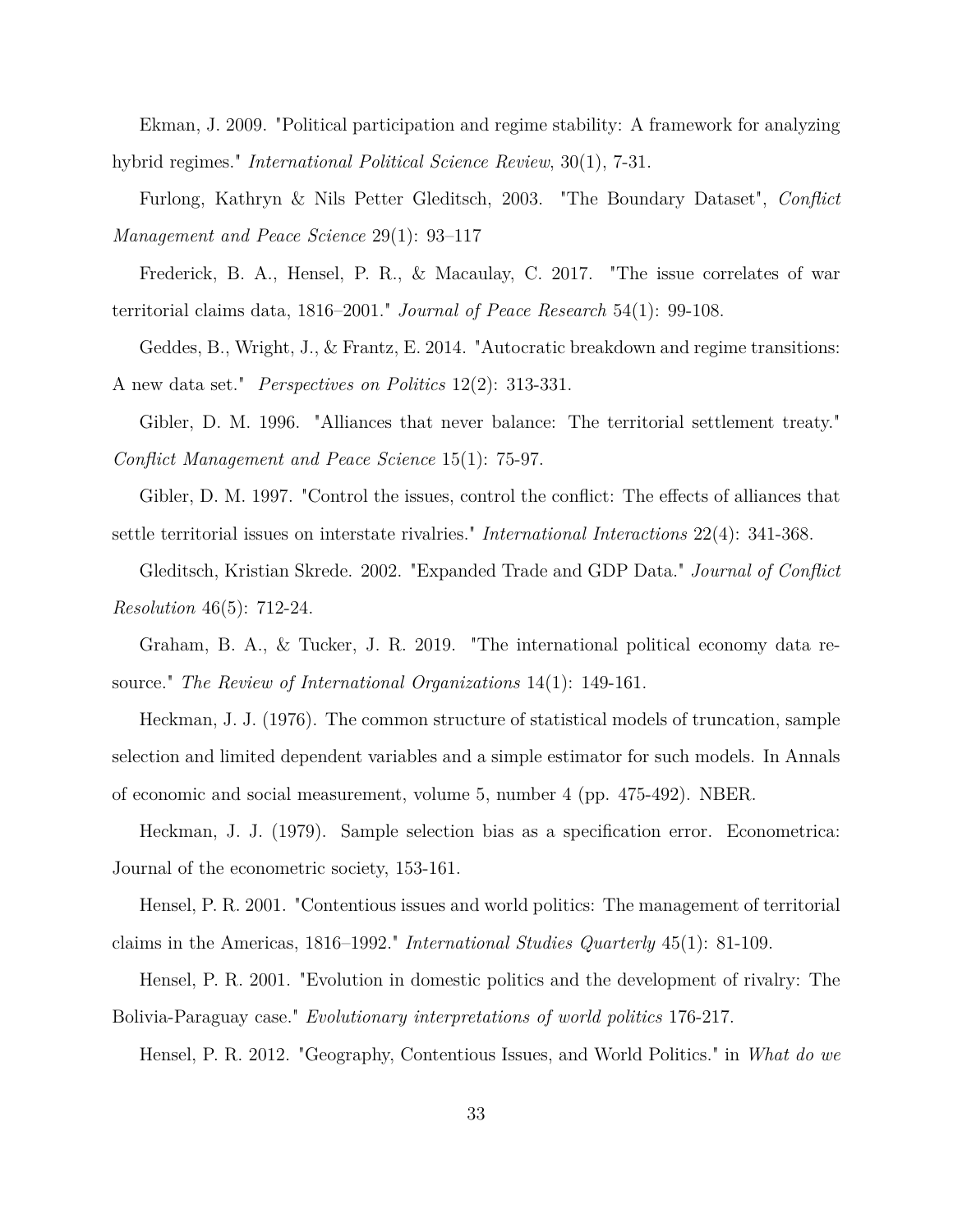Ekman, J. 2009. "Political participation and regime stability: A framework for analyzing hybrid regimes." *International Political Science Review*, 30(1), 7-31.

Furlong, Kathryn & Nils Petter Gleditsch, 2003. "The Boundary Dataset", *Conflict Management and Peace Science* 29(1): 93–117

Frederick, B. A., Hensel, P. R., & Macaulay, C. 2017. "The issue correlates of war territorial claims data, 1816–2001." *Journal of Peace Research* 54(1): 99-108.

Geddes, B., Wright, J., & Frantz, E. 2014. "Autocratic breakdown and regime transitions: A new data set." *Perspectives on Politics* 12(2): 313-331.

Gibler, D. M. 1996. "Alliances that never balance: The territorial settlement treaty." *Conflict Management and Peace Science* 15(1): 75-97.

Gibler, D. M. 1997. "Control the issues, control the conflict: The effects of alliances that settle territorial issues on interstate rivalries." *International Interactions* 22(4): 341-368.

Gleditsch, Kristian Skrede. 2002. "Expanded Trade and GDP Data." *Journal of Conflict Resolution* 46(5): 712-24.

Graham, B. A., & Tucker, J. R. 2019. "The international political economy data resource." *The Review of International Organizations* 14(1): 149-161.

Heckman, J. J. (1976). The common structure of statistical models of truncation, sample selection and limited dependent variables and a simple estimator for such models. In Annals of economic and social measurement, volume 5, number 4 (pp. 475-492). NBER.

Heckman, J. J. (1979). Sample selection bias as a specification error. Econometrica: Journal of the econometric society, 153-161.

Hensel, P. R. 2001. "Contentious issues and world politics: The management of territorial claims in the Americas, 1816–1992." *International Studies Quarterly* 45(1): 81-109.

Hensel, P. R. 2001. "Evolution in domestic politics and the development of rivalry: The Bolivia-Paraguay case." *Evolutionary interpretations of world politics* 176-217.

Hensel, P. R. 2012. "Geography, Contentious Issues, and World Politics." in *What do we*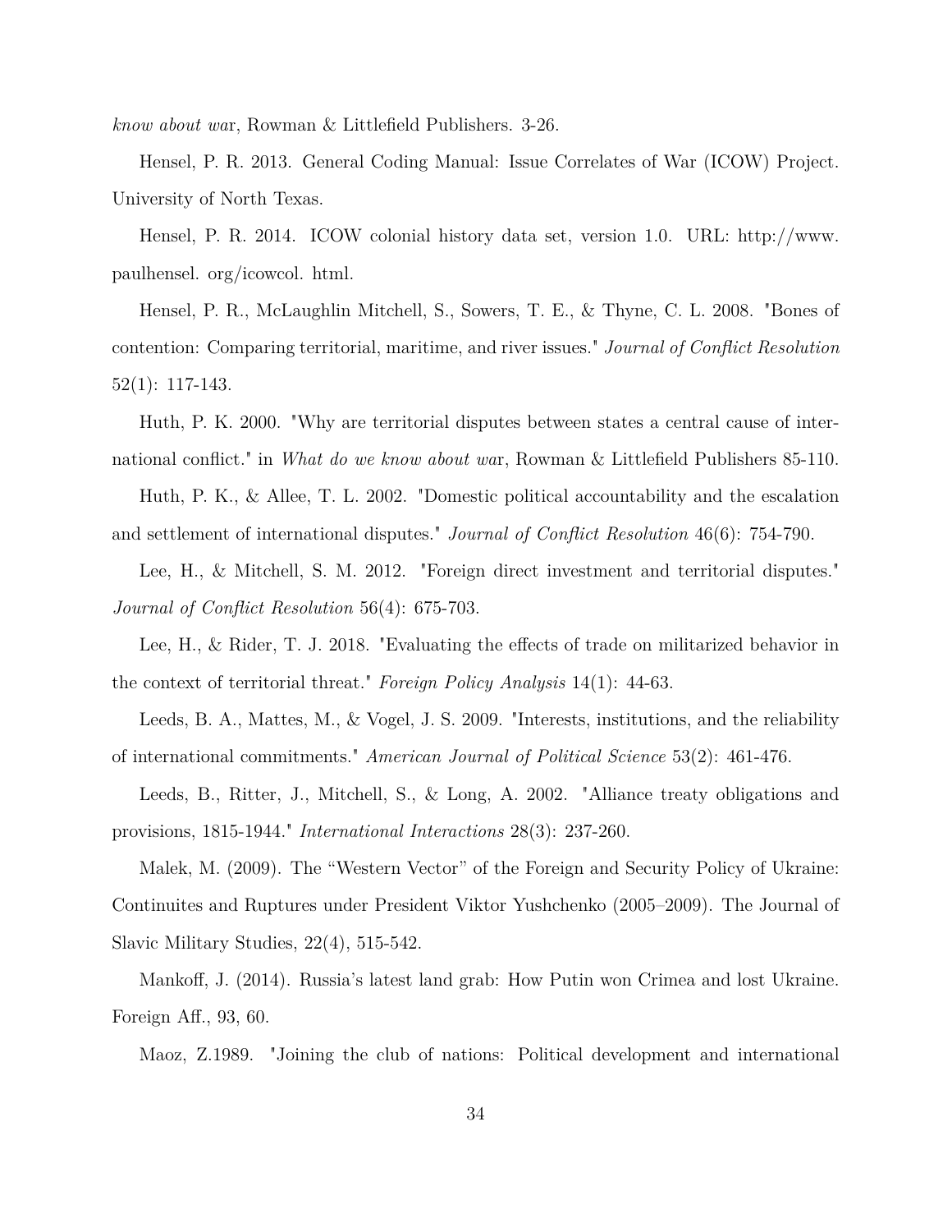*know about wa*r, Rowman & Littlefield Publishers. 3-26.

Hensel, P. R. 2013. General Coding Manual: Issue Correlates of War (ICOW) Project. University of North Texas.

Hensel, P. R. 2014. ICOW colonial history data set, version 1.0. URL: http://www. paulhensel. org/icowcol. html.

Hensel, P. R., McLaughlin Mitchell, S., Sowers, T. E., & Thyne, C. L. 2008. "Bones of contention: Comparing territorial, maritime, and river issues." *Journal of Conflict Resolution* 52(1): 117-143.

Huth, P. K. 2000. "Why are territorial disputes between states a central cause of international conflict." in *What do we know about wa*r, Rowman & Littlefield Publishers 85-110.

Huth, P. K., & Allee, T. L. 2002. "Domestic political accountability and the escalation and settlement of international disputes." *Journal of Conflict Resolution* 46(6): 754-790.

Lee, H., & Mitchell, S. M. 2012. "Foreign direct investment and territorial disputes." *Journal of Conflict Resolution* 56(4): 675-703.

Lee, H., & Rider, T. J. 2018. "Evaluating the effects of trade on militarized behavior in the context of territorial threat." *Foreign Policy Analysis* 14(1): 44-63.

Leeds, B. A., Mattes, M., & Vogel, J. S. 2009. "Interests, institutions, and the reliability of international commitments." *American Journal of Political Science* 53(2): 461-476.

Leeds, B., Ritter, J., Mitchell, S., & Long, A. 2002. "Alliance treaty obligations and provisions, 1815-1944." *International Interactions* 28(3): 237-260.

Malek, M. (2009). The "Western Vector" of the Foreign and Security Policy of Ukraine: Continuites and Ruptures under President Viktor Yushchenko (2005–2009). The Journal of Slavic Military Studies, 22(4), 515-542.

Mankoff, J. (2014). Russia's latest land grab: How Putin won Crimea and lost Ukraine. Foreign Aff., 93, 60.

Maoz, Z.1989. "Joining the club of nations: Political development and international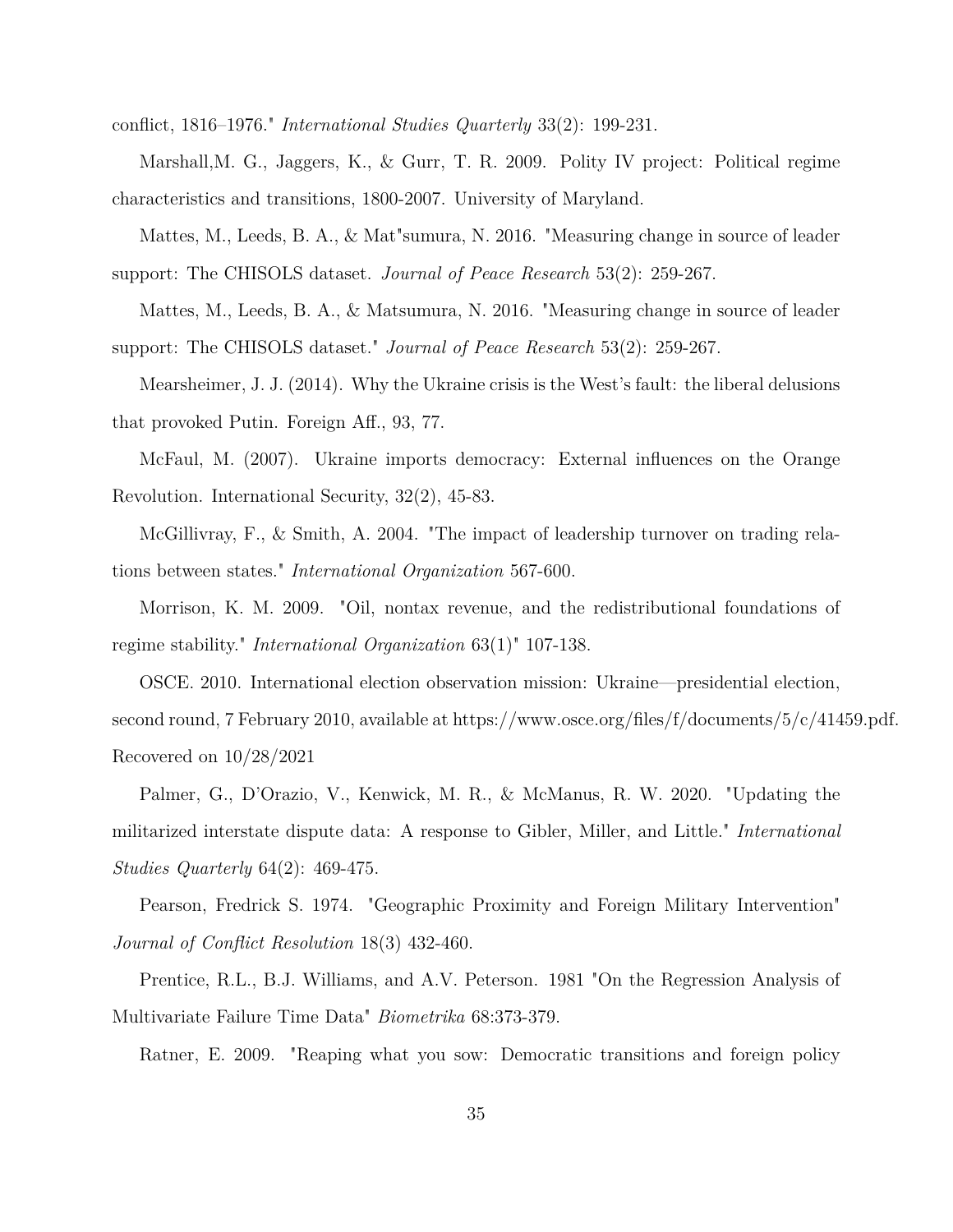conflict, 1816–1976." *International Studies Quarterly* 33(2): 199-231.

Marshall,M. G., Jaggers, K., & Gurr, T. R. 2009. Polity IV project: Political regime characteristics and transitions, 1800-2007. University of Maryland.

Mattes, M., Leeds, B. A., & Mat"sumura, N. 2016. "Measuring change in source of leader support: The CHISOLS dataset. *Journal of Peace Research* 53(2): 259-267.

Mattes, M., Leeds, B. A., & Matsumura, N. 2016. "Measuring change in source of leader support: The CHISOLS dataset." *Journal of Peace Research* 53(2): 259-267.

Mearsheimer, J. J. (2014). Why the Ukraine crisis is the West's fault: the liberal delusions that provoked Putin. Foreign Aff., 93, 77.

McFaul, M. (2007). Ukraine imports democracy: External influences on the Orange Revolution. International Security, 32(2), 45-83.

McGillivray, F., & Smith, A. 2004. "The impact of leadership turnover on trading relations between states." *International Organization* 567-600.

Morrison, K. M. 2009. "Oil, nontax revenue, and the redistributional foundations of regime stability." *International Organization* 63(1)" 107-138.

OSCE. 2010. International election observation mission: Ukraine—presidential election, second round, 7 February 2010, available at https://www.osce.org/files/f/documents/5/c/41459.pdf. Recovered on 10/28/2021

Palmer, G., D'Orazio, V., Kenwick, M. R., & McManus, R. W. 2020. "Updating the militarized interstate dispute data: A response to Gibler, Miller, and Little." *International Studies Quarterly* 64(2): 469-475.

Pearson, Fredrick S. 1974. "Geographic Proximity and Foreign Military Intervention" *Journal of Conflict Resolution* 18(3) 432-460.

Prentice, R.L., B.J. Williams, and A.V. Peterson. 1981 "On the Regression Analysis of Multivariate Failure Time Data" *Biometrika* 68:373-379.

Ratner, E. 2009. "Reaping what you sow: Democratic transitions and foreign policy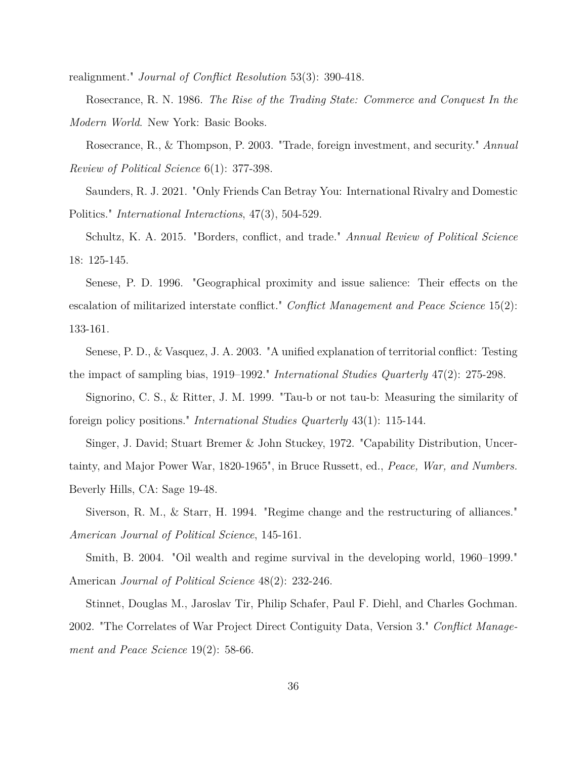realignment." *Journal of Conflict Resolution* 53(3): 390-418.

Rosecrance, R. N. 1986. *The Rise of the Trading State: Commerce and Conquest In the Modern World*. New York: Basic Books.

Rosecrance, R., & Thompson, P. 2003. "Trade, foreign investment, and security." *Annual Review of Political Science* 6(1): 377-398.

Saunders, R. J. 2021. "Only Friends Can Betray You: International Rivalry and Domestic Politics." *International Interactions*, 47(3), 504-529.

Schultz, K. A. 2015. "Borders, conflict, and trade." *Annual Review of Political Science* 18: 125-145.

Senese, P. D. 1996. "Geographical proximity and issue salience: Their effects on the escalation of militarized interstate conflict." *Conflict Management and Peace Science* 15(2): 133-161.

Senese, P. D., & Vasquez, J. A. 2003. "A unified explanation of territorial conflict: Testing the impact of sampling bias, 1919–1992." *International Studies Quarterly* 47(2): 275-298.

Signorino, C. S., & Ritter, J. M. 1999. "Tau-b or not tau-b: Measuring the similarity of foreign policy positions." *International Studies Quarterly* 43(1): 115-144.

Singer, J. David; Stuart Bremer & John Stuckey, 1972. "Capability Distribution, Uncertainty, and Major Power War, 1820-1965", in Bruce Russett, ed., *Peace, War, and Numbers.* Beverly Hills, CA: Sage 19-48.

Siverson, R. M., & Starr, H. 1994. "Regime change and the restructuring of alliances." *American Journal of Political Science*, 145-161.

Smith, B. 2004. "Oil wealth and regime survival in the developing world, 1960–1999." American *Journal of Political Science* 48(2): 232-246.

Stinnet, Douglas M., Jaroslav Tir, Philip Schafer, Paul F. Diehl, and Charles Gochman. 2002. "The Correlates of War Project Direct Contiguity Data, Version 3." *Conflict Management and Peace Science* 19(2): 58-66.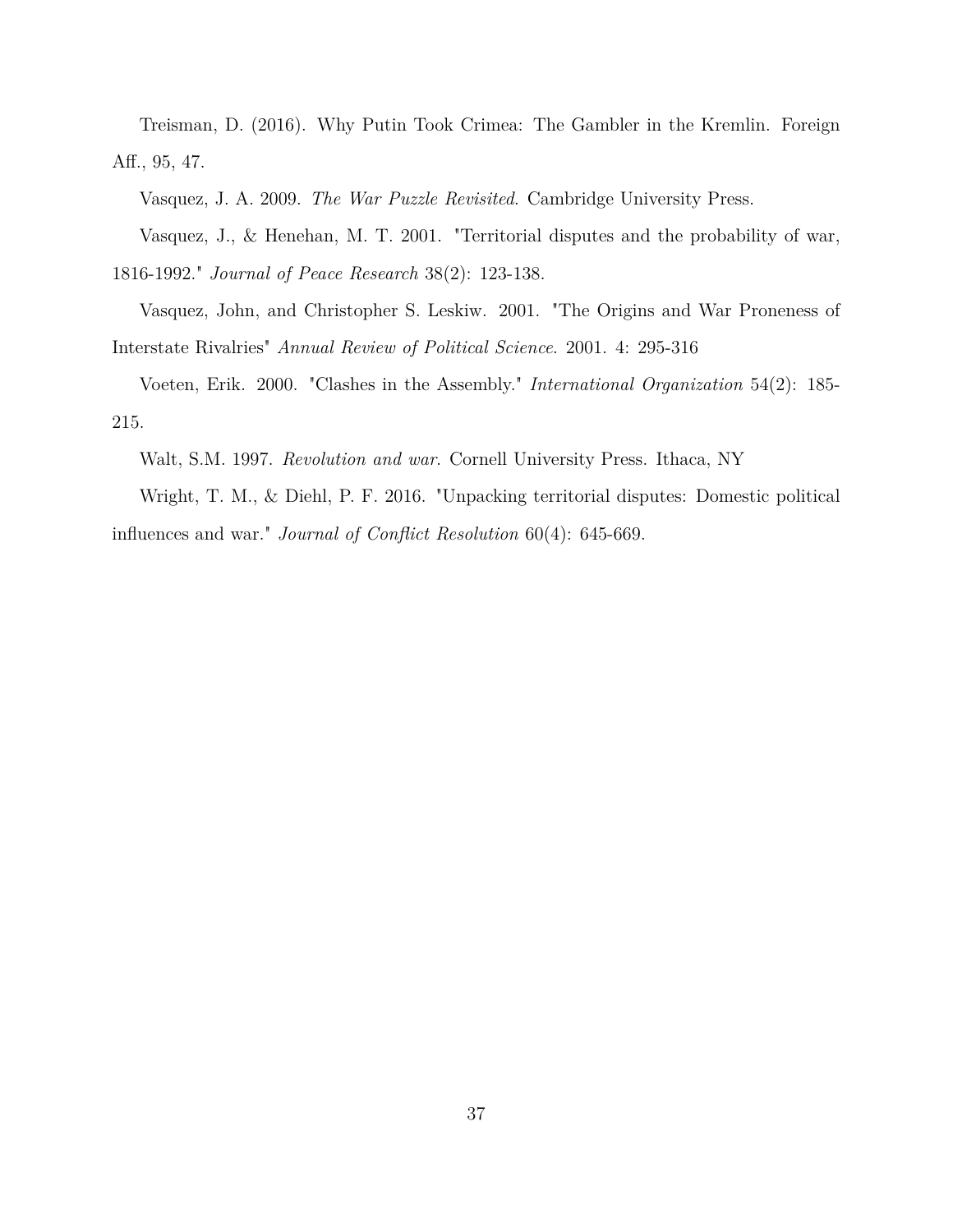Treisman, D. (2016). Why Putin Took Crimea: The Gambler in the Kremlin. Foreign Aff., 95, 47.

Vasquez, J. A. 2009. *The War Puzzle Revisited*. Cambridge University Press.

Vasquez, J., & Henehan, M. T. 2001. "Territorial disputes and the probability of war, 1816-1992." *Journal of Peace Research* 38(2): 123-138.

Vasquez, John, and Christopher S. Leskiw. 2001. "The Origins and War Proneness of Interstate Rivalries" *Annual Review of Political Science*. 2001. 4: 295-316

Voeten, Erik. 2000. "Clashes in the Assembly." *International Organization* 54(2): 185-215.

Walt, S.M. 1997. *Revolution and war*. Cornell University Press. Ithaca, NY

Wright, T. M., & Diehl, P. F. 2016. "Unpacking territorial disputes: Domestic political influences and war." *Journal of Conflict Resolution* 60(4): 645-669.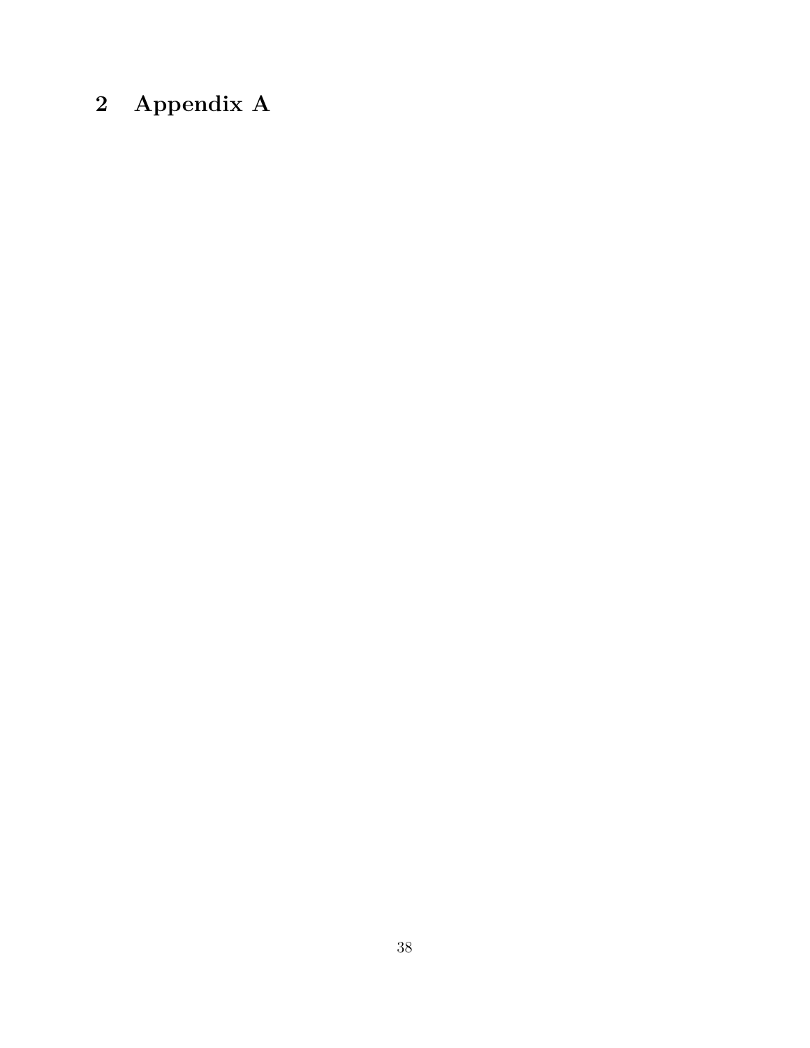## 2 Appendix A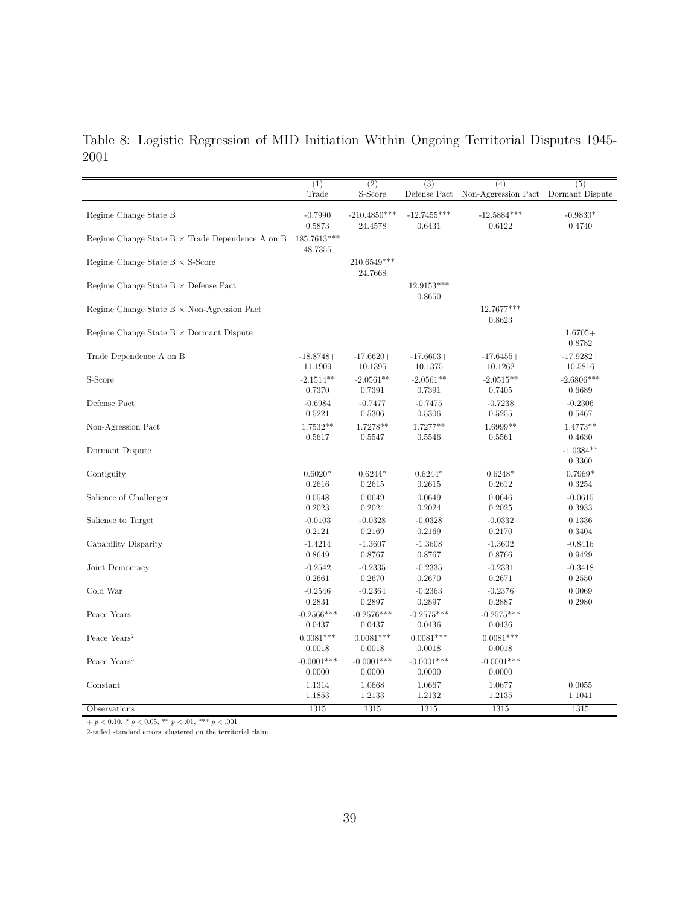Table 8: Logistic Regression of MID Initiation Within Ongoing Territorial Disputes 1945-2001

| | (1) Trade | (2) S-Score | (3) Defense Pact | (4) Non-Aggression Pact | (5) Dormant Dispute |
|---|---|---|---|---|---|
| Regime Change State B | -0.7990 | -210.4850*** | -12.7455*** | -12.5884*** | -0.9830* |
| | 0.5873 | 24.4578 | 0.6431 | 0.6122 | 0.4740 |
| Regime Change State B × Trade Dependence A on B | 185.7613*** | | | | |
| | 48.7355 | | | | |
| Regime Change State B × S-Score | | 210.6549*** | | | |
| | | 24.7668 | | | |
| Regime Change State B × Defense Pact | | | 12.9153*** | | |
| | | | 0.8650 | | |
| Regime Change State B × Non-Agression Pact | | | | 12.7677*** | |
| | | | | 0.8623 | |
| Regime Change State B × Dormant Dispute | | | | | 1.6705+ |
| | | | | | 0.8782 |
| Trade Dependence A on B | -18.8748+ | -17.6620+ | -17.6603+ | -17.6455+ | -17.9282+ |
| | 11.1909 | 10.1395 | 10.1375 | 10.1262 | 10.5816 |
| S-Score | -2.1514** | -2.0561** | -2.0561** | -2.0515** | -2.6806*** |
| | 0.7370 | 0.7391 | 0.7391 | 0.7405 | 0.6689 |
| Defense Pact | -0.6984 | -0.7477 | -0.7475 | -0.7238 | -0.2306 |
| | 0.5221 | 0.5306 | 0.5306 | 0.5255 | 0.5467 |
| Non-Agression Pact | 1.7532** | 1.7278** | 1.7277** | 1.6999** | 1.4773** |
| | 0.5617 | 0.5547 | 0.5546 | 0.5561 | 0.4630 |
| Dormant Dispute | | | | | -1.0384** |
| | | | | | 0.3360 |
| Contiguity | 0.6020* | 0.6244* | 0.6244* | 0.6248* | 0.7969* |
| | 0.2616 | 0.2615 | 0.2615 | 0.2612 | 0.3254 |
| Salience of Challenger | 0.0548 | 0.0649 | 0.0649 | 0.0646 | -0.0615 |
| | 0.2023 | 0.2024 | 0.2024 | 0.2025 | 0.3933 |
| Salience to Target | -0.0103 | -0.0328 | -0.0328 | -0.0332 | 0.1336 |
| | 0.2121 | 0.2169 | 0.2169 | 0.2170 | 0.3404 |
| Capability Disparity | -1.4214 | -1.3607 | -1.3608 | -1.3602 | -0.8416 |
| | 0.8649 | 0.8767 | 0.8767 | 0.8766 | 0.9429 |
| Joint Democracy | -0.2542 | -0.2335 | -0.2335 | -0.2331 | -0.3418 |
| | 0.2661 | 0.2670 | 0.2670 | 0.2671 | 0.2550 |
| Cold War | -0.2546 | -0.2364 | -0.2363 | -0.2376 | 0.0069 |
| | 0.2831 | 0.2897 | 0.2897 | 0.2887 | 0.2980 |
| Peace Years | -0.2566*** | -0.2576*** | -0.2575*** | -0.2575*** | |
| | 0.0437 | 0.0437 | 0.0436 | 0.0436 | |
| Peace Years$^2$ | 0.0081*** | 0.0081*** | 0.0081*** | 0.0081*** | |
| | 0.0018 | 0.0018 | 0.0018 | 0.0018 | |
| Peace Years$^3$ | -0.0001*** | -0.0001*** | -0.0001*** | -0.0001*** | |
| | 0.0000 | 0.0000 | 0.0000 | 0.0000 | |
| Constant | 1.1314 | 1.0668 | 1.0667 | 1.0677 | 0.0055 |
| | 1.1853 | 1.2133 | 1.2132 | 1.2135 | 1.1041 |
| Observations | 1315 | 1315 | 1315 | 1315 | 1315 |

+ $p < 0.10$, * $p < 0.05$, ** $p < .01$, *** $p < .001$

2-tailed standard errors, clustered on the territorial claim.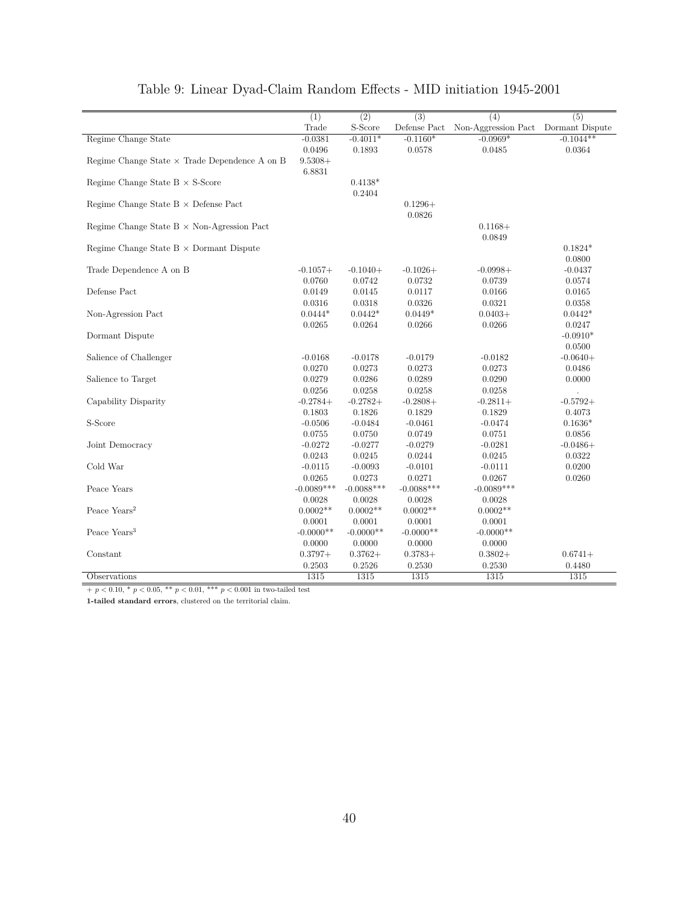Table 9: Linear Dyad-Claim Random Effects - MID initiation 1945-2001

| | (1) | (2) | (3) | (4) | (5) |
|---|---|---|---|---|---|
| | Trade | S-Score | Defense Pact | Non-Aggression Pact | Dormant Dispute |
| Regime Change State | -0.0381 | -0.4011* | -0.1160* | -0.0969* | -0.1044** |
| | 0.0496 | 0.1893 | 0.0578 | 0.0485 | 0.0364 |
| Regime Change State × Trade Dependence A on B | 9.5308+ | | | | |
| | 6.8831 | | | | |
| Regime Change State B × S-Score | | 0.4138* | | | |
| | | 0.2404 | | | |
| Regime Change State B × Defense Pact | | | 0.1296+ | | |
| | | | 0.0826 | | |
| Regime Change State B × Non-Agression Pact | | | | 0.1168+ | |
| | | | | 0.0849 | |
| Regime Change State B × Dormant Dispute | | | | | 0.1824* |
| | | | | | 0.0800 |
| Trade Dependence A on B | -0.1057+ | -0.1040+ | -0.1026+ | -0.0998+ | -0.0437 |
| | 0.0760 | 0.0742 | 0.0732 | 0.0739 | 0.0574 |
| Defense Pact | 0.0149 | 0.0145 | 0.0117 | 0.0166 | 0.0165 |
| | 0.0316 | 0.0318 | 0.0326 | 0.0321 | 0.0358 |
| Non-Agression Pact | 0.0444* | 0.0442* | 0.0449* | 0.0403+ | 0.0442* |
| | 0.0265 | 0.0264 | 0.0266 | 0.0266 | 0.0247 |
| Dormant Dispute | | | | | -0.0910* |
| | | | | | 0.0500 |
| Salience of Challenger | -0.0168 | -0.0178 | -0.0179 | -0.0182 | -0.0640+ |
| | 0.0270 | 0.0273 | 0.0273 | 0.0273 | 0.0486 |
| Salience to Target | 0.0279 | 0.0286 | 0.0289 | 0.0290 | 0.0000 |
| | 0.0256 | 0.0258 | 0.0258 | 0.0258 | . |
| Capability Disparity | -0.2784+ | -0.2782+ | -0.2808+ | -0.2811+ | -0.5792+ |
| | 0.1803 | 0.1826 | 0.1829 | 0.1829 | 0.4073 |
| S-Score | -0.0506 | -0.0484 | -0.0461 | -0.0474 | 0.1636* |
| | 0.0755 | 0.0750 | 0.0749 | 0.0751 | 0.0856 |
| Joint Democracy | -0.0272 | -0.0277 | -0.0279 | -0.0281 | -0.0486+ |
| | 0.0243 | 0.0245 | 0.0244 | 0.0245 | 0.0322 |
| Cold War | -0.0115 | -0.0093 | -0.0101 | -0.0111 | 0.0200 |
| | 0.0265 | 0.0273 | 0.0271 | 0.0267 | 0.0260 |
| Peace Years | -0.0089*** | -0.0088*** | -0.0088*** | -0.0089*** | |
| | 0.0028 | 0.0028 | 0.0028 | 0.0028 | |
| Peace Years$^2$ | 0.0002** | 0.0002** | 0.0002** | 0.0002** | |
| | 0.0001 | 0.0001 | 0.0001 | 0.0001 | |
| Peace Years$^3$ | -0.0000** | -0.0000** | -0.0000** | -0.0000** | |
| | 0.0000 | 0.0000 | 0.0000 | 0.0000 | |
| Constant | 0.3797+ | 0.3762+ | 0.3783+ | 0.3802+ | 0.6741+ |
| | 0.2503 | 0.2526 | 0.2530 | 0.2530 | 0.4480 |
| Observations | 1315 | 1315 | 1315 | 1315 | 1315 |

+ $p < 0.10$, * $p < 0.05$, ** $p < 0.01$, *** $p < 0.001$ in two-tailed test

**1-tailed standard errors**, clustered on the territorial claim.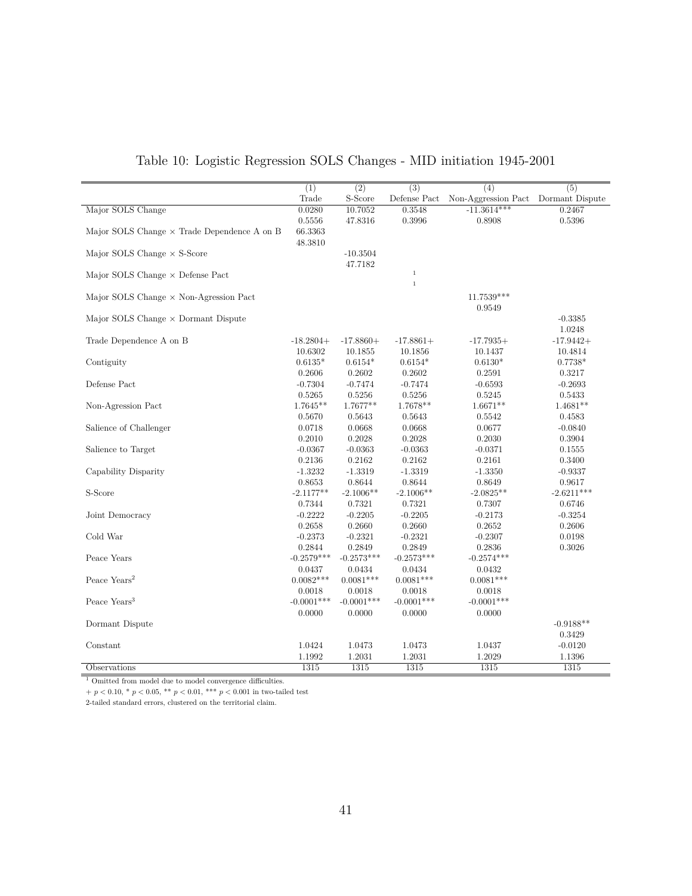# Table 10: Logistic Regression SOLS Changes - MID initiation 1945-2001

| | (1) | (2) | (3) | (4) | (5) |
|---|---|---|---|---|---|
| | Trade | S-Score | Defense Pact | Non-Aggression Pact | Dormant Dispute |
| Major SOLS Change | 0.0280 | 10.7052 | 0.3548 | -11.3614*** | 0.2467 |
| | 0.5556 | 47.8316 | 0.3996 | 0.8908 | 0.5396 |
| Major SOLS Change × Trade Dependence A on B | 66.3363 | | | | |
| | 48.3810 | | | | |
| Major SOLS Change × S-Score | | -10.3504 | | | |
| | | 47.7182 | | | |
| Major SOLS Change × Defense Pact | | | [1] | | |
| | | | [1] | | |
| Major SOLS Change × Non-Agression Pact | | | | 11.7539*** | |
| | | | | 0.9549 | |
| Major SOLS Change × Dormant Dispute | | | | | -0.3385 |
| | | | | | 1.0248 |
| Trade Dependence A on B | -18.2804+ | -17.8860+ | -17.8861+ | -17.7935+ | -17.9442+ |
| | 10.6302 | 10.1855 | 10.1856 | 10.1437 | 10.4814 |
| Contiguity | 0.6135* | 0.6154* | 0.6154* | 0.6130* | 0.7738* |
| | 0.2606 | 0.2602 | 0.2602 | 0.2591 | 0.3217 |
| Defense Pact | -0.7304 | -0.7474 | -0.7474 | -0.6593 | -0.2693 |
| | 0.5265 | 0.5256 | 0.5256 | 0.5245 | 0.5433 |
| Non-Agression Pact | 1.7645** | 1.7677** | 1.7678** | 1.6671** | 1.4681** |
| | 0.5670 | 0.5643 | 0.5643 | 0.5542 | 0.4583 |
| Salience of Challenger | 0.0718 | 0.0668 | 0.0668 | 0.0677 | -0.0840 |
| | 0.2010 | 0.2028 | 0.2028 | 0.2030 | 0.3904 |
| Salience to Target | -0.0367 | -0.0363 | -0.0363 | -0.0371 | 0.1555 |
| | 0.2136 | 0.2162 | 0.2162 | 0.2161 | 0.3400 |
| Capability Disparity | -1.3232 | -1.3319 | -1.3319 | -1.3350 | -0.9337 |
| | 0.8653 | 0.8644 | 0.8644 | 0.8649 | 0.9617 |
| S-Score | -2.1177** | -2.1006** | -2.1006** | -2.0825** | -2.6211*** |
| | 0.7344 | 0.7321 | 0.7321 | 0.7307 | 0.6746 |
| Joint Democracy | -0.2222 | -0.2205 | -0.2205 | -0.2173 | -0.3254 |
| | 0.2658 | 0.2660 | 0.2660 | 0.2652 | 0.2606 |
| Cold War | -0.2373 | -0.2321 | -0.2321 | -0.2307 | 0.0198 |
| | 0.2844 | 0.2849 | 0.2849 | 0.2836 | 0.3026 |
| Peace Years | -0.2579*** | -0.2573*** | -0.2573*** | -0.2574*** | |
| | 0.0437 | 0.0434 | 0.0434 | 0.0432 | |
| Peace Years$^2$ | 0.0082*** | 0.0081*** | 0.0081*** | 0.0081*** | |
| | 0.0018 | 0.0018 | 0.0018 | 0.0018 | |
| Peace Years$^3$ | -0.0001*** | -0.0001*** | -0.0001*** | -0.0001*** | |
| | 0.0000 | 0.0000 | 0.0000 | 0.0000 | |
| Dormant Dispute | | | | | -0.9188** |
| | | | | | 0.3429 |
| Constant | 1.0424 | 1.0473 | 1.0473 | 1.0437 | -0.0120 |
| | 1.1992 | 1.2031 | 1.2031 | 1.2029 | 1.1396 |
| Observations | 1315 | 1315 | 1315 | 1315 | 1315 |

[1] Omitted from model due to model convergence difficulties.

+ $p < 0.10$, * $p < 0.05$, ** $p < 0.01$, *** $p < 0.001$ in two-tailed test

2-tailed standard errors, clustered on the territorial claim.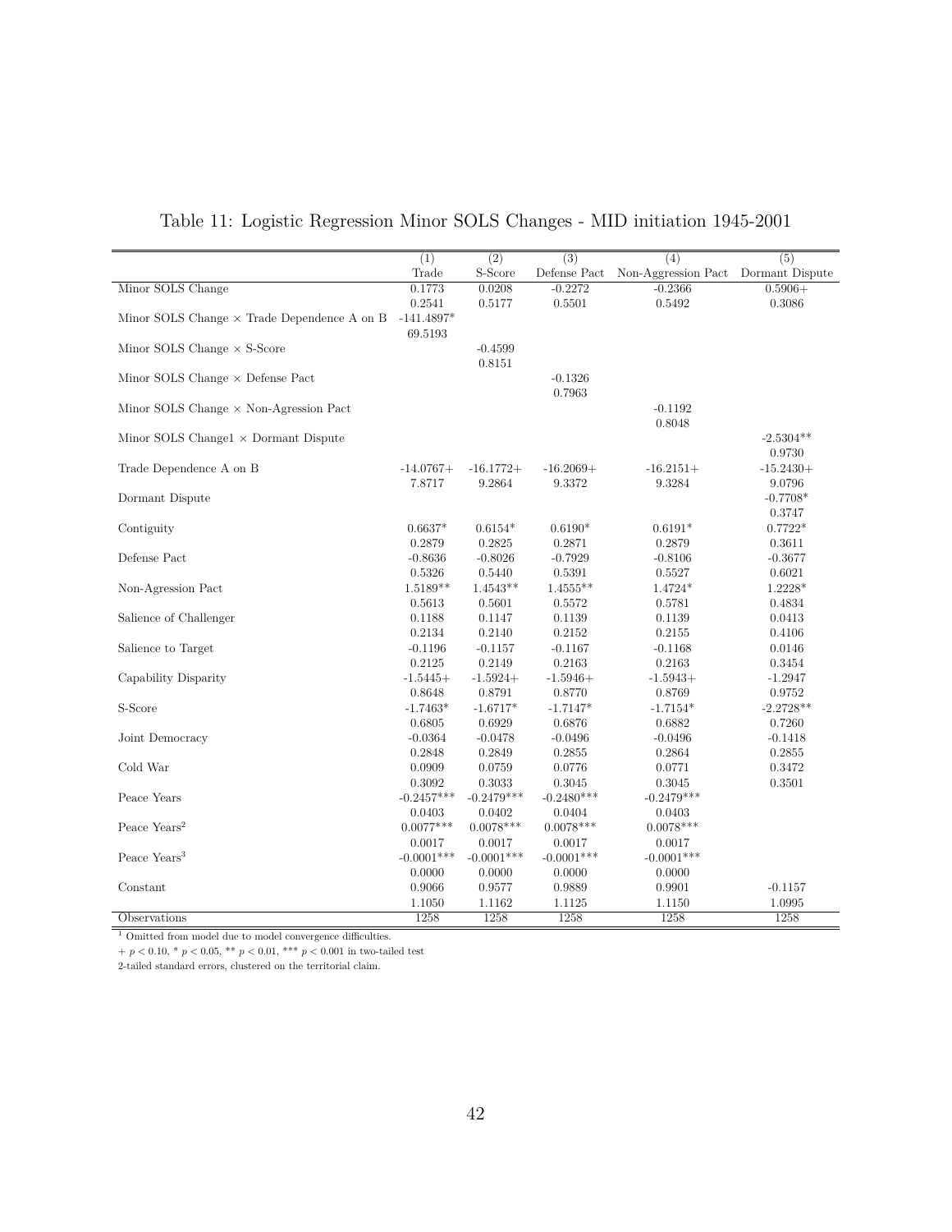Table 11: Logistic Regression Minor SOLS Changes - MID initiation 1945-2001

| | (1) Trade | (2) S-Score | (3) Defense Pact | (4) Non-Aggression Pact | (5) Dormant Dispute |
|---|---|---|---|---|---|
| Minor SOLS Change | 0.1773 | 0.0208 | -0.2272 | -0.2366 | 0.5906+ |
| | 0.2541 | 0.5177 | 0.5501 | 0.5492 | 0.3086 |
| Minor SOLS Change × Trade Dependence A on B | -141.4897* | | | | |
| | 69.5193 | | | | |
| Minor SOLS Change × S-Score | | -0.4599 | | | |
| | | 0.8151 | | | |
| Minor SOLS Change × Defense Pact | | | -0.1326 | | |
| | | | 0.7963 | | |
| Minor SOLS Change × Non-Agression Pact | | | | -0.1192 | |
| | | | | 0.8048 | |
| Minor SOLS Change1 × Dormant Dispute | | | | | -2.5304** |
| | | | | | 0.9730 |
| Trade Dependence A on B | -14.0767+ | -16.1772+ | -16.2069+ | -16.2151+ | -15.2430+ |
| | 7.8717 | 9.2864 | 9.3372 | 9.3284 | 9.0796 |
| Dormant Dispute | | | | | -0.7708* |
| | | | | | 0.3747 |
| Contiguity | 0.6637* | 0.6154* | 0.6190* | 0.6191* | 0.7722* |
| | 0.2879 | 0.2825 | 0.2871 | 0.2879 | 0.3611 |
| Defense Pact | -0.8636 | -0.8026 | -0.7929 | -0.8106 | -0.3677 |
| | 0.5326 | 0.5440 | 0.5391 | 0.5527 | 0.6021 |
| Non-Agression Pact | 1.5189** | 1.4543** | 1.4555** | 1.4724* | 1.2228* |
| | 0.5613 | 0.5601 | 0.5572 | 0.5781 | 0.4834 |
| Salience of Challenger | 0.1188 | 0.1147 | 0.1139 | 0.1139 | 0.0413 |
| | 0.2134 | 0.2140 | 0.2152 | 0.2155 | 0.4106 |
| Salience to Target | -0.1196 | -0.1157 | -0.1167 | -0.1168 | 0.0146 |
| | 0.2125 | 0.2149 | 0.2163 | 0.2163 | 0.3454 |
| Capability Disparity | -1.5445+ | -1.5924+ | -1.5946+ | -1.5943+ | -1.2947 |
| | 0.8648 | 0.8791 | 0.8770 | 0.8769 | 0.9752 |
| S-Score | -1.7463* | -1.6717* | -1.7147* | -1.7154* | -2.2728** |
| | 0.6805 | 0.6929 | 0.6876 | 0.6882 | 0.7260 |
| Joint Democracy | -0.0364 | -0.0478 | -0.0496 | -0.0496 | -0.1418 |
| | 0.2848 | 0.2849 | 0.2855 | 0.2864 | 0.2855 |
| Cold War | 0.0909 | 0.0759 | 0.0776 | 0.0771 | 0.3472 |
| | 0.3092 | 0.3033 | 0.3045 | 0.3045 | 0.3501 |
| Peace Years | -0.2457*** | -0.2479*** | -0.2480*** | -0.2479*** | |
| | 0.0403 | 0.0402 | 0.0404 | 0.0403 | |
| Peace Years$^2$ | 0.0077*** | 0.0078*** | 0.0078*** | 0.0078*** | |
| | 0.0017 | 0.0017 | 0.0017 | 0.0017 | |
| Peace Years$^3$ | -0.0001*** | -0.0001*** | -0.0001*** | -0.0001*** | |
| | 0.0000 | 0.0000 | 0.0000 | 0.0000 | |
| Constant | 0.9066 | 0.9577 | 0.9889 | 0.9901 | -0.1157 |
| | 1.1050 | 1.1162 | 1.1125 | 1.1150 | 1.0995 |
| Observations | 1258 | 1258 | 1258 | 1258 | 1258 |

[1] Omitted from model due to model convergence difficulties.

+ $p < 0.10$, * $p < 0.05$, ** $p < 0.01$, *** $p < 0.001$ in two-tailed test

2-tailed standard errors, clustered on the territorial claim.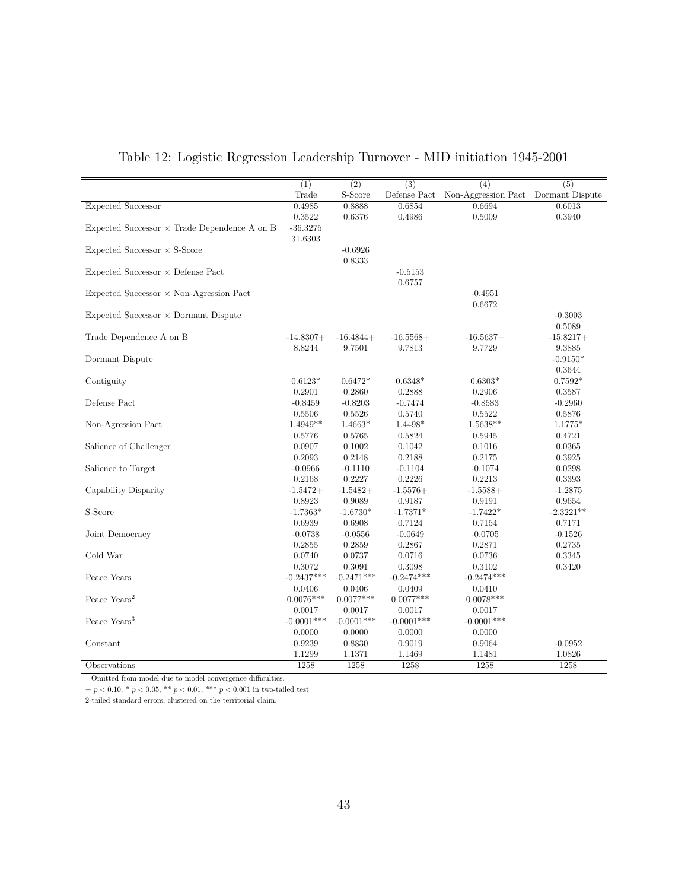Table 12: Logistic Regression Leadership Turnover - MID initiation 1945-2001

| | (1) Trade | (2) S-Score | (3) Defense Pact | (4) Non-Aggression Pact | (5) Dormant Dispute |
|---|---|---|---|---|---|
| Expected Successor | 0.4985 | 0.8888 | 0.6854 | 0.6694 | 0.6013 |
| | 0.3522 | 0.6376 | 0.4986 | 0.5009 | 0.3940 |
| Expected Successor × Trade Dependence A on B | -36.3275 | | | | |
| | 31.6303 | | | | |
| Expected Successor × S-Score | | -0.6926 | | | |
| | | 0.8333 | | | |
| Expected Successor × Defense Pact | | | -0.5153 | | |
| | | | 0.6757 | | |
| Expected Successor × Non-Agression Pact | | | | -0.4951 | |
| | | | | 0.6672 | |
| Expected Successor × Dormant Dispute | | | | | -0.3003 |
| | | | | | 0.5089 |
| Trade Dependence A on B | -14.8307+ | -16.4844+ | -16.5568+ | -16.5637+ | -15.8217+ |
| | 8.8244 | 9.7501 | 9.7813 | 9.7729 | 9.3885 |
| Dormant Dispute | | | | | -0.9150* |
| | | | | | 0.3644 |
| Contiguity | 0.6123* | 0.6472* | 0.6348* | 0.6303* | 0.7592* |
| | 0.2901 | 0.2860 | 0.2888 | 0.2906 | 0.3587 |
| Defense Pact | -0.8459 | -0.8203 | -0.7474 | -0.8583 | -0.2960 |
| | 0.5506 | 0.5526 | 0.5740 | 0.5522 | 0.5876 |
| Non-Agression Pact | 1.4949** | 1.4663* | 1.4498* | 1.5638** | 1.1775* |
| | 0.5776 | 0.5765 | 0.5824 | 0.5945 | 0.4721 |
| Salience of Challenger | 0.0907 | 0.1002 | 0.1042 | 0.1016 | 0.0365 |
| | 0.2093 | 0.2148 | 0.2188 | 0.2175 | 0.3925 |
| Salience to Target | -0.0966 | -0.1110 | -0.1104 | -0.1074 | 0.0298 |
| | 0.2168 | 0.2227 | 0.2226 | 0.2213 | 0.3393 |
| Capability Disparity | -1.5472+ | -1.5482+ | -1.5576+ | -1.5588+ | -1.2875 |
| | 0.8923 | 0.9089 | 0.9187 | 0.9191 | 0.9654 |
| S-Score | -1.7363* | -1.6730* | -1.7371* | -1.7422* | -2.3221** |
| | 0.6939 | 0.6908 | 0.7124 | 0.7154 | 0.7171 |
| Joint Democracy | -0.0738 | -0.0556 | -0.0649 | -0.0705 | -0.1526 |
| | 0.2855 | 0.2859 | 0.2867 | 0.2871 | 0.2735 |
| Cold War | 0.0740 | 0.0737 | 0.0716 | 0.0736 | 0.3345 |
| | 0.3072 | 0.3091 | 0.3098 | 0.3102 | 0.3420 |
| Peace Years | -0.2437*** | -0.2471*** | -0.2474*** | -0.2474*** | |
| | 0.0406 | 0.0406 | 0.0409 | 0.0410 | |
| Peace Years$^2$ | 0.0076*** | 0.0077*** | 0.0077*** | 0.0078*** | |
| | 0.0017 | 0.0017 | 0.0017 | 0.0017 | |
| Peace Years$^3$ | -0.0001*** | -0.0001*** | -0.0001*** | -0.0001*** | |
| | 0.0000 | 0.0000 | 0.0000 | 0.0000 | |
| Constant | 0.9239 | 0.8830 | 0.9019 | 0.9064 | -0.0952 |
| | 1.1299 | 1.1371 | 1.1469 | 1.1481 | 1.0826 |
| Observations | 1258 | 1258 | 1258 | 1258 | 1258 |

[1] Omitted from model due to model convergence difficulties.

+ $p < 0.10$, * $p < 0.05$, ** $p < 0.01$, *** $p < 0.001$ in two-tailed test

2-tailed standard errors, clustered on the territorial claim.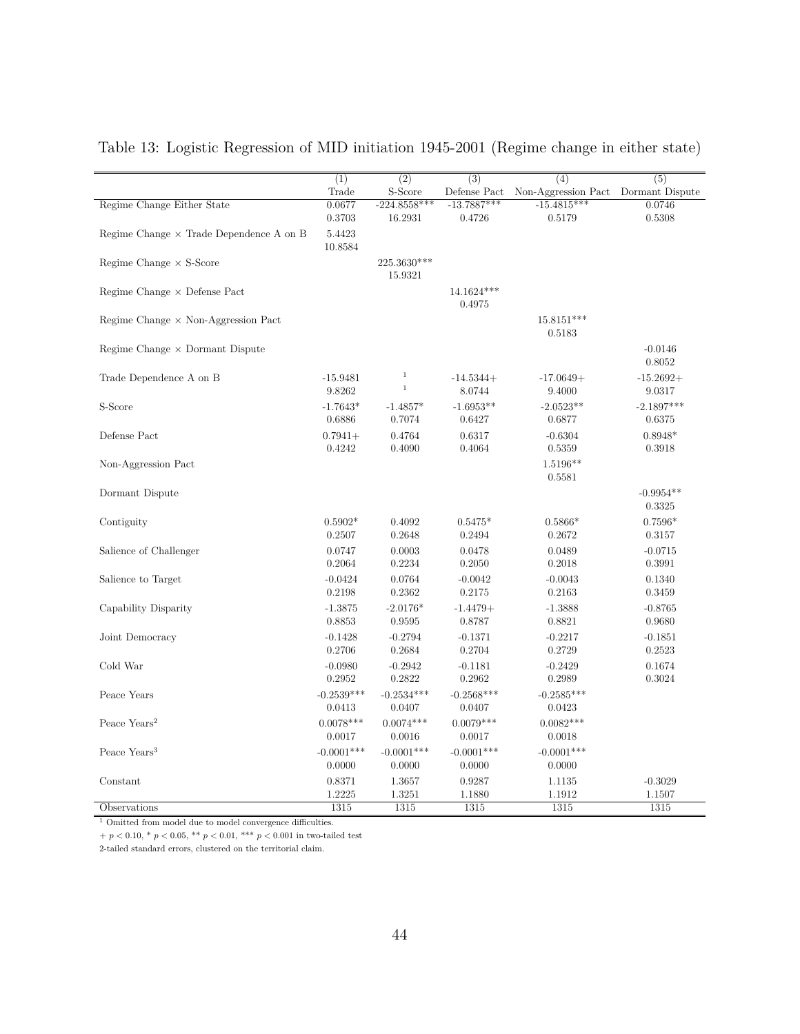Table 13: Logistic Regression of MID initiation 1945-2001 (Regime change in either state)

| | (1) | (2) | (3) | (4) | (5) |
|---|---|---|---|---|---|
| | Trade | S-Score | Defense Pact | Non-Aggression Pact | Dormant Dispute |
| Regime Change Either State | 0.0677 | -224.8558*** | -13.7887*** | -15.4815*** | 0.0746 |
| | 0.3703 | 16.2931 | 0.4726 | 0.5179 | 0.5308 |
| Regime Change × Trade Dependence A on B | 5.4423 | | | | |
| | 10.8584 | | | | |
| Regime Change × S-Score | | 225.3630*** | | | |
| | | 15.9321 | | | |
| Regime Change × Defense Pact | | | 14.1624*** | | |
| | | | 0.4975 | | |
| Regime Change × Non-Aggression Pact | | | | 15.8151*** | |
| | | | | 0.5183 | |
| Regime Change × Dormant Dispute | | | | | -0.0146 |
| | | | | | 0.8052 |
| Trade Dependence A on B | -15.9481 | [1] | -14.5344+ | -17.0649+ | -15.2692+ |
| | 9.8262 | [1] | 8.0744 | 9.4000 | 9.0317 |
| S-Score | -1.7643* | -1.4857* | -1.6953** | -2.0523** | -2.1897*** |
| | 0.6886 | 0.7074 | 0.6427 | 0.6877 | 0.6375 |
| Defense Pact | 0.7941+ | 0.4764 | 0.6317 | -0.6304 | 0.8948* |
| | 0.4242 | 0.4090 | 0.4064 | 0.5359 | 0.3918 |
| Non-Aggression Pact | | | | 1.5196** | |
| | | | | 0.5581 | |
| Dormant Dispute | | | | | -0.9954** |
| | | | | | 0.3325 |
| Contiguity | 0.5902* | 0.4092 | 0.5475* | 0.5866* | 0.7596* |
| | 0.2507 | 0.2648 | 0.2494 | 0.2672 | 0.3157 |
| Salience of Challenger | 0.0747 | 0.0003 | 0.0478 | 0.0489 | -0.0715 |
| | 0.2064 | 0.2234 | 0.2050 | 0.2018 | 0.3991 |
| Salience to Target | -0.0424 | 0.0764 | -0.0042 | -0.0043 | 0.1340 |
| | 0.2198 | 0.2362 | 0.2175 | 0.2163 | 0.3459 |
| Capability Disparity | -1.3875 | -2.0176* | -1.4479+ | -1.3888 | -0.8765 |
| | 0.8853 | 0.9595 | 0.8787 | 0.8821 | 0.9680 |
| Joint Democracy | -0.1428 | -0.2794 | -0.1371 | -0.2217 | -0.1851 |
| | 0.2706 | 0.2684 | 0.2704 | 0.2729 | 0.2523 |
| Cold War | -0.0980 | -0.2942 | -0.1181 | -0.2429 | 0.1674 |
| | 0.2952 | 0.2822 | 0.2962 | 0.2989 | 0.3024 |
| Peace Years | -0.2539*** | -0.2534*** | -0.2568*** | -0.2585*** | |
| | 0.0413 | 0.0407 | 0.0407 | 0.0423 | |
| Peace Years$^2$ | 0.0078*** | 0.0074*** | 0.0079*** | 0.0082*** | |
| | 0.0017 | 0.0016 | 0.0017 | 0.0018 | |
| Peace Years$^3$ | -0.0001*** | -0.0001*** | -0.0001*** | -0.0001*** | |
| | 0.0000 | 0.0000 | 0.0000 | 0.0000 | |
| Constant | 0.8371 | 1.3657 | 0.9287 | 1.1135 | -0.3029 |
| | 1.2225 | 1.3251 | 1.1880 | 1.1912 | 1.1507 |
| Observations | 1315 | 1315 | 1315 | 1315 | 1315 |

[1] Omitted from model due to model convergence difficulties.

+ $p < 0.10$, * $p < 0.05$, ** $p < 0.01$, *** $p < 0.001$ in two-tailed test

2-tailed standard errors, clustered on the territorial claim.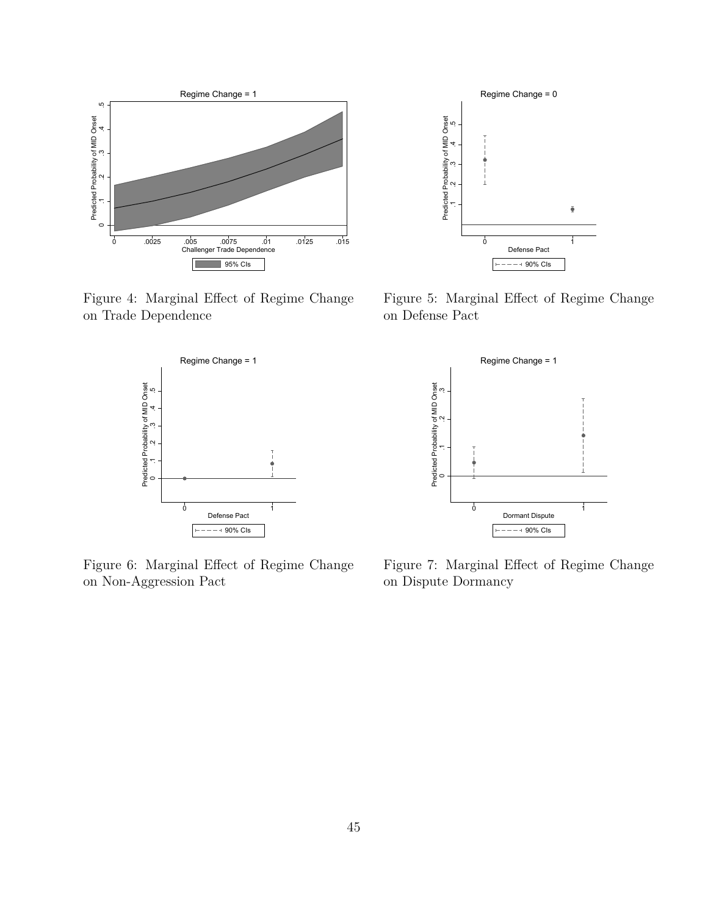Figure 4: Marginal Effect of Regime Change on Trade Dependence

Figure 5: Marginal Effect of Regime Change on Defense Pact

Figure 6: Marginal Effect of Regime Change on Non-Aggression Pact

Figure 7: Marginal Effect of Regime Change on Dispute Dormancy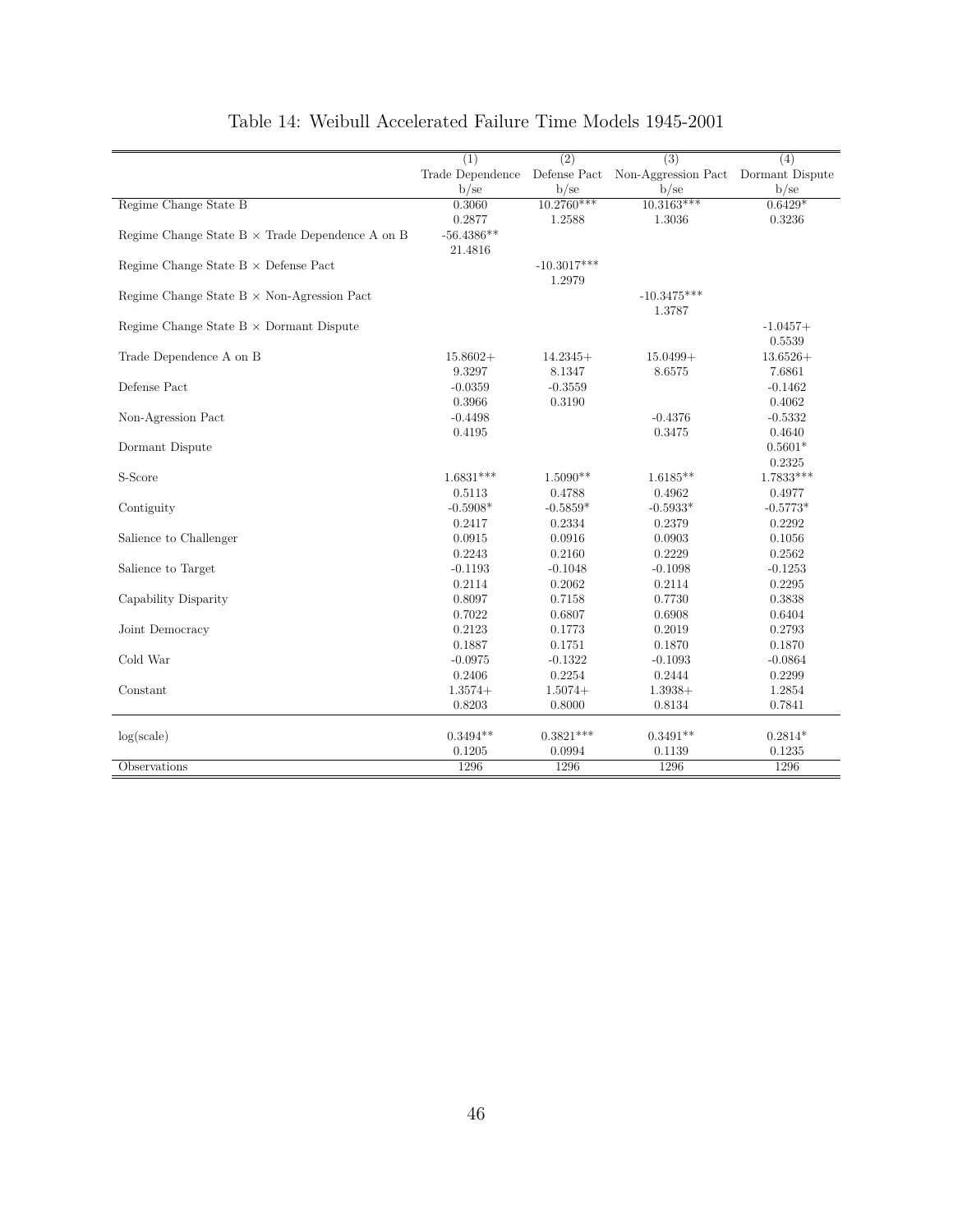Table 14: Weibull Accelerated Failure Time Models 1945-2001

| | (1) | (2) | (3) | (4) |
|---|---|---|---|---|
| | Trade Dependence | Defense Pact | Non-Aggression Pact | Dormant Dispute |
| | b/se | b/se | b/se | b/se |
| Regime Change State B | 0.3060 | 10.2760*** | 10.3163*** | 0.6429* |
| | 0.2877 | 1.2588 | 1.3036 | 0.3236 |
| Regime Change State B × Trade Dependence A on B | -56.4386** | | | |
| | 21.4816 | | | |
| Regime Change State B × Defense Pact | | -10.3017*** | | |
| | | 1.2979 | | |
| Regime Change State B × Non-Agression Pact | | | -10.3475*** | |
| | | | 1.3787 | |
| Regime Change State B × Dormant Dispute | | | | -1.0457+ |
| | | | | 0.5539 |
| Trade Dependence A on B | 15.8602+ | 14.2345+ | 15.0499+ | 13.6526+ |
| | 9.3297 | 8.1347 | 8.6575 | 7.6861 |
| Defense Pact | -0.0359 | -0.3559 | | -0.1462 |
| | 0.3966 | 0.3190 | | 0.4062 |
| Non-Agression Pact | -0.4498 | | -0.4376 | -0.5332 |
| | 0.4195 | | 0.3475 | 0.4640 |
| Dormant Dispute | | | | 0.5601* |
| | | | | 0.2325 |
| S-Score | 1.6831*** | 1.5090** | 1.6185** | 1.7833*** |
| | 0.5113 | 0.4788 | 0.4962 | 0.4977 |
| Contiguity | -0.5908* | -0.5859* | -0.5933* | -0.5773* |
| | 0.2417 | 0.2334 | 0.2379 | 0.2292 |
| Salience to Challenger | 0.0915 | 0.0916 | 0.0903 | 0.1056 |
| | 0.2243 | 0.2160 | 0.2229 | 0.2562 |
| Salience to Target | -0.1193 | -0.1048 | -0.1098 | -0.1253 |
| | 0.2114 | 0.2062 | 0.2114 | 0.2295 |
| Capability Disparity | 0.8097 | 0.7158 | 0.7730 | 0.3838 |
| | 0.7022 | 0.6807 | 0.6908 | 0.6404 |
| Joint Democracy | 0.2123 | 0.1773 | 0.2019 | 0.2793 |
| | 0.1887 | 0.1751 | 0.1870 | 0.1870 |
| Cold War | -0.0975 | -0.1322 | -0.1093 | -0.0864 |
| | 0.2406 | 0.2254 | 0.2444 | 0.2299 |
| Constant | 1.3574+ | 1.5074+ | 1.3938+ | 1.2854 |
| | 0.8203 | 0.8000 | 0.8134 | 0.7841 |
| log(scale) | 0.3494** | 0.3821*** | 0.3491** | 0.2814* |
| | 0.1205 | 0.0994 | 0.1139 | 0.1235 |
| Observations | 1296 | 1296 | 1296 | 1296 |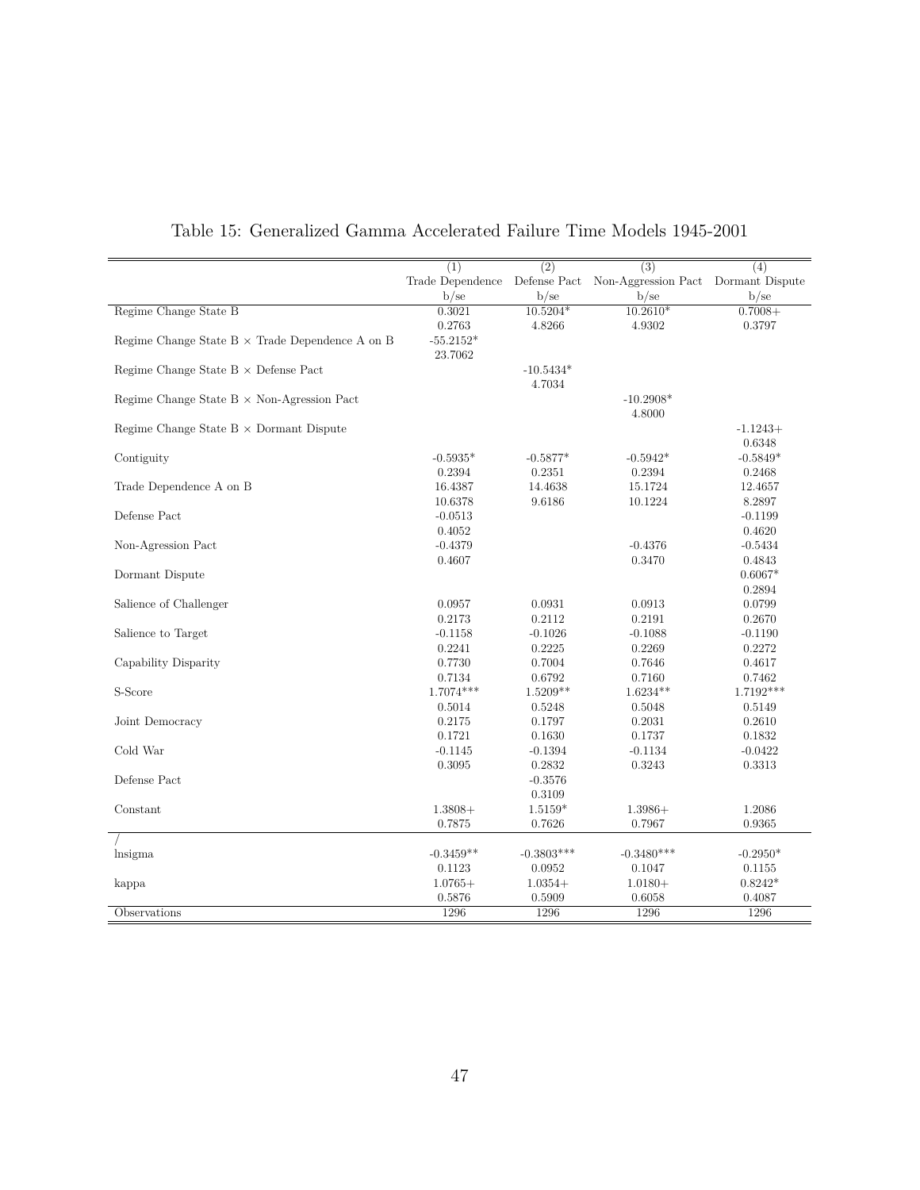Table 15: Generalized Gamma Accelerated Failure Time Models 1945-2001

| | (1) | (2) | (3) | (4) |
|---|---|---|---|---|
| | Trade Dependence | Defense Pact | Non-Aggression Pact | Dormant Dispute |
| | b/se | b/se | b/se | b/se |
| Regime Change State B | 0.3021 | 10.5204* | 10.2610* | 0.7008+ |
| | 0.2763 | 4.8266 | 4.9302 | 0.3797 |
| Regime Change State B × Trade Dependence A on B | -55.2152* | | | |
| | 23.7062 | | | |
| Regime Change State B × Defense Pact | | -10.5434* | | |
| | | 4.7034 | | |
| Regime Change State B × Non-Agression Pact | | | -10.2908* | |
| | | | 4.8000 | |
| Regime Change State B × Dormant Dispute | | | | -1.1243+ |
| | | | | 0.6348 |
| Contiguity | -0.5935* | -0.5877* | -0.5942* | -0.5849* |
| | 0.2394 | 0.2351 | 0.2394 | 0.2468 |
| Trade Dependence A on B | 16.4387 | 14.4638 | 15.1724 | 12.4657 |
| | 10.6378 | 9.6186 | 10.1224 | 8.2897 |
| Defense Pact | -0.0513 | | | -0.1199 |
| | 0.4052 | | | 0.4620 |
| Non-Agression Pact | -0.4379 | | -0.4376 | -0.5434 |
| | 0.4607 | | 0.3470 | 0.4843 |
| Dormant Dispute | | | | 0.6067* |
| | | | | 0.2894 |
| Salience of Challenger | 0.0957 | 0.0931 | 0.0913 | 0.0799 |
| | 0.2173 | 0.2112 | 0.2191 | 0.2670 |
| Salience to Target | -0.1158 | -0.1026 | -0.1088 | -0.1190 |
| | 0.2241 | 0.2225 | 0.2269 | 0.2272 |
| Capability Disparity | 0.7730 | 0.7004 | 0.7646 | 0.4617 |
| | 0.7134 | 0.6792 | 0.7160 | 0.7462 |
| S-Score | 1.7074*** | 1.5209** | 1.6234** | 1.7192*** |
| | 0.5014 | 0.5248 | 0.5048 | 0.5149 |
| Joint Democracy | 0.2175 | 0.1797 | 0.2031 | 0.2610 |
| | 0.1721 | 0.1630 | 0.1737 | 0.1832 |
| Cold War | -0.1145 | -0.1394 | -0.1134 | -0.0422 |
| | 0.3095 | 0.2832 | 0.3243 | 0.3313 |
| Defense Pact | | -0.3576 | | |
| | | 0.3109 | | |
| Constant | 1.3808+ | 1.5159* | 1.3986+ | 1.2086 |
| | 0.7875 | 0.7626 | 0.7967 | 0.9365 |
| / | | | | |
| lnsigma | -0.3459** | -0.3803*** | -0.3480*** | -0.2950* |
| | 0.1123 | 0.0952 | 0.1047 | 0.1155 |
| kappa | 1.0765+ | 1.0354+ | 1.0180+ | 0.8242* |
| | 0.5876 | 0.5909 | 0.6058 | 0.4087 |
| Observations | 1296 | 1296 | 1296 | 1296 |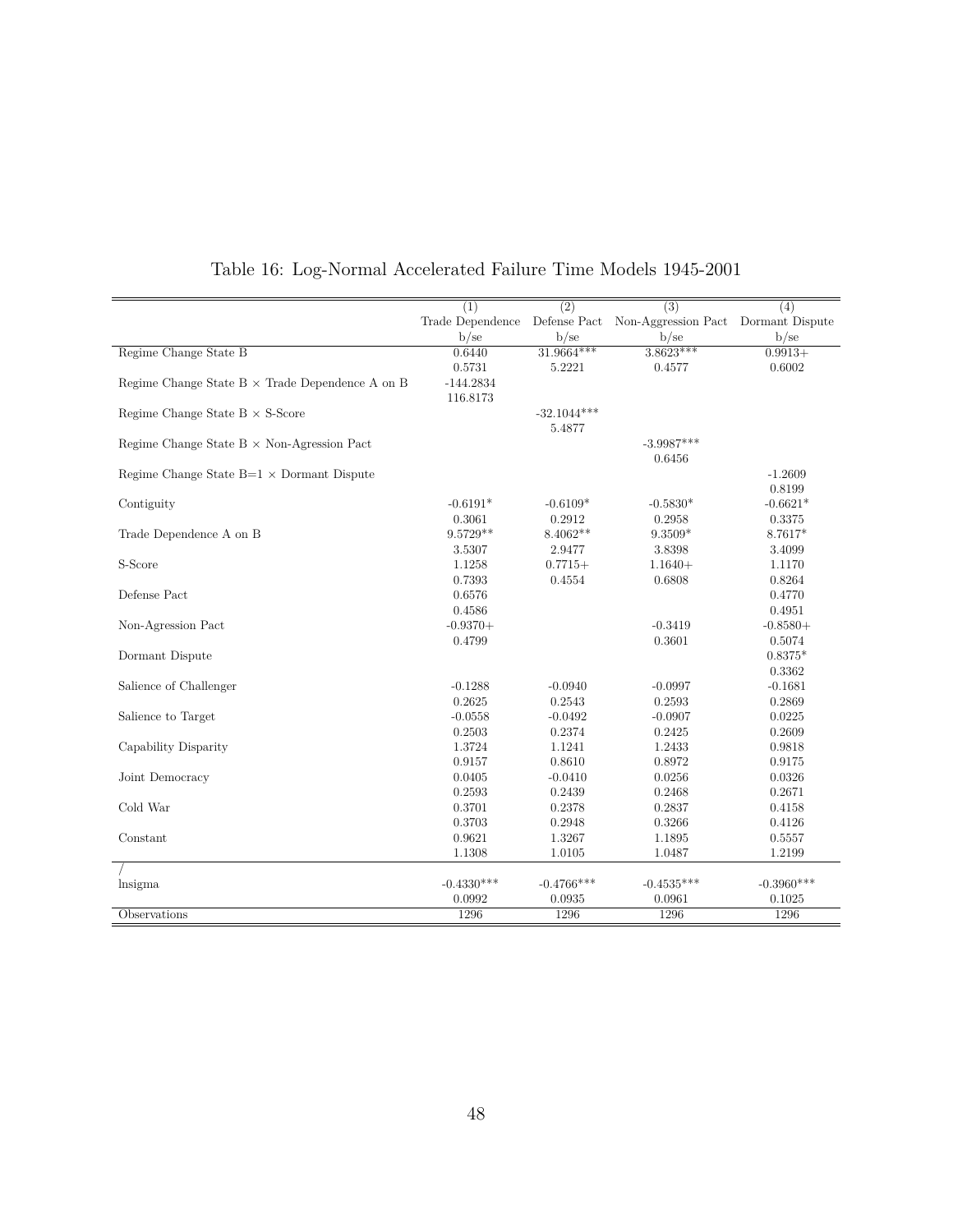Table 16: Log-Normal Accelerated Failure Time Models 1945-2001

| | (1) | (2) | (3) | (4) |
|---|---|---|---|---|
| | Trade Dependence | Defense Pact | Non-Aggression Pact | Dormant Dispute |
| | b/se | b/se | b/se | b/se |
| Regime Change State B | 0.6440 | 31.9664*** | 3.8623*** | 0.9913+ |
| | 0.5731 | 5.2221 | 0.4577 | 0.6002 |
| Regime Change State B × Trade Dependence A on B | -144.2834 | | | |
| | 116.8173 | | | |
| Regime Change State B × S-Score | | -32.1044*** | | |
| | | 5.4877 | | |
| Regime Change State B × Non-Agression Pact | | | -3.9987*** | |
| | | | 0.6456 | |
| Regime Change State B=1 × Dormant Dispute | | | | -1.2609 |
| | | | | 0.8199 |
| Contiguity | -0.6191* | -0.6109* | -0.5830* | -0.6621* |
| | 0.3061 | 0.2912 | 0.2958 | 0.3375 |
| Trade Dependence A on B | 9.5729** | 8.4062** | 9.3509* | 8.7617* |
| | 3.5307 | 2.9477 | 3.8398 | 3.4099 |
| S-Score | 1.1258 | 0.7715+ | 1.1640+ | 1.1170 |
| | 0.7393 | 0.4554 | 0.6808 | 0.8264 |
| Defense Pact | 0.6576 | | | 0.4770 |
| | 0.4586 | | | 0.4951 |
| Non-Agression Pact | -0.9370+ | | -0.3419 | -0.8580+ |
| | 0.4799 | | 0.3601 | 0.5074 |
| Dormant Dispute | | | | 0.8375* |
| | | | | 0.3362 |
| Salience of Challenger | -0.1288 | -0.0940 | -0.0997 | -0.1681 |
| | 0.2625 | 0.2543 | 0.2593 | 0.2869 |
| Salience to Target | -0.0558 | -0.0492 | -0.0907 | 0.0225 |
| | 0.2503 | 0.2374 | 0.2425 | 0.2609 |
| Capability Disparity | 1.3724 | 1.1241 | 1.2433 | 0.9818 |
| | 0.9157 | 0.8610 | 0.8972 | 0.9175 |
| Joint Democracy | 0.0405 | -0.0410 | 0.0256 | 0.0326 |
| | 0.2593 | 0.2439 | 0.2468 | 0.2671 |
| Cold War | 0.3701 | 0.2378 | 0.2837 | 0.4158 |
| | 0.3703 | 0.2948 | 0.3266 | 0.4126 |
| Constant | 0.9621 | 1.3267 | 1.1895 | 0.5557 |
| | 1.1308 | 1.0105 | 1.0487 | 1.2199 |
| / | | | | |
| lnsigma | -0.4330*** | -0.4766*** | -0.4535*** | -0.3960*** |
| | 0.0992 | 0.0935 | 0.0961 | 0.1025 |
| Observations | 1296 | 1296 | 1296 | 1296 |